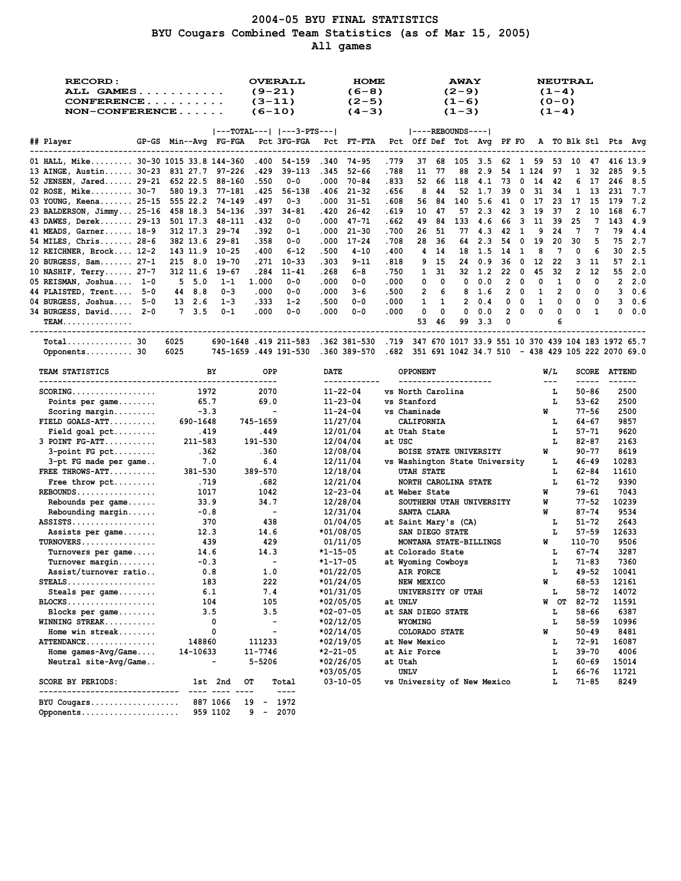# 2004-05 BYU FINAL STATISTICS

## BYU Cougars Combined Team Statistics (as of Mar 15, 2005)

### All games

| RECORD: | OVERALL | HOME | AWAY | NEUTRAL |
|---|---|---|---|---|
| ALL GAMES | (9-21) | (6-8) | (2-9) | (1-4) |
| CONFERENCE | (3-11) | (2-5) | (1-6) | (0-0) |
| NON-CONFERENCE | (6-10) | (4-3) | (1-3) | (1-4) |

| ## | Player | GP-GS | Min | Avg | FG-FGA | Pct | 3FG-FGA | Pct | FT-FTA | Pct | Off | Def | Tot | Avg | PF | FO | A | TO | Blk | Stl | Pts | Avg |
|---|---|---|---|---|---|---|---|---|---|---|---|---|---|---|---|---|---|---|---|---|---|---|
| 01 | HALL, Mike | 30-30 | 1015 | 33.8 | 144-360 | .400 | 54-159 | .340 | 74-95 | .779 | 37 | 68 | 105 | 3.5 | 62 | 1 | 59 | 53 | 10 | 47 | 416 | 13.9 |
| 13 | AINGE, Austin | 30-23 | 831 | 27.7 | 97-226 | .429 | 39-113 | .345 | 52-66 | .788 | 11 | 77 | 88 | 2.9 | 54 | 1 | 124 | 97 | 1 | 32 | 285 | 9.5 |
| 52 | JENSEN, Jared | 29-21 | 652 | 22.5 | 88-160 | .550 | 0-0 | .000 | 70-84 | .833 | 52 | 66 | 118 | 4.1 | 73 | 0 | 14 | 42 | 6 | 17 | 246 | 8.5 |
| 02 | ROSE, Mike | 30-7 | 580 | 19.3 | 77-181 | .425 | 56-138 | .406 | 21-32 | .656 | 8 | 44 | 52 | 1.7 | 39 | 0 | 31 | 34 | 1 | 13 | 231 | 7.7 |
| 03 | YOUNG, Keena | 25-15 | 555 | 22.2 | 74-149 | .497 | 0-3 | .000 | 31-51 | .608 | 56 | 84 | 140 | 5.6 | 41 | 0 | 17 | 23 | 17 | 15 | 179 | 7.2 |
| 23 | BALDERSON, Jimmy | 25-16 | 458 | 18.3 | 54-136 | .397 | 34-81 | .420 | 26-42 | .619 | 10 | 47 | 57 | 2.3 | 42 | 3 | 19 | 37 | 2 | 10 | 168 | 6.7 |
| 43 | DAWES, Derek | 29-13 | 501 | 17.3 | 48-111 | .432 | 0-0 | .000 | 47-71 | .662 | 49 | 84 | 133 | 4.6 | 66 | 3 | 11 | 39 | 25 | 7 | 143 | 4.9 |
| 41 | MEADS, Garner | 18-9 | 312 | 17.3 | 29-74 | .392 | 0-1 | .000 | 21-30 | .700 | 26 | 51 | 77 | 4.3 | 42 | 1 | 9 | 24 | 7 | 7 | 79 | 4.4 |
| 54 | MILES, Chris | 28-6 | 382 | 13.6 | 29-81 | .358 | 0-0 | .000 | 17-24 | .708 | 28 | 36 | 64 | 2.3 | 54 | 0 | 19 | 20 | 30 | 5 | 75 | 2.7 |
| 12 | REICHNER, Brock | 12-2 | 143 | 11.9 | 10-25 | .400 | 6-12 | .500 | 4-10 | .400 | 4 | 14 | 18 | 1.5 | 14 | 1 | 8 | 7 | 0 | 6 | 30 | 2.5 |
| 20 | BURGESS, Sam | 27-1 | 215 | 8.0 | 19-70 | .271 | 10-33 | .303 | 9-11 | .818 | 9 | 15 | 24 | 0.9 | 36 | 0 | 12 | 22 | 3 | 11 | 57 | 2.1 |
| 10 | NASHIF, Terry | 27-7 | 312 | 11.6 | 19-67 | .284 | 11-41 | .268 | 6-8 | .750 | 1 | 31 | 32 | 1.2 | 22 | 0 | 45 | 32 | 2 | 12 | 55 | 2.0 |
| 05 | REISMAN, Joshua | 1-0 | 5 | 5.0 | 1-1 | 1.000 | 0-0 | .000 | 0-0 | .000 | 0 | 0 | 0 | 0.0 | 2 | 0 | 0 | 1 | 0 | 0 | 2 | 2.0 |
| 44 | PLAISTED, Trent | 5-0 | 44 | 8.8 | 0-3 | .000 | 0-0 | .000 | 3-6 | .500 | 2 | 6 | 8 | 1.6 | 2 | 0 | 1 | 2 | 0 | 0 | 3 | 0.6 |
| 04 | BURGESS, Joshua | 5-0 | 13 | 2.6 | 1-3 | .333 | 1-2 | .500 | 0-0 | .000 | 1 | 1 | 2 | 0.4 | 0 | 0 | 1 | 0 | 0 | 0 | 3 | 0.6 |
| 34 | BURGESS, David | 2-0 | 7 | 3.5 | 0-1 | .000 | 0-0 | .000 | 0-0 | .000 | 0 | 0 | 0 | 0.0 | 2 | 0 | 0 | 0 | 0 | 1 | 0 | 0.0 |
| | TEAM | | | | | | | | | | 53 | 46 | 99 | 3.3 | 0 | | | 6 | | | | |
| | Total | 30 | 6025 | | 690-1648 | .419 | 211-583 | .362 | 381-530 | .719 | 347 | 670 | 1017 | 33.9 | 551 | 10 | 370 | 439 | 104 | 183 | 1972 | 65.7 |
| | Opponents | 30 | 6025 | | 745-1659 | .449 | 191-530 | .360 | 389-570 | .682 | 351 | 691 | 1042 | 34.7 | 510 | - | 438 | 429 | 105 | 222 | 2070 | 69.0 |

| TEAM STATISTICS | BY | OPP |
|---|---|---|
| SCORING | 1972 | 2070 |
| Points per game | 65.7 | 69.0 |
| Scoring margin | -3.3 | - |
| FIELD GOALS-ATT | 690-1648 | 745-1659 |
| Field goal pct | .419 | .449 |
| 3 POINT FG-ATT | 211-583 | 191-530 |
| 3-point FG pct | .362 | .360 |
| 3-pt FG made per game | 7.0 | 6.4 |
| FREE THROWS-ATT | 381-530 | 389-570 |
| Free throw pct | .719 | .682 |
| REBOUNDS | 1017 | 1042 |
| Rebounds per game | 33.9 | 34.7 |
| Rebounding margin | -0.8 | - |
| ASSISTS | 370 | 438 |
| Assists per game | 12.3 | 14.6 |
| TURNOVERS | 439 | 429 |
| Turnovers per game | 14.6 | 14.3 |
| Turnover margin | -0.3 | - |
| Assist/turnover ratio | 0.8 | 1.0 |
| STEALS | 183 | 222 |
| Steals per game | 6.1 | 7.4 |
| BLOCKS | 104 | 105 |
| Blocks per game | 3.5 | 3.5 |
| WINNING STREAK | 0 | - |
| Home win streak | 0 | - |
| ATTENDANCE | 148860 | 111233 |
| Home games-Avg/Game | 14-10633 | 11-7746 |
| Neutral site-Avg/Game | - | 5-5206 |

| SCORE BY PERIODS: | 1st | 2nd | OT | Total |
|---|---|---|---|---|
| BYU Cougars | 887 | 1066 | 19 | 1972 |
| Opponents | 959 | 1102 | 9 | 2070 |

| DATE | OPPONENT | W/L | SCORE | ATTEND |
|---|---|---|---|---|
| 11-22-04 | vs North Carolina | L | 50-86 | 2500 |
| 11-23-04 | vs Stanford | L | 53-62 | 2500 |
| 11-24-04 | vs Chaminade | W | 77-56 | 2500 |
| 11/27/04 | CALIFORNIA | L | 64-67 | 9857 |
| 12/01/04 | at Utah State | L | 57-71 | 9620 |
| 12/04/04 | at USC | L | 82-87 | 2163 |
| 12/08/04 | BOISE STATE UNIVERSITY | W | 90-77 | 8619 |
| 12/11/04 | vs Washington State University | L | 46-49 | 10283 |
| 12/18/04 | UTAH STATE | L | 62-84 | 11610 |
| 12/21/04 | NORTH CAROLINA STATE | L | 61-72 | 9390 |
| 12-23-04 | at Weber State | W | 79-61 | 7043 |
| 12/28/04 | SOUTHERN UTAH UNIVERSITY | W | 77-52 | 10239 |
| 12/31/04 | SANTA CLARA | W | 87-74 | 9534 |
| 01/04/05 | at Saint Mary's (CA) | L | 51-72 | 2643 |
| *01/08/05 | SAN DIEGO STATE | L | 57-59 | 12633 |
| 01/11/05 | MONTANA STATE-BILLINGS | W | 110-70 | 9506 |
| *1-15-05 | at Colorado State | L | 67-74 | 3287 |
| *1-17-05 | at Wyoming Cowboys | L | 71-83 | 7360 |
| *01/22/05 | AIR FORCE | L | 49-52 | 10041 |
| *01/24/05 | NEW MEXICO | W | 68-53 | 12161 |
| *01/31/05 | UNIVERSITY OF UTAH | L | 58-72 | 14072 |
| *02/05/05 | at UNLV | W OT | 82-72 | 11591 |
| *02-07-05 | at SAN DIEGO STATE | L | 58-66 | 6387 |
| *02/12/05 | WYOMING | L | 58-59 | 10996 |
| *02/14/05 | COLORADO STATE | W | 50-49 | 8481 |
| *02/19/05 | at New Mexico | L | 72-91 | 16087 |
| *2-21-05 | at Air Force | L | 39-70 | 4006 |
| *02/26/05 | at Utah | L | 60-69 | 15014 |
| *03/05/05 | UNLV | L | 66-76 | 11721 |
| 03-10-05 | vs University of New Mexico | L | 71-85 | 8249 |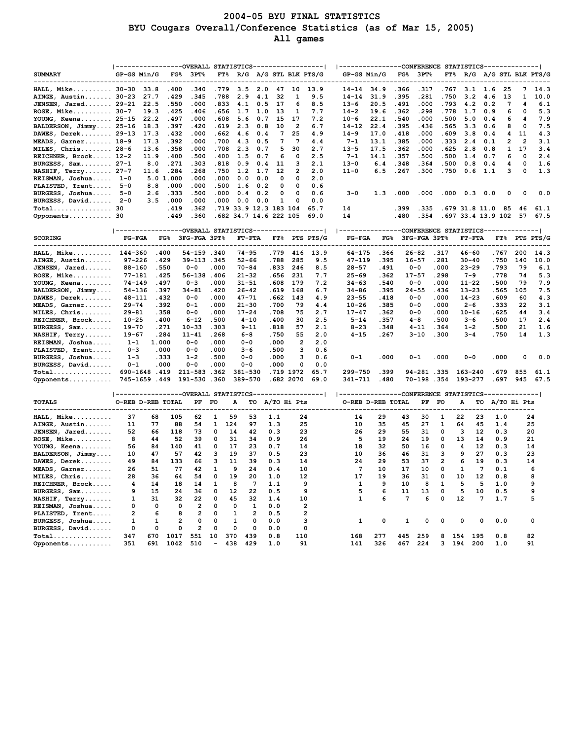# 2004-05 BYU FINAL STATISTICS
## BYU Cougars Overall/Conference Statistics (as of Mar 15, 2005)
### All games

| SUMMARY | GP-GS | Min/G | FG% | 3PT% | FT% | R/G | A/G | STL | BLK | PTS/G | GP-GS | Min/G | FG% | 3PT% | FT% | R/G | A/G | STL | BLK | PTS/G |
|---|---|---|---|---|---|---|---|---|---|---|---|---|---|---|---|---|---|---|---|---|
| | OVERALL STATISTICS | | | | | | | | | | CONFERENCE STATISTICS | | | | | | | | | |
| HALL, Mike | 30-30 | 33.8 | .400 | .340 | .779 | 3.5 | 2.0 | 47 | 10 | 13.9 | 14-14 | 34.9 | .366 | .317 | .767 | 3.1 | 1.6 | 25 | 7 | 14.3 |
| AINGE, Austin | 30-23 | 27.7 | .429 | .345 | .788 | 2.9 | 4.1 | 32 | 1 | 9.5 | 14-14 | 31.9 | .395 | .281 | .750 | 3.2 | 4.6 | 13 | 1 | 10.0 |
| JENSEN, Jared | 29-21 | 22.5 | .550 | .000 | .833 | 4.1 | 0.5 | 17 | 6 | 8.5 | 13-6 | 20.5 | .491 | .000 | .793 | 4.2 | 0.2 | 7 | 4 | 6.1 |
| ROSE, Mike | 30-7 | 19.3 | .425 | .406 | .656 | 1.7 | 1.0 | 13 | 1 | 7.7 | 14-2 | 19.6 | .362 | .298 | .778 | 1.7 | 0.9 | 6 | 0 | 5.3 |
| YOUNG, Keena | 25-15 | 22.2 | .497 | .000 | .608 | 5.6 | 0.7 | 15 | 17 | 7.2 | 10-6 | 22.1 | .540 | .000 | .500 | 5.0 | 0.4 | 6 | 4 | 7.9 |
| BALDERSON, Jimmy | 25-16 | 18.3 | .397 | .420 | .619 | 2.3 | 0.8 | 10 | 2 | 6.7 | 14-12 | 22.4 | .395 | .436 | .565 | 3.3 | 0.6 | 8 | 0 | 7.5 |
| DAWES, Derek | 29-13 | 17.3 | .432 | .000 | .662 | 4.6 | 0.4 | 7 | 25 | 4.9 | 14-9 | 17.0 | .418 | .000 | .609 | 3.8 | 0.4 | 4 | 11 | 4.3 |
| MEADS, Garner | 18-9 | 17.3 | .392 | .000 | .700 | 4.3 | 0.5 | 7 | 7 | 4.4 | 7-1 | 13.1 | .385 | .000 | .333 | 2.4 | 0.1 | 2 | 2 | 3.1 |
| MILES, Chris | 28-6 | 13.6 | .358 | .000 | .708 | 2.3 | 0.7 | 5 | 30 | 2.7 | 13-5 | 17.5 | .362 | .000 | .625 | 2.8 | 0.8 | 1 | 17 | 3.4 |
| REICHNER, Brock | 12-2 | 11.9 | .400 | .500 | .400 | 1.5 | 0.7 | 6 | 0 | 2.5 | 7-1 | 14.1 | .357 | .500 | .500 | 1.4 | 0.7 | 6 | 0 | 2.4 |
| BURGESS, Sam | 27-1 | 8.0 | .271 | .303 | .818 | 0.9 | 0.4 | 11 | 3 | 2.1 | 13-0 | 6.4 | .348 | .364 | .500 | 0.8 | 0.4 | 4 | 0 | 1.6 |
| NASHIF, Terry | 27-7 | 11.6 | .284 | .268 | .750 | 1.2 | 1.7 | 12 | 2 | 2.0 | 11-0 | 6.5 | .267 | .300 | .750 | 0.6 | 1.1 | 3 | 0 | 1.3 |
| REISMAN, Joshua | 1-0 | 5.0 | 1.000 | .000 | .000 | 0.0 | 0.0 | 0 | 0 | 2.0 | | | | | | | | | | |
| PLAISTED, Trent | 5-0 | 8.8 | .000 | .000 | .500 | 1.6 | 0.2 | 0 | 0 | 0.6 | | | | | | | | | | |
| BURGESS, Joshua | 5-0 | 2.6 | .333 | .500 | .000 | 0.4 | 0.2 | 0 | 0 | 0.6 | 3-0 | 1.3 | .000 | .000 | .000 | 0.3 | 0.0 | 0 | 0 | 0.0 |
| BURGESS, David | 2-0 | 3.5 | .000 | .000 | .000 | 0.0 | 0.0 | 1 | 0 | 0.0 | | | | | | | | | | |
| Total | 30 | | .419 | .362 | .719 | 33.9 | 12.3 | 183 | 104 | 65.7 | 14 | | .399 | .335 | .679 | 31.8 | 11.0 | 85 | 46 | 61.1 |
| Opponents | 30 | | .449 | .360 | .682 | 34.7 | 14.6 | 222 | 105 | 69.0 | 14 | | .480 | .354 | .697 | 33.4 | 13.9 | 102 | 57 | 67.5 |

| SCORING | FG-FGA | FG% | 3FG-FGA | 3PT% | FT-FTA | FT% | PTS | PTS/G | FG-FGA | FG% | 3FG-FGA | 3PT% | FT-FTA | FT% | PTS | PTS/G |
|---|---|---|---|---|---|---|---|---|---|---|---|---|---|---|---|---|
| | OVERALL STATISTICS | | | | | | | | CONFERENCE STATISTICS | | | | | | | |
| HALL, Mike | 144-360 | .400 | 54-159 | .340 | 74-95 | .779 | 416 | 13.9 | 64-175 | .366 | 26-82 | .317 | 46-60 | .767 | 200 | 14.3 |
| AINGE, Austin | 97-226 | .429 | 39-113 | .345 | 52-66 | .788 | 285 | 9.5 | 47-119 | .395 | 16-57 | .281 | 30-40 | .750 | 140 | 10.0 |
| JENSEN, Jared | 88-160 | .550 | 0-0 | .000 | 70-84 | .833 | 246 | 8.5 | 28-57 | .491 | 0-0 | .000 | 23-29 | .793 | 79 | 6.1 |
| ROSE, Mike | 77-181 | .425 | 56-138 | .406 | 21-32 | .656 | 231 | 7.7 | 25-69 | .362 | 17-57 | .298 | 7-9 | .778 | 74 | 5.3 |
| YOUNG, Keena | 74-149 | .497 | 0-3 | .000 | 31-51 | .608 | 179 | 7.2 | 34-63 | .540 | 0-0 | .000 | 11-22 | .500 | 79 | 7.9 |
| BALDERSON, Jimmy | 54-136 | .397 | 34-81 | .420 | 26-42 | .619 | 168 | 6.7 | 34-86 | .395 | 24-55 | .436 | 13-23 | .565 | 105 | 7.5 |
| DAWES, Derek | 48-111 | .432 | 0-0 | .000 | 47-71 | .662 | 143 | 4.9 | 23-55 | .418 | 0-0 | .000 | 14-23 | .609 | 60 | 4.3 |
| MEADS, Garner | 29-74 | .392 | 0-1 | .000 | 21-30 | .700 | 79 | 4.4 | 10-26 | .385 | 0-0 | .000 | 2-6 | .333 | 22 | 3.1 |
| MILES, Chris | 29-81 | .358 | 0-0 | .000 | 17-24 | .708 | 75 | 2.7 | 17-47 | .362 | 0-0 | .000 | 10-16 | .625 | 44 | 3.4 |
| REICHNER, Brock | 10-25 | .400 | 6-12 | .500 | 4-10 | .400 | 30 | 2.5 | 5-14 | .357 | 4-8 | .500 | 3-6 | .500 | 17 | 2.4 |
| BURGESS, Sam | 19-70 | .271 | 10-33 | .303 | 9-11 | .818 | 57 | 2.1 | 8-23 | .348 | 4-11 | .364 | 1-2 | .500 | 21 | 1.6 |
| NASHIF, Terry | 19-67 | .284 | 11-41 | .268 | 6-8 | .750 | 55 | 2.0 | 4-15 | .267 | 3-10 | .300 | 3-4 | .750 | 14 | 1.3 |
| REISMAN, Joshua | 1-1 | 1.000 | 0-0 | .000 | 0-0 | .000 | 2 | 2.0 | | | | | | | | |
| PLAISTED, Trent | 0-3 | .000 | 0-0 | .000 | 3-6 | .500 | 3 | 0.6 | | | | | | | | |
| BURGESS, Joshua | 1-3 | .333 | 1-2 | .500 | 0-0 | .000 | 3 | 0.6 | 0-1 | .000 | 0-1 | .000 | 0-0 | .000 | 0 | 0.0 |
| BURGESS, David | 0-1 | .000 | 0-0 | .000 | 0-0 | .000 | 0 | 0.0 | | | | | | | | |
| Total | 690-1648 | .419 | 211-583 | .362 | 381-530 | .719 | 1972 | 65.7 | 299-750 | .399 | 94-281 | .335 | 163-240 | .679 | 855 | 61.1 |
| Opponents | 745-1659 | .449 | 191-530 | .360 | 389-570 | .682 | 2070 | 69.0 | 341-711 | .480 | 70-198 | .354 | 193-277 | .697 | 945 | 67.5 |

| TOTALS | O-REB | D-REB | TOTAL | PF | FO | A | TO | A/TO | Hi Pts | O-REB | D-REB | TOTAL | PF | FO | A | TO | A/TO | Hi Pts |
|---|---|---|---|---|---|---|---|---|---|---|---|---|---|---|---|---|---|---|
| | OVERALL STATISTICS | | | | | | | | | CONFERENCE STATISTICS | | | | | | | | |
| HALL, Mike | 37 | 68 | 105 | 62 | 1 | 59 | 53 | 1.1 | 24 | 14 | 29 | 43 | 30 | 1 | 22 | 23 | 1.0 | 24 |
| AINGE, Austin | 11 | 77 | 88 | 54 | 1 | 124 | 97 | 1.3 | 25 | 10 | 35 | 45 | 27 | 1 | 64 | 45 | 1.4 | 25 |
| JENSEN, Jared | 52 | 66 | 118 | 73 | 0 | 14 | 42 | 0.3 | 23 | 26 | 29 | 55 | 31 | 0 | 3 | 12 | 0.3 | 20 |
| ROSE, Mike | 8 | 44 | 52 | 39 | 0 | 31 | 34 | 0.9 | 26 | 5 | 19 | 24 | 19 | 0 | 13 | 14 | 0.9 | 21 |
| YOUNG, Keena | 56 | 84 | 140 | 41 | 0 | 17 | 23 | 0.7 | 14 | 18 | 32 | 50 | 16 | 0 | 4 | 12 | 0.3 | 14 |
| BALDERSON, Jimmy | 10 | 47 | 57 | 42 | 3 | 19 | 37 | 0.5 | 23 | 10 | 36 | 46 | 31 | 3 | 9 | 27 | 0.3 | 23 |
| DAWES, Derek | 49 | 84 | 133 | 66 | 3 | 11 | 39 | 0.3 | 14 | 24 | 29 | 53 | 37 | 2 | 6 | 19 | 0.3 | 14 |
| MEADS, Garner | 26 | 51 | 77 | 42 | 1 | 9 | 24 | 0.4 | 10 | 7 | 10 | 17 | 10 | 0 | 1 | 7 | 0.1 | 6 |
| MILES, Chris | 28 | 36 | 64 | 54 | 0 | 19 | 20 | 1.0 | 12 | 17 | 19 | 36 | 31 | 0 | 10 | 12 | 0.8 | 8 |
| REICHNER, Brock | 4 | 14 | 18 | 14 | 1 | 8 | 7 | 1.1 | 9 | 1 | 9 | 10 | 8 | 1 | 5 | 5 | 1.0 | 9 |
| BURGESS, Sam | 9 | 15 | 24 | 36 | 0 | 12 | 22 | 0.5 | 9 | 5 | 6 | 11 | 13 | 0 | 5 | 10 | 0.5 | 9 |
| NASHIF, Terry | 1 | 31 | 32 | 22 | 0 | 45 | 32 | 1.4 | 10 | 1 | 6 | 7 | 6 | 0 | 12 | 7 | 1.7 | 5 |
| REISMAN, Joshua | 0 | 0 | 0 | 2 | 0 | 0 | 1 | 0.0 | 2 | | | | | | | | | |
| PLAISTED, Trent | 2 | 6 | 8 | 2 | 0 | 1 | 2 | 0.5 | 2 | | | | | | | | | |
| BURGESS, Joshua | 1 | 1 | 2 | 0 | 0 | 1 | 0 | 0.0 | 3 | 1 | 0 | 1 | 0 | 0 | 0 | 0 | 0.0 | 0 |
| BURGESS, David | 0 | 0 | 0 | 2 | 0 | 0 | 0 | 0.0 | 0 | | | | | | | | | |
| Total | 347 | 670 | 1017 | 551 | 10 | 370 | 439 | 0.8 | 110 | 168 | 277 | 445 | 259 | 8 | 154 | 195 | 0.8 | 82 |
| Opponents | 351 | 691 | 1042 | 510 | - | 438 | 429 | 1.0 | 91 | 141 | 326 | 467 | 224 | 3 | 194 | 200 | 1.0 | 91 |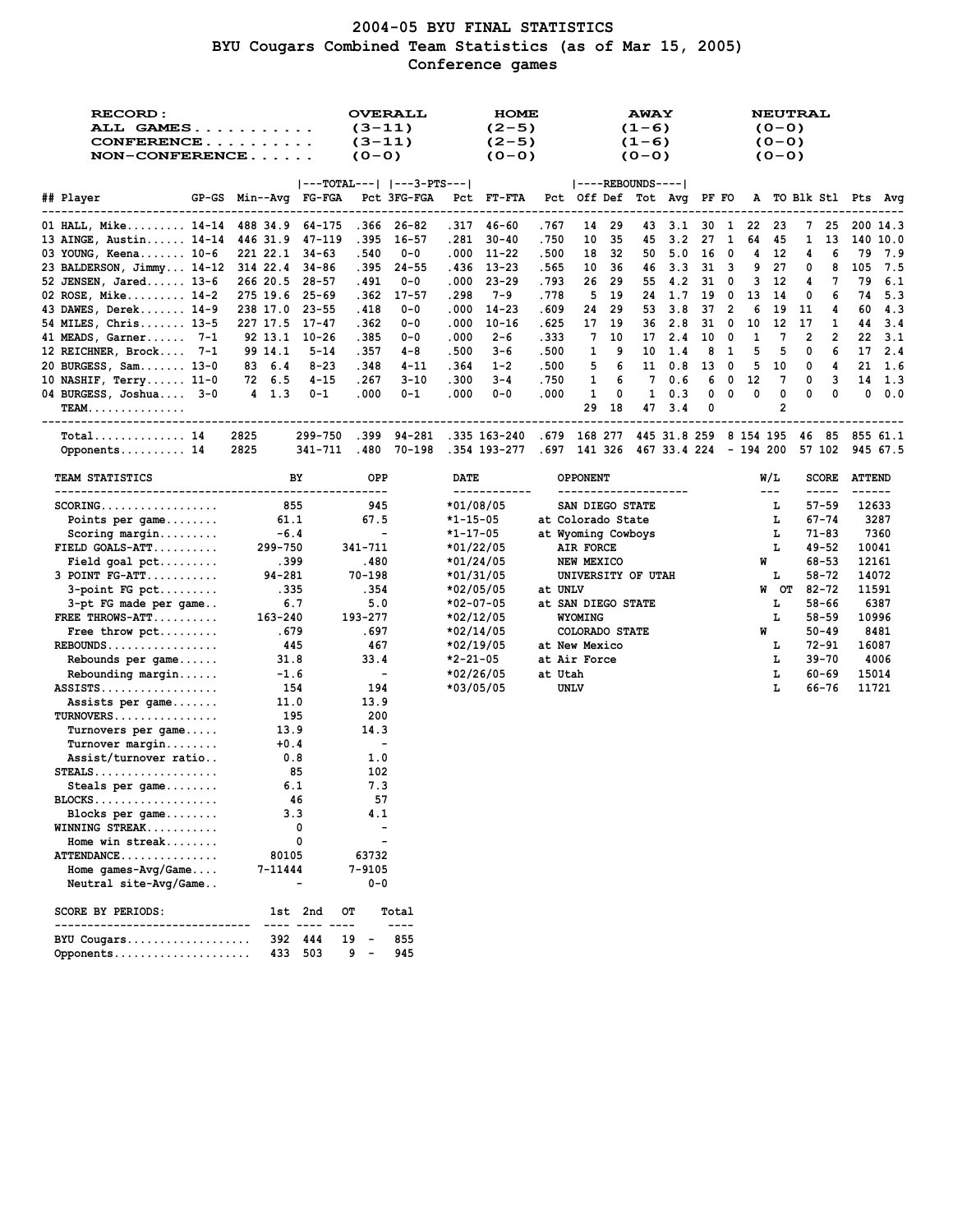# 2004-05 BYU FINAL STATISTICS
## BYU Cougars Combined Team Statistics (as of Mar 15, 2005)
### Conference games

| RECORD: | OVERALL | HOME | AWAY | NEUTRAL |
|---|---|---|---|---|
| ALL GAMES | (3-11) | (2-5) | (1-6) | (0-0) |
| CONFERENCE | (3-11) | (2-5) | (1-6) | (0-0) |
| NON-CONFERENCE | (0-0) | (0-0) | (0-0) | (0-0) |

| ## | Player | GP-GS | Min | Avg | FG-FGA | Pct | 3FG-FGA | Pct | FT-FTA | Pct | Off | Def | Tot | Avg | PF | FO | A | TO | Blk | Stl | Pts | Avg |
|---|---|---|---|---|---|---|---|---|---|---|---|---|---|---|---|---|---|---|---|---|---|---|
| 01 | HALL, Mike | 14-14 | 488 | 34.9 | 64-175 | .366 | 26-82 | .317 | 46-60 | .767 | 14 | 29 | 43 | 3.1 | 30 | 1 | 22 | 23 | 7 | 25 | 200 | 14.3 |
| 13 | AINGE, Austin | 14-14 | 446 | 31.9 | 47-119 | .395 | 16-57 | .281 | 30-40 | .750 | 10 | 35 | 45 | 3.2 | 27 | 1 | 64 | 45 | 1 | 13 | 140 | 10.0 |
| 03 | YOUNG, Keena | 10-6 | 221 | 22.1 | 34-63 | .540 | 0-0 | .000 | 11-22 | .500 | 18 | 32 | 50 | 5.0 | 16 | 0 | 4 | 12 | 4 | 6 | 79 | 7.9 |
| 23 | BALDERSON, Jimmy | 14-12 | 314 | 22.4 | 34-86 | .395 | 24-55 | .436 | 13-23 | .565 | 10 | 36 | 46 | 3.3 | 31 | 3 | 9 | 27 | 0 | 8 | 105 | 7.5 |
| 52 | JENSEN, Jared | 13-6 | 266 | 20.5 | 28-57 | .491 | 0-0 | .000 | 23-29 | .793 | 26 | 29 | 55 | 4.2 | 31 | 0 | 3 | 12 | 4 | 7 | 79 | 6.1 |
| 02 | ROSE, Mike | 14-2 | 275 | 19.6 | 25-69 | .362 | 17-57 | .298 | 7-9 | .778 | 5 | 19 | 24 | 1.7 | 19 | 0 | 13 | 14 | 0 | 6 | 74 | 5.3 |
| 43 | DAWES, Derek | 14-9 | 238 | 17.0 | 23-55 | .418 | 0-0 | .000 | 14-23 | .609 | 24 | 29 | 53 | 3.8 | 37 | 2 | 6 | 19 | 11 | 4 | 60 | 4.3 |
| 54 | MILES, Chris | 13-5 | 227 | 17.5 | 17-47 | .362 | 0-0 | .000 | 10-16 | .625 | 17 | 19 | 36 | 2.8 | 31 | 0 | 10 | 12 | 17 | 1 | 44 | 3.4 |
| 41 | MEADS, Garner | 7-1 | 92 | 13.1 | 10-26 | .385 | 0-0 | .000 | 2-6 | .333 | 7 | 10 | 17 | 2.4 | 10 | 0 | 1 | 7 | 2 | 2 | 22 | 3.1 |
| 12 | REICHNER, Brock | 7-1 | 99 | 14.1 | 5-14 | .357 | 4-8 | .500 | 3-6 | .500 | 1 | 9 | 10 | 1.4 | 8 | 1 | 5 | 5 | 0 | 6 | 17 | 2.4 |
| 20 | BURGESS, Sam | 13-0 | 83 | 6.4 | 8-23 | .348 | 4-11 | .364 | 1-2 | .500 | 5 | 6 | 11 | 0.8 | 13 | 0 | 5 | 10 | 0 | 4 | 21 | 1.6 |
| 10 | NASHIF, Terry | 11-0 | 72 | 6.5 | 4-15 | .267 | 3-10 | .300 | 3-4 | .750 | 1 | 6 | 7 | 0.6 | 6 | 0 | 12 | 7 | 0 | 3 | 14 | 1.3 |
| 04 | BURGESS, Joshua | 3-0 | 4 | 1.3 | 0-1 | .000 | 0-1 | .000 | 0-0 | .000 | 1 | 0 | 1 | 0.3 | 0 | 0 | 0 | 0 | 0 | 0 | 0 | 0.0 |
| | TEAM | | | | | | | | | | 29 | 18 | 47 | 3.4 | 0 | | | 2 | | | | |
| | Total | 14 | 2825 | | 299-750 | .399 | 94-281 | .335 | 163-240 | .679 | 168 | 277 | 445 | 31.8 | 259 | 8 | 154 | 195 | 46 | 85 | 855 | 61.1 |
| | Opponents | 14 | 2825 | | 341-711 | .480 | 70-198 | .354 | 193-277 | .697 | 141 | 326 | 467 | 33.4 | 224 | - | 194 | 200 | 57 | 102 | 945 | 67.5 |

| TEAM STATISTICS | BY | OPP |
|---|---|---|
| SCORING | 855 | 945 |
| Points per game | 61.1 | 67.5 |
| Scoring margin | -6.4 | - |
| FIELD GOALS-ATT | 299-750 | 341-711 |
| Field goal pct | .399 | .480 |
| 3 POINT FG-ATT | 94-281 | 70-198 |
| 3-point FG pct | .335 | .354 |
| 3-pt FG made per game | 6.7 | 5.0 |
| FREE THROWS-ATT | 163-240 | 193-277 |
| Free throw pct | .679 | .697 |
| REBOUNDS | 445 | 467 |
| Rebounds per game | 31.8 | 33.4 |
| Rebounding margin | -1.6 | - |
| ASSISTS | 154 | 194 |
| Assists per game | 11.0 | 13.9 |
| TURNOVERS | 195 | 200 |
| Turnovers per game | 13.9 | 14.3 |
| Turnover margin | +0.4 | - |
| Assist/turnover ratio | 0.8 | 1.0 |
| STEALS | 85 | 102 |
| Steals per game | 6.1 | 7.3 |
| BLOCKS | 46 | 57 |
| Blocks per game | 3.3 | 4.1 |
| WINNING STREAK | 0 | - |
| Home win streak | 0 | - |
| ATTENDANCE | 80105 | 63732 |
| Home games-Avg/Game | 7-11444 | 7-9105 |
| Neutral site-Avg/Game | - | 0-0 |

| DATE | OPPONENT | W/L | SCORE | ATTEND |
|---|---|---|---|---|
| *01/08/05 | SAN DIEGO STATE | L | 57-59 | 12633 |
| *1-15-05 | at Colorado State | L | 67-74 | 3287 |
| *1-17-05 | at Wyoming Cowboys | L | 71-83 | 7360 |
| *01/22/05 | AIR FORCE | L | 49-52 | 10041 |
| *01/24/05 | NEW MEXICO | W | 68-53 | 12161 |
| *01/31/05 | UNIVERSITY OF UTAH | L | 58-72 | 14072 |
| *02/05/05 | at UNLV | W OT | 82-72 | 11591 |
| *02-07-05 | at SAN DIEGO STATE | L | 58-66 | 6387 |
| *02/12/05 | WYOMING | L | 58-59 | 10996 |
| *02/14/05 | COLORADO STATE | W | 50-49 | 8481 |
| *02/19/05 | at New Mexico | L | 72-91 | 16087 |
| *2-21-05 | at Air Force | L | 39-70 | 4006 |
| *02/26/05 | at Utah | L | 60-69 | 15014 |
| *03/05/05 | UNLV | L | 66-76 | 11721 |

| SCORE BY PERIODS: | 1st | 2nd | OT | Total |
|---|---|---|---|---|
| BYU Cougars | 392 | 444 | 19 | 855 |
| Opponents | 433 | 503 | 9 | 945 |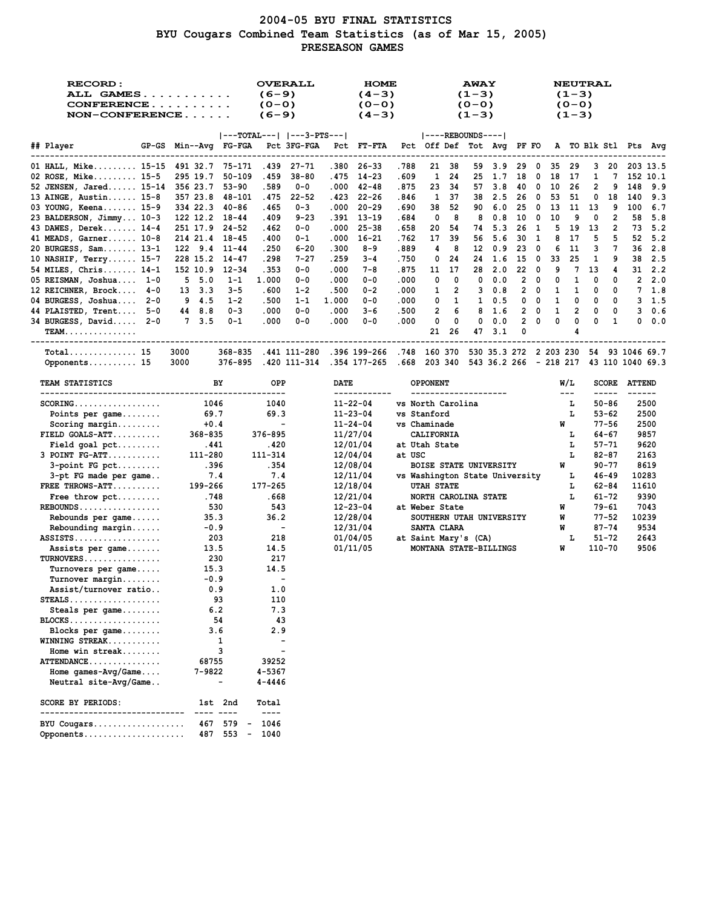# 2004-05 BYU FINAL STATISTICS
## BYU Cougars Combined Team Statistics (as of Mar 15, 2005)
### PRESEASON GAMES

| RECORD: | OVERALL | HOME | AWAY | NEUTRAL |
|---|---|---|---|---|
| ALL GAMES | (6-9) | (4-3) | (1-3) | (1-3) |
| CONFERENCE | (0-0) | (0-0) | (0-0) | (0-0) |
| NON-CONFERENCE | (6-9) | (4-3) | (1-3) | (1-3) |

| ## | Player | GP-GS | Min | Avg | FG-FGA | Pct | 3FG-FGA | Pct | FT-FTA | Pct | Off | Def | Tot | Avg | PF | FO | A | TO | Blk | Stl | Pts | Avg |
|---|---|---|---|---|---|---|---|---|---|---|---|---|---|---|---|---|---|---|---|---|---|---|
| 01 | HALL, Mike | 15-15 | 491 | 32.7 | 75-171 | .439 | 27-71 | .380 | 26-33 | .788 | 21 | 38 | 59 | 3.9 | 29 | 0 | 35 | 29 | 3 | 20 | 203 | 13.5 |
| 02 | ROSE, Mike | 15-5 | 295 | 19.7 | 50-109 | .459 | 38-80 | .475 | 14-23 | .609 | 1 | 24 | 25 | 1.7 | 18 | 0 | 18 | 17 | 1 | 7 | 152 | 10.1 |
| 52 | JENSEN, Jared | 15-14 | 356 | 23.7 | 53-90 | .589 | 0-0 | .000 | 42-48 | .875 | 23 | 34 | 57 | 3.8 | 40 | 0 | 10 | 26 | 2 | 9 | 148 | 9.9 |
| 13 | AINGE, Austin | 15-8 | 357 | 23.8 | 48-101 | .475 | 22-52 | .423 | 22-26 | .846 | 1 | 37 | 38 | 2.5 | 26 | 0 | 53 | 51 | 0 | 18 | 140 | 9.3 |
| 03 | YOUNG, Keena | 15-9 | 334 | 22.3 | 40-86 | .465 | 0-3 | .000 | 20-29 | .690 | 38 | 52 | 90 | 6.0 | 25 | 0 | 13 | 11 | 13 | 9 | 100 | 6.7 |
| 23 | BALDERSON, Jimmy | 10-3 | 122 | 12.2 | 18-44 | .409 | 9-23 | .391 | 13-19 | .684 | 0 | 8 | 8 | 0.8 | 10 | 0 | 10 | 9 | 0 | 2 | 58 | 5.8 |
| 43 | DAWES, Derek | 14-4 | 251 | 17.9 | 24-52 | .462 | 0-0 | .000 | 25-38 | .658 | 20 | 54 | 74 | 5.3 | 26 | 1 | 5 | 19 | 13 | 2 | 73 | 5.2 |
| 41 | MEADS, Garner | 10-8 | 214 | 21.4 | 18-45 | .400 | 0-1 | .000 | 16-21 | .762 | 17 | 39 | 56 | 5.6 | 30 | 1 | 8 | 17 | 5 | 5 | 52 | 5.2 |
| 20 | BURGESS, Sam | 13-1 | 122 | 9.4 | 11-44 | .250 | 6-20 | .300 | 8-9 | .889 | 4 | 8 | 12 | 0.9 | 23 | 0 | 6 | 11 | 3 | 7 | 36 | 2.8 |
| 10 | NASHIF, Terry | 15-7 | 228 | 15.2 | 14-47 | .298 | 7-27 | .259 | 3-4 | .750 | 0 | 24 | 24 | 1.6 | 15 | 0 | 33 | 25 | 1 | 9 | 38 | 2.5 |
| 54 | MILES, Chris | 14-1 | 152 | 10.9 | 12-34 | .353 | 0-0 | .000 | 7-8 | .875 | 11 | 17 | 28 | 2.0 | 22 | 0 | 9 | 7 | 13 | 4 | 31 | 2.2 |
| 05 | REISMAN, Joshua | 1-0 | 5 | 5.0 | 1-1 | 1.000 | 0-0 | .000 | 0-0 | .000 | 0 | 0 | 0 | 0.0 | 2 | 0 | 0 | 1 | 0 | 0 | 2 | 2.0 |
| 12 | REICHNER, Brock | 4-0 | 13 | 3.3 | 3-5 | .600 | 1-2 | .500 | 0-2 | .000 | 1 | 2 | 3 | 0.8 | 2 | 0 | 1 | 1 | 0 | 0 | 7 | 1.8 |
| 04 | BURGESS, Joshua | 2-0 | 9 | 4.5 | 1-2 | .500 | 1-1 | 1.000 | 0-0 | .000 | 0 | 1 | 1 | 0.5 | 0 | 0 | 1 | 0 | 0 | 0 | 3 | 1.5 |
| 44 | PLAISTED, Trent | 5-0 | 44 | 8.8 | 0-3 | .000 | 0-0 | .000 | 3-6 | .500 | 2 | 6 | 8 | 1.6 | 2 | 0 | 1 | 2 | 0 | 0 | 3 | 0.6 |
| 34 | BURGESS, David | 2-0 | 7 | 3.5 | 0-1 | .000 | 0-0 | .000 | 0-0 | .000 | 0 | 0 | 0 | 0.0 | 2 | 0 | 0 | 0 | 0 | 1 | 0 | 0.0 |
| | TEAM | | | | | | | | | | 21 | 26 | 47 | 3.1 | 0 | | | 4 | | | | |
| | Total | 15 | 3000 | | 368-835 | .441 | 111-280 | .396 | 199-266 | .748 | 160 | 370 | 530 | 35.3 | 272 | 2 | 203 | 230 | 54 | 93 | 1046 | 69.7 |
| | Opponents | 15 | 3000 | | 376-895 | .420 | 111-314 | .354 | 177-265 | .668 | 203 | 340 | 543 | 36.2 | 266 | - | 218 | 217 | 43 | 110 | 1040 | 69.3 |

| TEAM STATISTICS | BY | OPP |
|---|---|---|
| SCORING | 1046 | 1040 |
| Points per game | 69.7 | 69.3 |
| Scoring margin | +0.4 | - |
| FIELD GOALS-ATT | 368-835 | 376-895 |
| Field goal pct | .441 | .420 |
| 3 POINT FG-ATT | 111-280 | 111-314 |
| 3-point FG pct | .396 | .354 |
| 3-pt FG made per game | 7.4 | 7.4 |
| FREE THROWS-ATT | 199-266 | 177-265 |
| Free throw pct | .748 | .668 |
| REBOUNDS | 530 | 543 |
| Rebounds per game | 35.3 | 36.2 |
| Rebounding margin | -0.9 | - |
| ASSISTS | 203 | 218 |
| Assists per game | 13.5 | 14.5 |
| TURNOVERS | 230 | 217 |
| Turnovers per game | 15.3 | 14.5 |
| Turnover margin | -0.9 | - |
| Assist/turnover ratio | 0.9 | 1.0 |
| STEALS | 93 | 110 |
| Steals per game | 6.2 | 7.3 |
| BLOCKS | 54 | 43 |
| Blocks per game | 3.6 | 2.9 |
| WINNING STREAK | 1 | - |
| Home win streak | 3 | - |
| ATTENDANCE | 68755 | 39252 |
| Home games-Avg/Game | 7-9822 | 4-5367 |
| Neutral site-Avg/Game | - | 4-4446 |

| SCORE BY PERIODS: | 1st | 2nd | | Total |
|---|---|---|---|---|
| BYU Cougars | 467 | 579 | - | 1046 |
| Opponents | 487 | 553 | - | 1040 |

| DATE | OPPONENT | W/L | SCORE | ATTEND |
|---|---|---|---|---|
| 11-22-04 | vs North Carolina | L | 50-86 | 2500 |
| 11-23-04 | vs Stanford | L | 53-62 | 2500 |
| 11-24-04 | vs Chaminade | W | 77-56 | 2500 |
| 11/27/04 | CALIFORNIA | L | 64-67 | 9857 |
| 12/01/04 | at Utah State | L | 57-71 | 9620 |
| 12/04/04 | at USC | L | 82-87 | 2163 |
| 12/08/04 | BOISE STATE UNIVERSITY | W | 90-77 | 8619 |
| 12/11/04 | vs Washington State University | L | 46-49 | 10283 |
| 12/18/04 | UTAH STATE | L | 62-84 | 11610 |
| 12/21/04 | NORTH CAROLINA STATE | L | 61-72 | 9390 |
| 12-23-04 | at Weber State | W | 79-61 | 7043 |
| 12/28/04 | SOUTHERN UTAH UNIVERSITY | W | 77-52 | 10239 |
| 12/31/04 | SANTA CLARA | W | 87-74 | 9534 |
| 01/04/05 | at Saint Mary's (CA) | L | 51-72 | 2643 |
| 01/11/05 | MONTANA STATE-BILLINGS | W | 110-70 | 9506 |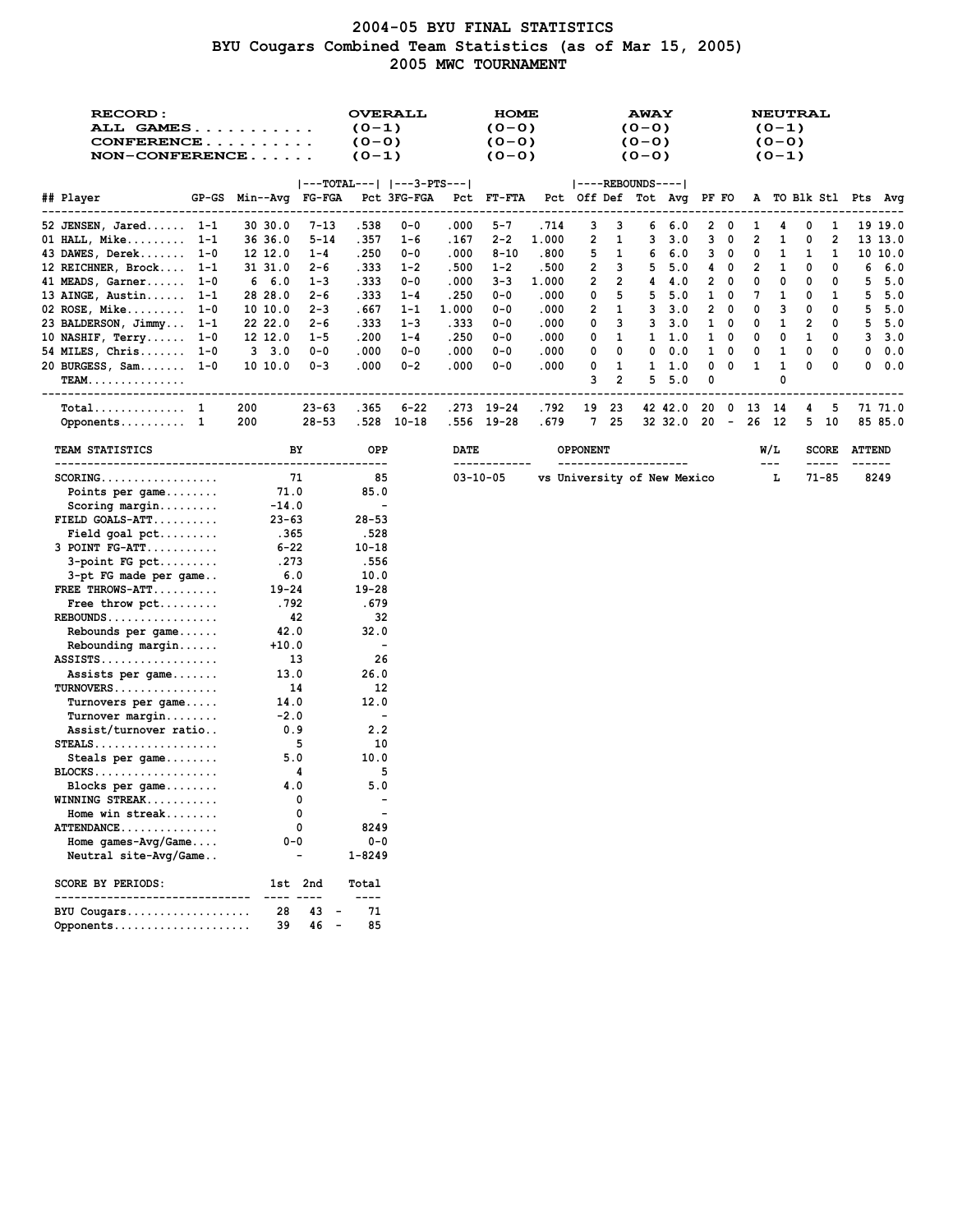# 2004-05 BYU FINAL STATISTICS
## BYU Cougars Combined Team Statistics (as of Mar 15, 2005)
## 2005 MWC TOURNAMENT

| RECORD: | OVERALL | HOME | AWAY | NEUTRAL |
|---|---|---|---|---|
| ALL GAMES | (0-1) | (0-0) | (0-0) | (0-1) |
| CONFERENCE | (0-0) | (0-0) | (0-0) | (0-0) |
| NON-CONFERENCE | (0-1) | (0-0) | (0-0) | (0-1) |

| ## Player | GP-GS | Min | Avg | FG-FGA | Pct | 3FG-FGA | Pct | FT-FTA | Pct | Off | Def | Tot | Avg | PF | FO | A | TO | Blk | Stl | Pts | Avg |
|---|---|---|---|---|---|---|---|---|---|---|---|---|---|---|---|---|---|---|---|---|---|
| 52 JENSEN, Jared | 1-1 | 30 | 30.0 | 7-13 | .538 | 0-0 | .000 | 5-7 | .714 | 3 | 3 | 6 | 6.0 | 2 | 0 | 1 | 4 | 0 | 1 | 19 | 19.0 |
| 01 HALL, Mike | 1-1 | 36 | 36.0 | 5-14 | .357 | 1-6 | .167 | 2-2 | 1.000 | 2 | 1 | 3 | 3.0 | 3 | 0 | 2 | 1 | 0 | 2 | 13 | 13.0 |
| 43 DAWES, Derek | 1-0 | 12 | 12.0 | 1-4 | .250 | 0-0 | .000 | 8-10 | .800 | 5 | 1 | 6 | 6.0 | 3 | 0 | 0 | 1 | 1 | 1 | 10 | 10.0 |
| 12 REICHNER, Brock | 1-1 | 31 | 31.0 | 2-6 | .333 | 1-2 | .500 | 1-2 | .500 | 2 | 3 | 5 | 5.0 | 4 | 0 | 2 | 1 | 0 | 0 | 6 | 6.0 |
| 41 MEADS, Garner | 1-0 | 6 | 6.0 | 1-3 | .333 | 0-0 | .000 | 3-3 | 1.000 | 2 | 2 | 4 | 4.0 | 2 | 0 | 0 | 0 | 0 | 0 | 5 | 5.0 |
| 13 AINGE, Austin | 1-1 | 28 | 28.0 | 2-6 | .333 | 1-4 | .250 | 0-0 | .000 | 0 | 5 | 5 | 5.0 | 1 | 0 | 7 | 1 | 0 | 1 | 5 | 5.0 |
| 02 ROSE, Mike | 1-0 | 10 | 10.0 | 2-3 | .667 | 1-1 | 1.000 | 0-0 | .000 | 2 | 1 | 3 | 3.0 | 2 | 0 | 0 | 3 | 0 | 0 | 5 | 5.0 |
| 23 BALDERSON, Jimmy | 1-1 | 22 | 22.0 | 2-6 | .333 | 1-3 | .333 | 0-0 | .000 | 0 | 3 | 3 | 3.0 | 1 | 0 | 0 | 1 | 2 | 0 | 5 | 5.0 |
| 10 NASHIF, Terry | 1-0 | 12 | 12.0 | 1-5 | .200 | 1-4 | .250 | 0-0 | .000 | 0 | 1 | 1 | 1.0 | 1 | 0 | 0 | 0 | 1 | 0 | 3 | 3.0 |
| 54 MILES, Chris | 1-0 | 3 | 3.0 | 0-0 | .000 | 0-0 | .000 | 0-0 | .000 | 0 | 0 | 0 | 0.0 | 1 | 0 | 0 | 1 | 0 | 0 | 0 | 0.0 |
| 20 BURGESS, Sam | 1-0 | 10 | 10.0 | 0-3 | .000 | 0-2 | .000 | 0-0 | .000 | 0 | 1 | 1 | 1.0 | 0 | 0 | 1 | 1 | 0 | 0 | 0 | 0.0 |
| TEAM | | | | | | | | | | 3 | 2 | 5 | 5.0 | 0 | | | 0 | | | | |
| Total | 1 | 200 | | 23-63 | .365 | 6-22 | .273 | 19-24 | .792 | 19 | 23 | 42 | 42.0 | 20 | 0 | 13 | 14 | 4 | 5 | 71 | 71.0 |
| Opponents | 1 | 200 | | 28-53 | .528 | 10-18 | .556 | 19-28 | .679 | 7 | 25 | 32 | 32.0 | 20 | - | 26 | 12 | 5 | 10 | 85 | 85.0 |

| TEAM STATISTICS | BY | OPP |
|---|---|---|
| SCORING | 71 | 85 |
| Points per game | 71.0 | 85.0 |
| Scoring margin | -14.0 | - |
| FIELD GOALS-ATT | 23-63 | 28-53 |
| Field goal pct | .365 | .528 |
| 3 POINT FG-ATT | 6-22 | 10-18 |
| 3-point FG pct | .273 | .556 |
| 3-pt FG made per game | 6.0 | 10.0 |
| FREE THROWS-ATT | 19-24 | 19-28 |
| Free throw pct | .792 | .679 |
| REBOUNDS | 42 | 32 |
| Rebounds per game | 42.0 | 32.0 |
| Rebounding margin | +10.0 | - |
| ASSISTS | 13 | 26 |
| Assists per game | 13.0 | 26.0 |
| TURNOVERS | 14 | 12 |
| Turnovers per game | 14.0 | 12.0 |
| Turnover margin | -2.0 | - |
| Assist/turnover ratio | 0.9 | 2.2 |
| STEALS | 5 | 10 |
| Steals per game | 5.0 | 10.0 |
| BLOCKS | 4 | 5 |
| Blocks per game | 4.0 | 5.0 |
| WINNING STREAK | 0 | - |
| Home win streak | 0 | - |
| ATTENDANCE | 0 | 8249 |
| Home games-Avg/Game | 0-0 | 0-0 |
| Neutral site-Avg/Game | - | 1-8249 |

| DATE | OPPONENT | W/L | SCORE | ATTEND |
|---|---|---|---|---|
| 03-10-05 | vs University of New Mexico | L | 71-85 | 8249 |

| SCORE BY PERIODS: | 1st | 2nd | Total |
|---|---|---|---|
| BYU Cougars | 28 | 43 | 71 |
| Opponents | 39 | 46 | 85 |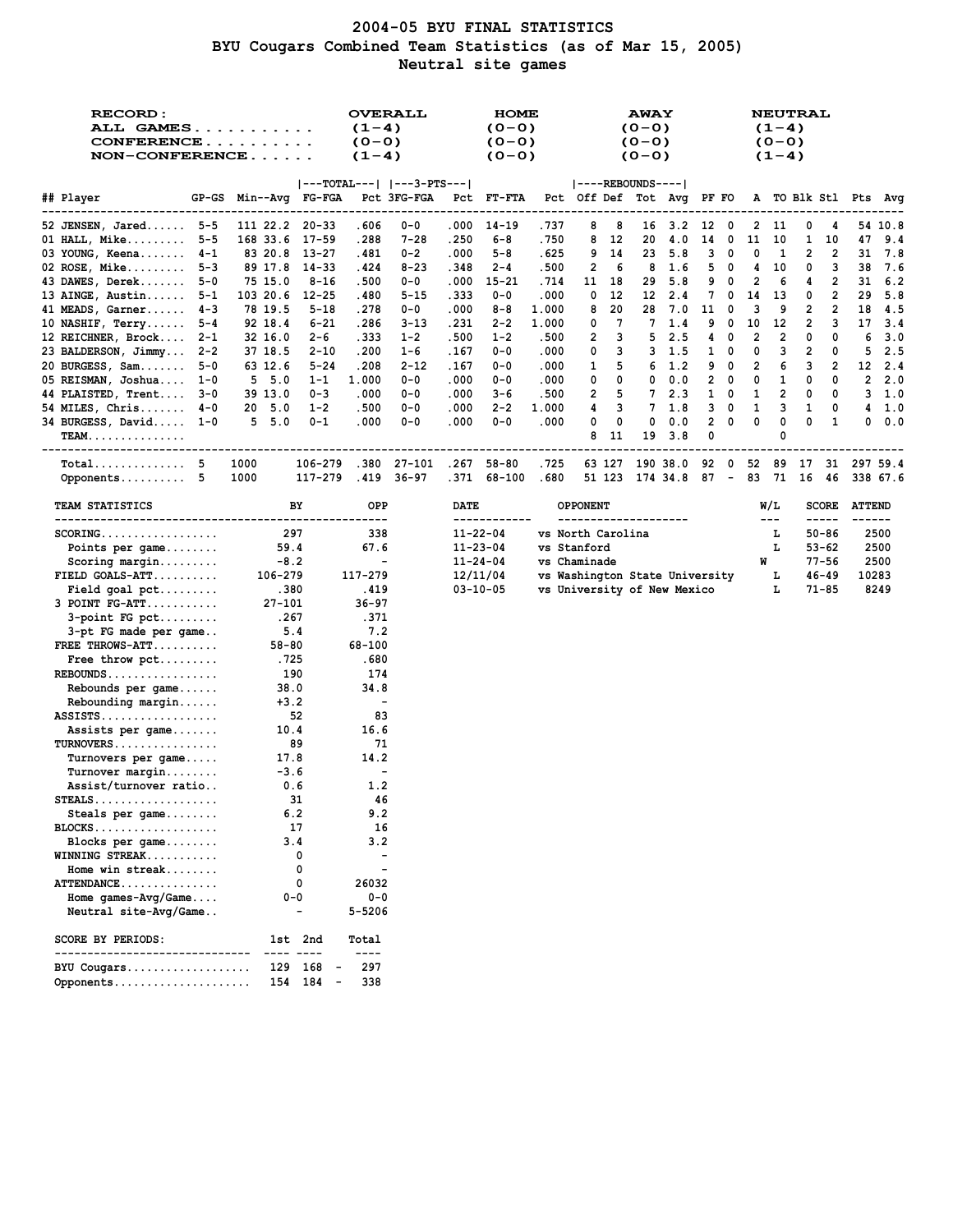# 2004-05 BYU FINAL STATISTICS
## BYU Cougars Combined Team Statistics (as of Mar 15, 2005)
### Neutral site games

| RECORD: | OVERALL | HOME | AWAY | NEUTRAL |
|---|---|---|---|---|
| ALL GAMES | (1-4) | (0-0) | (0-0) | (1-4) |
| CONFERENCE | (0-0) | (0-0) | (0-0) | (0-0) |
| NON-CONFERENCE | (1-4) | (0-0) | (0-0) | (1-4) |

| ## | Player | GP-GS | Min | Avg | TOTAL FG-FGA | Pct | 3-PTS 3FG-FGA | Pct | FT-FTA | Pct | REBOUNDS Off | Def | Tot | Avg | PF | FO | A | TO | Blk | Stl | Pts | Avg |
|---|---|---|---|---|---|---|---|---|---|---|---|---|---|---|---|---|---|---|---|---|---|---|
| 52 | JENSEN, Jared | 5-5 | 111 | 22.2 | 20-33 | .606 | 0-0 | .000 | 14-19 | .737 | 8 | 8 | 16 | 3.2 | 12 | 0 | 2 | 11 | 0 | 4 | 54 | 10.8 |
| 01 | HALL, Mike | 5-5 | 168 | 33.6 | 17-59 | .288 | 7-28 | .250 | 6-8 | .750 | 8 | 12 | 20 | 4.0 | 14 | 0 | 11 | 10 | 1 | 10 | 47 | 9.4 |
| 03 | YOUNG, Keena | 4-1 | 83 | 20.8 | 13-27 | .481 | 0-2 | .000 | 5-8 | .625 | 9 | 14 | 23 | 5.8 | 3 | 0 | 0 | 1 | 2 | 2 | 31 | 7.8 |
| 02 | ROSE, Mike | 5-3 | 89 | 17.8 | 14-33 | .424 | 8-23 | .348 | 2-4 | .500 | 2 | 6 | 8 | 1.6 | 5 | 0 | 4 | 10 | 0 | 3 | 38 | 7.6 |
| 43 | DAWES, Derek | 5-0 | 75 | 15.0 | 8-16 | .500 | 0-0 | .000 | 15-21 | .714 | 11 | 18 | 29 | 5.8 | 9 | 0 | 2 | 6 | 4 | 2 | 31 | 6.2 |
| 13 | AINGE, Austin | 5-1 | 103 | 20.6 | 12-25 | .480 | 5-15 | .333 | 0-0 | .000 | 0 | 12 | 12 | 2.4 | 7 | 0 | 14 | 13 | 0 | 2 | 29 | 5.8 |
| 41 | MEADS, Garner | 4-3 | 78 | 19.5 | 5-18 | .278 | 0-0 | .000 | 8-8 | 1.000 | 8 | 20 | 28 | 7.0 | 11 | 0 | 3 | 9 | 2 | 2 | 18 | 4.5 |
| 10 | NASHIF, Terry | 5-4 | 92 | 18.4 | 6-21 | .286 | 3-13 | .231 | 2-2 | 1.000 | 0 | 7 | 7 | 1.4 | 9 | 0 | 10 | 12 | 2 | 3 | 17 | 3.4 |
| 12 | REICHNER, Brock | 2-1 | 32 | 16.0 | 2-6 | .333 | 1-2 | .500 | 1-2 | .500 | 2 | 3 | 5 | 2.5 | 4 | 0 | 2 | 2 | 0 | 0 | 6 | 3.0 |
| 23 | BALDERSON, Jimmy | 2-2 | 37 | 18.5 | 2-10 | .200 | 1-6 | .167 | 0-0 | .000 | 0 | 3 | 3 | 1.5 | 1 | 0 | 0 | 3 | 2 | 0 | 5 | 2.5 |
| 20 | BURGESS, Sam | 5-0 | 63 | 12.6 | 5-24 | .208 | 2-12 | .167 | 0-0 | .000 | 1 | 5 | 6 | 1.2 | 9 | 0 | 2 | 6 | 3 | 2 | 12 | 2.4 |
| 05 | REISMAN, Joshua | 1-0 | 5 | 5.0 | 1-1 | 1.000 | 0-0 | .000 | 0-0 | .000 | 0 | 0 | 0 | 0.0 | 2 | 0 | 0 | 1 | 0 | 0 | 2 | 2.0 |
| 44 | PLAISTED, Trent | 3-0 | 39 | 13.0 | 0-3 | .000 | 0-0 | .000 | 3-6 | .500 | 2 | 5 | 7 | 2.3 | 1 | 0 | 1 | 2 | 0 | 0 | 3 | 1.0 |
| 54 | MILES, Chris | 4-0 | 20 | 5.0 | 1-2 | .500 | 0-0 | .000 | 2-2 | 1.000 | 4 | 3 | 7 | 1.8 | 3 | 0 | 1 | 3 | 1 | 0 | 4 | 1.0 |
| 34 | BURGESS, David | 1-0 | 5 | 5.0 | 0-1 | .000 | 0-0 | .000 | 0-0 | .000 | 0 | 0 | 0 | 0.0 | 2 | 0 | 0 | 0 | 0 | 1 | 0 | 0.0 |
| | TEAM | | | | | | | | | | 8 | 11 | 19 | 3.8 | 0 | | | 0 | | | | |
| | Total | 5 | 1000 | | 106-279 | .380 | 27-101 | .267 | 58-80 | .725 | 63 | 127 | 190 | 38.0 | 92 | 0 | 52 | 89 | 17 | 31 | 297 | 59.4 |
| | Opponents | 5 | 1000 | | 117-279 | .419 | 36-97 | .371 | 68-100 | .680 | 51 | 123 | 174 | 34.8 | 87 | - | 83 | 71 | 16 | 46 | 338 | 67.6 |

| TEAM STATISTICS | BY | OPP |
|---|---|---|
| SCORING | 297 | 338 |
| Points per game | 59.4 | 67.6 |
| Scoring margin | -8.2 | - |
| FIELD GOALS-ATT | 106-279 | 117-279 |
| Field goal pct | .380 | .419 |
| 3 POINT FG-ATT | 27-101 | 36-97 |
| 3-point FG pct | .267 | .371 |
| 3-pt FG made per game | 5.4 | 7.2 |
| FREE THROWS-ATT | 58-80 | 68-100 |
| Free throw pct | .725 | .680 |
| REBOUNDS | 190 | 174 |
| Rebounds per game | 38.0 | 34.8 |
| Rebounding margin | +3.2 | - |
| ASSISTS | 52 | 83 |
| Assists per game | 10.4 | 16.6 |
| TURNOVERS | 89 | 71 |
| Turnovers per game | 17.8 | 14.2 |
| Turnover margin | -3.6 | - |
| Assist/turnover ratio | 0.6 | 1.2 |
| STEALS | 31 | 46 |
| Steals per game | 6.2 | 9.2 |
| BLOCKS | 17 | 16 |
| Blocks per game | 3.4 | 3.2 |
| WINNING STREAK | 0 | - |
| Home win streak | 0 | - |
| ATTENDANCE | 0 | 26032 |
| Home games-Avg/Game | 0-0 | 0-0 |
| Neutral site-Avg/Game | - | 5-5206 |

| DATE | OPPONENT | W/L | SCORE | ATTEND |
|---|---|---|---|---|
| 11-22-04 | vs North Carolina | L | 50-86 | 2500 |
| 11-23-04 | vs Stanford | L | 53-62 | 2500 |
| 11-24-04 | vs Chaminade | W | 77-56 | 2500 |
| 12/11/04 | vs Washington State University | L | 46-49 | 10283 |
| 03-10-05 | vs University of New Mexico | L | 71-85 | 8249 |

| SCORE BY PERIODS: | 1st | 2nd | Total |
|---|---|---|---|
| BYU Cougars | 129 | 168 | 297 |
| Opponents | 154 | 184 | 338 |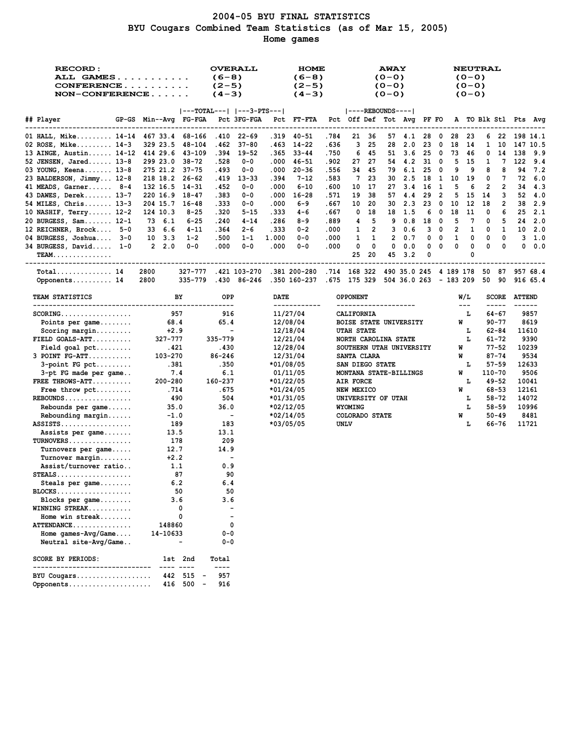# 2004-05 BYU FINAL STATISTICS
## BYU Cougars Combined Team Statistics (as of Mar 15, 2005)
### Home games

| RECORD: | OVERALL | HOME | AWAY | NEUTRAL |
|---|---|---|---|---|
| ALL GAMES | (6-8) | (6-8) | (0-0) | (0-0) |
| CONFERENCE | (2-5) | (2-5) | (0-0) | (0-0) |
| NON-CONFERENCE | (4-3) | (4-3) | (0-0) | (0-0) |

| ## | Player | GP-GS | Min | Avg | FG-FGA | Pct | 3FG-FGA | Pct | FT-FTA | Pct | Off | Def | Tot | Avg | PF | FO | A | TO | Blk | Stl | Pts | Avg |
|---|---|---|---|---|---|---|---|---|---|---|---|---|---|---|---|---|---|---|---|---|---|---|
| 01 | HALL, Mike | 14-14 | 467 | 33.4 | 68-166 | .410 | 22-69 | .319 | 40-51 | .784 | 21 | 36 | 57 | 4.1 | 28 | 0 | 28 | 23 | 6 | 22 | 198 | 14.1 |
| 02 | ROSE, Mike | 14-3 | 329 | 23.5 | 48-104 | .462 | 37-80 | .463 | 14-22 | .636 | 3 | 25 | 28 | 2.0 | 23 | 0 | 18 | 14 | 1 | 10 | 147 | 10.5 |
| 13 | AINGE, Austin | 14-12 | 414 | 29.6 | 43-109 | .394 | 19-52 | .365 | 33-44 | .750 | 6 | 45 | 51 | 3.6 | 25 | 0 | 73 | 46 | 0 | 14 | 138 | 9.9 |
| 52 | JENSEN, Jared | 13-8 | 299 | 23.0 | 38-72 | .528 | 0-0 | .000 | 46-51 | .902 | 27 | 27 | 54 | 4.2 | 31 | 0 | 5 | 15 | 1 | 7 | 122 | 9.4 |
| 03 | YOUNG, Keena | 13-8 | 275 | 21.2 | 37-75 | .493 | 0-0 | .000 | 20-36 | .556 | 34 | 45 | 79 | 6.1 | 25 | 0 | 9 | 9 | 8 | 8 | 94 | 7.2 |
| 23 | BALDERSON, Jimmy | 12-8 | 218 | 18.2 | 26-62 | .419 | 13-33 | .394 | 7-12 | .583 | 7 | 23 | 30 | 2.5 | 18 | 1 | 10 | 19 | 0 | 7 | 72 | 6.0 |
| 41 | MEADS, Garner | 8-4 | 132 | 16.5 | 14-31 | .452 | 0-0 | .000 | 6-10 | .600 | 10 | 17 | 27 | 3.4 | 16 | 1 | 5 | 6 | 2 | 2 | 34 | 4.3 |
| 43 | DAWES, Derek | 13-7 | 220 | 16.9 | 18-47 | .383 | 0-0 | .000 | 16-28 | .571 | 19 | 38 | 57 | 4.4 | 29 | 2 | 5 | 15 | 14 | 3 | 52 | 4.0 |
| 54 | MILES, Chris | 13-3 | 204 | 15.7 | 16-48 | .333 | 0-0 | .000 | 6-9 | .667 | 10 | 20 | 30 | 2.3 | 23 | 0 | 10 | 12 | 18 | 2 | 38 | 2.9 |
| 10 | NASHIF, Terry | 12-2 | 124 | 10.3 | 8-25 | .320 | 5-15 | .333 | 4-6 | .667 | 0 | 18 | 18 | 1.5 | 6 | 0 | 18 | 11 | 0 | 6 | 25 | 2.1 |
| 20 | BURGESS, Sam | 12-1 | 73 | 6.1 | 6-25 | .240 | 4-14 | .286 | 8-9 | .889 | 4 | 5 | 9 | 0.8 | 18 | 0 | 5 | 7 | 0 | 5 | 24 | 2.0 |
| 12 | REICHNER, Brock | 5-0 | 33 | 6.6 | 4-11 | .364 | 2-6 | .333 | 0-2 | .000 | 1 | 2 | 3 | 0.6 | 3 | 0 | 2 | 1 | 0 | 1 | 10 | 2.0 |
| 04 | BURGESS, Joshua | 3-0 | 10 | 3.3 | 1-2 | .500 | 1-1 | 1.000 | 0-0 | .000 | 1 | 1 | 2 | 0.7 | 0 | 0 | 1 | 0 | 0 | 0 | 3 | 1.0 |
| 34 | BURGESS, David | 1-0 | 2 | 2.0 | 0-0 | .000 | 0-0 | .000 | 0-0 | .000 | 0 | 0 | 0 | 0.0 | 0 | 0 | 0 | 0 | 0 | 0 | 0 | 0.0 |
| | TEAM | | | | | | | | | | 25 | 20 | 45 | 3.2 | 0 | | 0 | | | | | |
| | Total | 14 | 2800 | | 327-777 | .421 | 103-270 | .381 | 200-280 | .714 | 168 | 322 | 490 | 35.0 | 245 | 4 | 189 | 178 | 50 | 87 | 957 | 68.4 |
| | Opponents | 14 | 2800 | | 335-779 | .430 | 86-246 | .350 | 160-237 | .675 | 175 | 329 | 504 | 36.0 | 263 | - | 183 | 209 | 50 | 90 | 916 | 65.4 |

| TEAM STATISTICS | BY | OPP |
|---|---|---|
| SCORING | 957 | 916 |
| Points per game | 68.4 | 65.4 |
| Scoring margin | +2.9 | - |
| FIELD GOALS-ATT | 327-777 | 335-779 |
| Field goal pct | .421 | .430 |
| 3 POINT FG-ATT | 103-270 | 86-246 |
| 3-point FG pct | .381 | .350 |
| 3-pt FG made per game | 7.4 | 6.1 |
| FREE THROWS-ATT | 200-280 | 160-237 |
| Free throw pct | .714 | .675 |
| REBOUNDS | 490 | 504 |
| Rebounds per game | 35.0 | 36.0 |
| Rebounding margin | -1.0 | - |
| ASSISTS | 189 | 183 |
| Assists per game | 13.5 | 13.1 |
| TURNOVERS | 178 | 209 |
| Turnovers per game | 12.7 | 14.9 |
| Turnover margin | +2.2 | - |
| Assist/turnover ratio | 1.1 | 0.9 |
| STEALS | 87 | 90 |
| Steals per game | 6.2 | 6.4 |
| BLOCKS | 50 | 50 |
| Blocks per game | 3.6 | 3.6 |
| WINNING STREAK | 0 | - |
| Home win streak | 0 | - |
| ATTENDANCE | 148860 | 0 |
| Home games-Avg/Game | 14-10633 | 0-0 |
| Neutral site-Avg/Game | - | 0-0 |

| DATE | OPPONENT | W/L | SCORE | ATTEND |
|---|---|---|---|---|
| 11/27/04 | CALIFORNIA | L | 64-67 | 9857 |
| 12/08/04 | BOISE STATE UNIVERSITY | W | 90-77 | 8619 |
| 12/18/04 | UTAH STATE | L | 62-84 | 11610 |
| 12/21/04 | NORTH CAROLINA STATE | L | 61-72 | 9390 |
| 12/28/04 | SOUTHERN UTAH UNIVERSITY | W | 77-52 | 10239 |
| 12/31/04 | SANTA CLARA | W | 87-74 | 9534 |
| *01/08/05 | SAN DIEGO STATE | L | 57-59 | 12633 |
| 01/11/05 | MONTANA STATE-BILLINGS | W | 110-70 | 9506 |
| *01/22/05 | AIR FORCE | L | 49-52 | 10041 |
| *01/24/05 | NEW MEXICO | W | 68-53 | 12161 |
| *01/31/05 | UNIVERSITY OF UTAH | L | 58-72 | 14072 |
| *02/12/05 | WYOMING | L | 58-59 | 10996 |
| *02/14/05 | COLORADO STATE | W | 50-49 | 8481 |
| *03/05/05 | UNLV | L | 66-76 | 11721 |

| SCORE BY PERIODS: | 1st | 2nd | | Total |
|---|---|---|---|---|
| BYU Cougars | 442 | 515 | - | 957 |
| Opponents | 416 | 500 | - | 916 |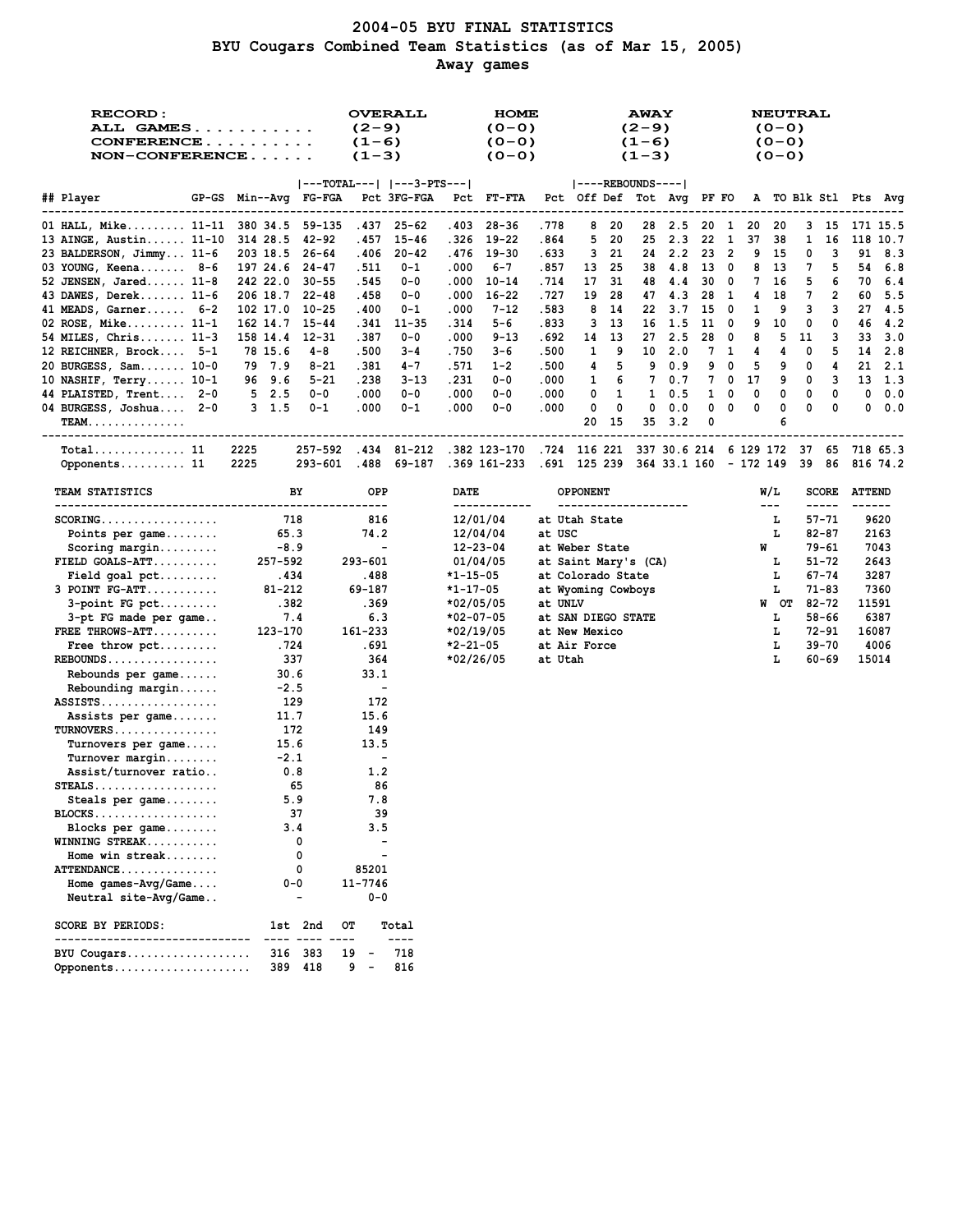# 2004-05 BYU FINAL STATISTICS
## BYU Cougars Combined Team Statistics (as of Mar 15, 2005)
### Away games

| RECORD: | OVERALL | HOME | AWAY | NEUTRAL |
|---|---|---|---|---|
| ALL GAMES........... | (2-9) | (0-0) | (2-9) | (0-0) |
| CONFERENCE.......... | (1-6) | (0-0) | (1-6) | (0-0) |
| NON-CONFERENCE...... | (1-3) | (0-0) | (1-3) | (0-0) |

| ## | Player | GP-GS | Min | Avg | FG-FGA | Pct | 3FG-FGA | Pct | FT-FTA | Pct | Off | Def | Tot | Avg | PF | FO | A | TO | Blk | Stl | Pts | Avg |
|---|---|---|---|---|---|---|---|---|---|---|---|---|---|---|---|---|---|---|---|---|---|---|
| 01 | HALL, Mike | 11-11 | 380 | 34.5 | 59-135 | .437 | 25-62 | .403 | 28-36 | .778 | 8 | 20 | 28 | 2.5 | 20 | 1 | 20 | 20 | 3 | 15 | 171 | 15.5 |
| 13 | AINGE, Austin | 11-10 | 314 | 28.5 | 42-92 | .457 | 15-46 | .326 | 19-22 | .864 | 5 | 20 | 25 | 2.3 | 22 | 1 | 37 | 38 | 1 | 16 | 118 | 10.7 |
| 23 | BALDERSON, Jimmy | 11-6 | 203 | 18.5 | 26-64 | .406 | 20-42 | .476 | 19-30 | .633 | 3 | 21 | 24 | 2.2 | 23 | 2 | 9 | 15 | 0 | 3 | 91 | 8.3 |
| 03 | YOUNG, Keena | 8-6 | 197 | 24.6 | 24-47 | .511 | 0-1 | .000 | 6-7 | .857 | 13 | 25 | 38 | 4.8 | 13 | 0 | 8 | 13 | 7 | 5 | 54 | 6.8 |
| 52 | JENSEN, Jared | 11-8 | 242 | 22.0 | 30-55 | .545 | 0-0 | .000 | 10-14 | .714 | 17 | 31 | 48 | 4.4 | 30 | 0 | 7 | 16 | 5 | 6 | 70 | 6.4 |
| 43 | DAWES, Derek | 11-6 | 206 | 18.7 | 22-48 | .458 | 0-0 | .000 | 16-22 | .727 | 19 | 28 | 47 | 4.3 | 28 | 1 | 4 | 18 | 7 | 2 | 60 | 5.5 |
| 41 | MEADS, Garner | 6-2 | 102 | 17.0 | 10-25 | .400 | 0-1 | .000 | 7-12 | .583 | 8 | 14 | 22 | 3.7 | 15 | 0 | 1 | 9 | 3 | 3 | 27 | 4.5 |
| 02 | ROSE, Mike | 11-1 | 162 | 14.7 | 15-44 | .341 | 11-35 | .314 | 5-6 | .833 | 3 | 13 | 16 | 1.5 | 11 | 0 | 9 | 10 | 0 | 0 | 46 | 4.2 |
| 54 | MILES, Chris | 11-3 | 158 | 14.4 | 12-31 | .387 | 0-0 | .000 | 9-13 | .692 | 14 | 13 | 27 | 2.5 | 28 | 0 | 8 | 5 | 11 | 3 | 33 | 3.0 |
| 12 | REICHNER, Brock | 5-1 | 78 | 15.6 | 4-8 | .500 | 3-4 | .750 | 3-6 | .500 | 1 | 9 | 10 | 2.0 | 7 | 1 | 4 | 4 | 0 | 5 | 14 | 2.8 |
| 20 | BURGESS, Sam | 10-0 | 79 | 7.9 | 8-21 | .381 | 4-7 | .571 | 1-2 | .500 | 4 | 5 | 9 | 0.9 | 9 | 0 | 5 | 9 | 0 | 4 | 21 | 2.1 |
| 10 | NASHIF, Terry | 10-1 | 96 | 9.6 | 5-21 | .238 | 3-13 | .231 | 0-0 | .000 | 1 | 6 | 7 | 0.7 | 7 | 0 | 17 | 9 | 0 | 3 | 13 | 1.3 |
| 44 | PLAISTED, Trent | 2-0 | 5 | 2.5 | 0-0 | .000 | 0-0 | .000 | 0-0 | .000 | 0 | 1 | 1 | 0.5 | 1 | 0 | 0 | 0 | 0 | 0 | 0 | 0.0 |
| 04 | BURGESS, Joshua | 2-0 | 3 | 1.5 | 0-1 | .000 | 0-1 | .000 | 0-0 | .000 | 0 | 0 | 0 | 0.0 | 0 | 0 | 0 | 0 | 0 | 0 | 0 | 0.0 |
| | TEAM | | | | | | | | | | 20 | 15 | 35 | 3.2 | 0 | | | 6 | | | | |
| | Total | 11 | 2225 | | 257-592 | .434 | 81-212 | .382 | 123-170 | .724 | 116 | 221 | 337 | 30.6 | 214 | 6 | 129 | 172 | 37 | 65 | 718 | 65.3 |
| | Opponents | 11 | 2225 | | 293-601 | .488 | 69-187 | .369 | 161-233 | .691 | 125 | 239 | 364 | 33.1 | 160 | - | 172 | 149 | 39 | 86 | 816 | 74.2 |

| TEAM STATISTICS | BY | OPP |
|---|---|---|
| SCORING | 718 | 816 |
| Points per game | 65.3 | 74.2 |
| Scoring margin | -8.9 | - |
| FIELD GOALS-ATT | 257-592 | 293-601 |
| Field goal pct | .434 | .488 |
| 3 POINT FG-ATT | 81-212 | 69-187 |
| 3-point FG pct | .382 | .369 |
| 3-pt FG made per game | 7.4 | 6.3 |
| FREE THROWS-ATT | 123-170 | 161-233 |
| Free throw pct | .724 | .691 |
| REBOUNDS | 337 | 364 |
| Rebounds per game | 30.6 | 33.1 |
| Rebounding margin | -2.5 | - |
| ASSISTS | 129 | 172 |
| Assists per game | 11.7 | 15.6 |
| TURNOVERS | 172 | 149 |
| Turnovers per game | 15.6 | 13.5 |
| Turnover margin | -2.1 | - |
| Assist/turnover ratio | 0.8 | 1.2 |
| STEALS | 65 | 86 |
| Steals per game | 5.9 | 7.8 |
| BLOCKS | 37 | 39 |
| Blocks per game | 3.4 | 3.5 |
| WINNING STREAK | 0 | - |
| Home win streak | 0 | - |
| ATTENDANCE | 0 | 85201 |
| Home games-Avg/Game | 0-0 | 11-7746 |
| Neutral site-Avg/Game | - | 0-0 |

| DATE | OPPONENT | W/L | SCORE | ATTEND |
|---|---|---|---|---|
| 12/01/04 | at Utah State | L | 57-71 | 9620 |
| 12/04/04 | at USC | L | 82-87 | 2163 |
| 12-23-04 | at Weber State | W | 79-61 | 7043 |
| 01/04/05 | at Saint Mary's (CA) | L | 51-72 | 2643 |
| *1-15-05 | at Colorado State | L | 67-74 | 3287 |
| *1-17-05 | at Wyoming Cowboys | L | 71-83 | 7360 |
| *02/05/05 | at UNLV | W OT | 82-72 | 11591 |
| *02-07-05 | at SAN DIEGO STATE | L | 58-66 | 6387 |
| *02/19/05 | at New Mexico | L | 72-91 | 16087 |
| *2-21-05 | at Air Force | L | 39-70 | 4006 |
| *02/26/05 | at Utah | L | 60-69 | 15014 |

| SCORE BY PERIODS: | 1st | 2nd | OT | | Total |
|---|---|---|---|---|---|
| BYU Cougars | 316 | 383 | 19 | - | 718 |
| Opponents | 389 | 418 | 9 | - | 816 |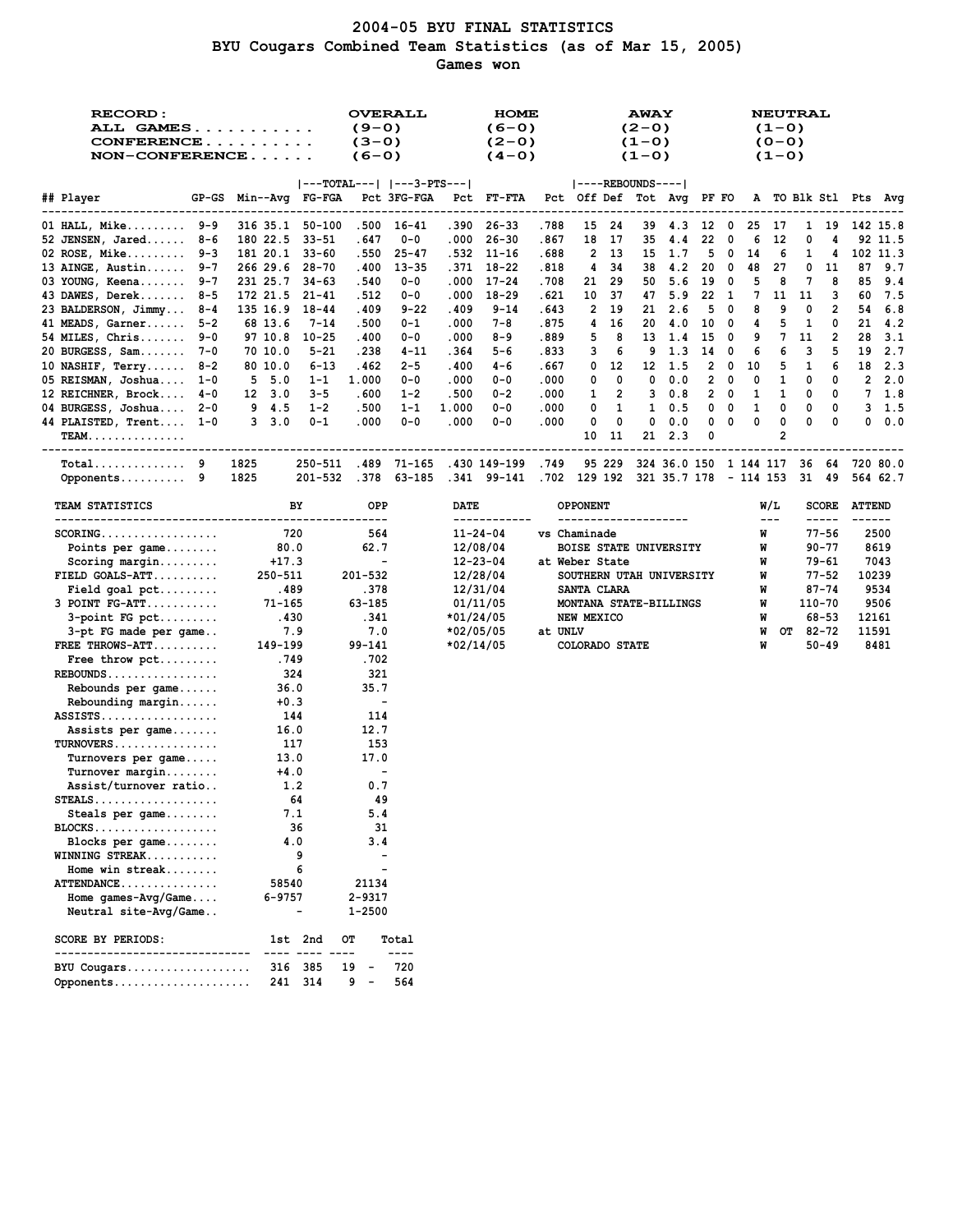# 2004-05 BYU FINAL STATISTICS

## BYU Cougars Combined Team Statistics (as of Mar 15, 2005)

### Games won

| RECORD: | OVERALL | HOME | AWAY | NEUTRAL |
|---|---|---|---|---|
| ALL GAMES | (9-0) | (6-0) | (2-0) | (1-0) |
| CONFERENCE | (3-0) | (2-0) | (1-0) | (0-0) |
| NON-CONFERENCE | (6-0) | (4-0) | (1-0) | (1-0) |

| ## | Player | GP-GS | Min | Avg | FG-FGA | Pct | 3FG-FGA | Pct | FT-FTA | Pct | Off | Def | Tot | Avg | PF | FO | A | TO | Blk | Stl | Pts | Avg |
|---|---|---|---|---|---|---|---|---|---|---|---|---|---|---|---|---|---|---|---|---|---|---|
| 01 | HALL, Mike | 9-9 | 316 | 35.1 | 50-100 | .500 | 16-41 | .390 | 26-33 | .788 | 15 | 24 | 39 | 4.3 | 12 | 0 | 25 | 17 | 1 | 19 | 142 | 15.8 |
| 52 | JENSEN, Jared | 8-6 | 180 | 22.5 | 33-51 | .647 | 0-0 | .000 | 26-30 | .867 | 18 | 17 | 35 | 4.4 | 22 | 0 | 6 | 12 | 0 | 4 | 92 | 11.5 |
| 02 | ROSE, Mike | 9-3 | 181 | 20.1 | 33-60 | .550 | 25-47 | .532 | 11-16 | .688 | 2 | 13 | 15 | 1.7 | 5 | 0 | 14 | 6 | 1 | 4 | 102 | 11.3 |
| 13 | AINGE, Austin | 9-7 | 266 | 29.6 | 28-70 | .400 | 13-35 | .371 | 18-22 | .818 | 4 | 34 | 38 | 4.2 | 20 | 0 | 48 | 27 | 0 | 11 | 87 | 9.7 |
| 03 | YOUNG, Keena | 9-7 | 231 | 25.7 | 34-63 | .540 | 0-0 | .000 | 17-24 | .708 | 21 | 29 | 50 | 5.6 | 19 | 0 | 5 | 8 | 7 | 8 | 85 | 9.4 |
| 43 | DAWES, Derek | 8-5 | 172 | 21.5 | 21-41 | .512 | 0-0 | .000 | 18-29 | .621 | 10 | 37 | 47 | 5.9 | 22 | 1 | 7 | 11 | 11 | 3 | 60 | 7.5 |
| 23 | BALDERSON, Jimmy | 8-4 | 135 | 16.9 | 18-44 | .409 | 9-22 | .409 | 9-14 | .643 | 2 | 19 | 21 | 2.6 | 5 | 0 | 8 | 9 | 0 | 2 | 54 | 6.8 |
| 41 | MEADS, Garner | 5-2 | 68 | 13.6 | 7-14 | .500 | 0-1 | .000 | 7-8 | .875 | 4 | 16 | 20 | 4.0 | 10 | 0 | 4 | 5 | 1 | 0 | 21 | 4.2 |
| 54 | MILES, Chris | 9-0 | 97 | 10.8 | 10-25 | .400 | 0-0 | .000 | 8-9 | .889 | 5 | 8 | 13 | 1.4 | 15 | 0 | 9 | 7 | 11 | 2 | 28 | 3.1 |
| 20 | BURGESS, Sam | 7-0 | 70 | 10.0 | 5-21 | .238 | 4-11 | .364 | 5-6 | .833 | 3 | 6 | 9 | 1.3 | 14 | 0 | 6 | 6 | 3 | 5 | 19 | 2.7 |
| 10 | NASHIF, Terry | 8-2 | 80 | 10.0 | 6-13 | .462 | 2-5 | .400 | 4-6 | .667 | 0 | 12 | 12 | 1.5 | 2 | 0 | 10 | 5 | 1 | 6 | 18 | 2.3 |
| 05 | REISMAN, Joshua | 1-0 | 5 | 5.0 | 1-1 | 1.000 | 0-0 | .000 | 0-0 | .000 | 0 | 0 | 0 | 0.0 | 2 | 0 | 0 | 1 | 0 | 0 | 2 | 2.0 |
| 12 | REICHNER, Brock | 4-0 | 12 | 3.0 | 3-5 | .600 | 1-2 | .500 | 0-2 | .000 | 1 | 2 | 3 | 0.8 | 2 | 0 | 1 | 1 | 0 | 0 | 7 | 1.8 |
| 04 | BURGESS, Joshua | 2-0 | 9 | 4.5 | 1-2 | .500 | 1-1 | 1.000 | 0-0 | .000 | 0 | 1 | 1 | 0.5 | 0 | 0 | 1 | 0 | 0 | 0 | 3 | 1.5 |
| 44 | PLAISTED, Trent | 1-0 | 3 | 3.0 | 0-1 | .000 | 0-0 | .000 | 0-0 | .000 | 0 | 0 | 0 | 0.0 | 0 | 0 | 0 | 0 | 0 | 0 | 0 | 0.0 |
| | TEAM | | | | | | | | | | 10 | 11 | 21 | 2.3 | 0 | | | 2 | | | | |
| | Total | 9 | 1825 | | 250-511 | .489 | 71-165 | .430 | 149-199 | .749 | 95 | 229 | 324 | 36.0 | 150 | 1 | 144 | 117 | 36 | 64 | 720 | 80.0 |
| | Opponents | 9 | 1825 | | 201-532 | .378 | 63-185 | .341 | 99-141 | .702 | 129 | 192 | 321 | 35.7 | 178 | - | 114 | 153 | 31 | 49 | 564 | 62.7 |

| TEAM STATISTICS | BY | OPP |
|---|---|---|
| SCORING | 720 | 564 |
| Points per game | 80.0 | 62.7 |
| Scoring margin | +17.3 | - |
| FIELD GOALS-ATT | 250-511 | 201-532 |
| Field goal pct | .489 | .378 |
| 3 POINT FG-ATT | 71-165 | 63-185 |
| 3-point FG pct | .430 | .341 |
| 3-pt FG made per game | 7.9 | 7.0 |
| FREE THROWS-ATT | 149-199 | 99-141 |
| Free throw pct | .749 | .702 |
| REBOUNDS | 324 | 321 |
| Rebounds per game | 36.0 | 35.7 |
| Rebounding margin | +0.3 | - |
| ASSISTS | 144 | 114 |
| Assists per game | 16.0 | 12.7 |
| TURNOVERS | 117 | 153 |
| Turnovers per game | 13.0 | 17.0 |
| Turnover margin | +4.0 | - |
| Assist/turnover ratio | 1.2 | 0.7 |
| STEALS | 64 | 49 |
| Steals per game | 7.1 | 5.4 |
| BLOCKS | 36 | 31 |
| Blocks per game | 4.0 | 3.4 |
| WINNING STREAK | 9 | - |
| Home win streak | 6 | - |
| ATTENDANCE | 58540 | 21134 |
| Home games-Avg/Game | 6-9757 | 2-9317 |
| Neutral site-Avg/Game | - | 1-2500 |

| DATE | OPPONENT | W/L | SCORE | ATTEND |
|---|---|---|---|---|
| 11-24-04 | vs Chaminade | W | 77-56 | 2500 |
| 12/08/04 | BOISE STATE UNIVERSITY | W | 90-77 | 8619 |
| 12-23-04 | at Weber State | W | 79-61 | 7043 |
| 12/28/04 | SOUTHERN UTAH UNIVERSITY | W | 77-52 | 10239 |
| 12/31/04 | SANTA CLARA | W | 87-74 | 9534 |
| 01/11/05 | MONTANA STATE-BILLINGS | W | 110-70 | 9506 |
| *01/24/05 | NEW MEXICO | W | 68-53 | 12161 |
| *02/05/05 | at UNLV | W OT | 82-72 | 11591 |
| *02/14/05 | COLORADO STATE | W | 50-49 | 8481 |

| SCORE BY PERIODS: | 1st | 2nd | OT | Total |
|---|---|---|---|---|
| BYU Cougars | 316 | 385 | 19 | 720 |
| Opponents | 241 | 314 | 9 | 564 |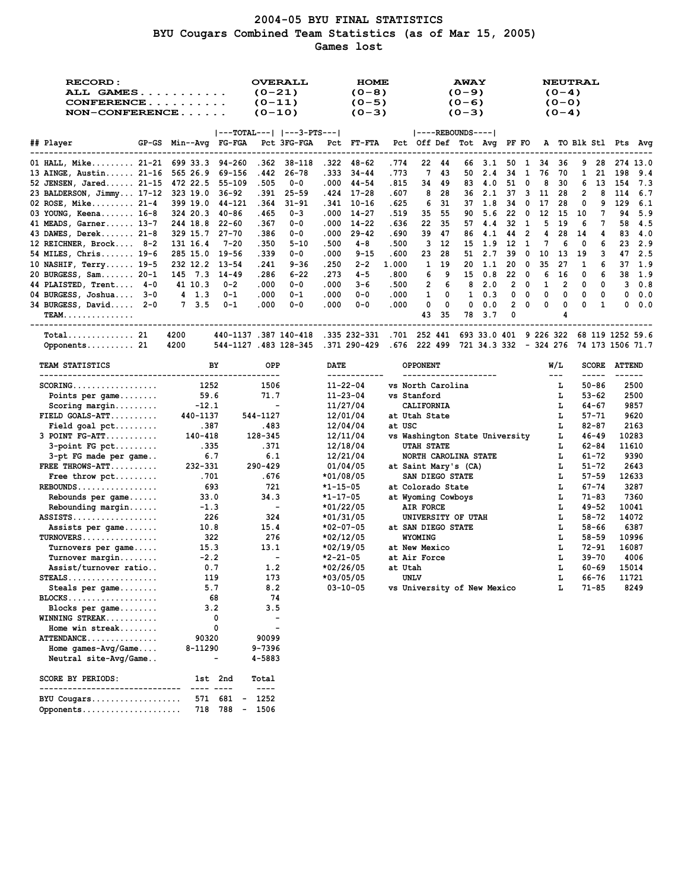# 2004-05 BYU FINAL STATISTICS

## BYU Cougars Combined Team Statistics (as of Mar 15, 2005)

### Games lost

| RECORD: | OVERALL | HOME | AWAY | NEUTRAL |
|---|---|---|---|---|
| ALL GAMES........... | (0-21) | (0-8) | (0-9) | (0-4) |
| CONFERENCE.......... | (0-11) | (0-5) | (0-6) | (0-0) |
| NON-CONFERENCE...... | (0-10) | (0-3) | (0-3) | (0-4) |

| ## | Player | GP-GS | Min | Avg | FG-FGA | Pct | 3FG-FGA | Pct | FT-FTA | Pct | Off | Def | Tot | Avg | PF | FO | A | TO | Blk | Stl | Pts | Avg |
|---|---|---|---|---|---|---|---|---|---|---|---|---|---|---|---|---|---|---|---|---|---|---|
| 01 | HALL, Mike | 21-21 | 699 | 33.3 | 94-260 | .362 | 38-118 | .322 | 48-62 | .774 | 22 | 44 | 66 | 3.1 | 50 | 1 | 34 | 36 | 9 | 28 | 274 | 13.0 |
| 13 | AINGE, Austin | 21-16 | 565 | 26.9 | 69-156 | .442 | 26-78 | .333 | 34-44 | .773 | 7 | 43 | 50 | 2.4 | 34 | 1 | 76 | 70 | 1 | 21 | 198 | 9.4 |
| 52 | JENSEN, Jared | 21-15 | 472 | 22.5 | 55-109 | .505 | 0-0 | .000 | 44-54 | .815 | 34 | 49 | 83 | 4.0 | 51 | 0 | 8 | 30 | 6 | 13 | 154 | 7.3 |
| 23 | BALDERSON, Jimmy | 17-12 | 323 | 19.0 | 36-92 | .391 | 25-59 | .424 | 17-28 | .607 | 8 | 28 | 36 | 2.1 | 37 | 3 | 11 | 28 | 2 | 8 | 114 | 6.7 |
| 02 | ROSE, Mike | 21-4 | 399 | 19.0 | 44-121 | .364 | 31-91 | .341 | 10-16 | .625 | 6 | 31 | 37 | 1.8 | 34 | 0 | 17 | 28 | 0 | 9 | 129 | 6.1 |
| 03 | YOUNG, Keena | 16-8 | 324 | 20.3 | 40-86 | .465 | 0-3 | .000 | 14-27 | .519 | 35 | 55 | 90 | 5.6 | 22 | 0 | 12 | 15 | 10 | 7 | 94 | 5.9 |
| 41 | MEADS, Garner | 13-7 | 244 | 18.8 | 22-60 | .367 | 0-0 | .000 | 14-22 | .636 | 22 | 35 | 57 | 4.4 | 32 | 1 | 5 | 19 | 6 | 7 | 58 | 4.5 |
| 43 | DAWES, Derek | 21-8 | 329 | 15.7 | 27-70 | .386 | 0-0 | .000 | 29-42 | .690 | 39 | 47 | 86 | 4.1 | 44 | 2 | 4 | 28 | 14 | 4 | 83 | 4.0 |
| 12 | REICHNER, Brock | 8-2 | 131 | 16.4 | 7-20 | .350 | 5-10 | .500 | 4-8 | .500 | 3 | 12 | 15 | 1.9 | 12 | 1 | 7 | 6 | 0 | 6 | 23 | 2.9 |
| 54 | MILES, Chris | 19-6 | 285 | 15.0 | 19-56 | .339 | 0-0 | .000 | 9-15 | .600 | 23 | 28 | 51 | 2.7 | 39 | 0 | 10 | 13 | 19 | 3 | 47 | 2.5 |
| 10 | NASHIF, Terry | 19-5 | 232 | 12.2 | 13-54 | .241 | 9-36 | .250 | 2-2 | 1.000 | 1 | 19 | 20 | 1.1 | 20 | 0 | 35 | 27 | 1 | 6 | 37 | 1.9 |
| 20 | BURGESS, Sam | 20-1 | 145 | 7.3 | 14-49 | .286 | 6-22 | .273 | 4-5 | .800 | 6 | 9 | 15 | 0.8 | 22 | 0 | 6 | 16 | 0 | 6 | 38 | 1.9 |
| 44 | PLAISTED, Trent | 4-0 | 41 | 10.3 | 0-2 | .000 | 0-0 | .000 | 3-6 | .500 | 2 | 6 | 8 | 2.0 | 2 | 0 | 1 | 2 | 0 | 0 | 3 | 0.8 |
| 04 | BURGESS, Joshua | 3-0 | 4 | 1.3 | 0-1 | .000 | 0-1 | .000 | 0-0 | .000 | 1 | 0 | 1 | 0.3 | 0 | 0 | 0 | 0 | 0 | 0 | 0 | 0.0 |
| 34 | BURGESS, David | 2-0 | 7 | 3.5 | 0-1 | .000 | 0-0 | .000 | 0-0 | .000 | 0 | 0 | 0 | 0.0 | 2 | 0 | 0 | 0 | 0 | 1 | 0 | 0.0 |
| | TEAM | | | | | | | | | | 43 | 35 | 78 | 3.7 | 0 | | | 4 | | | | |
| | Total | 21 | 4200 | | 440-1137 | .387 | 140-418 | .335 | 232-331 | .701 | 252 | 441 | 693 | 33.0 | 401 | 9 | 226 | 322 | 68 | 119 | 1252 | 59.6 |
| | Opponents | 21 | 4200 | | 544-1127 | .483 | 128-345 | .371 | 290-429 | .676 | 222 | 499 | 721 | 34.3 | 332 | - | 324 | 276 | 74 | 173 | 1506 | 71.7 |

| TEAM STATISTICS | BY | OPP |
|---|---|---|
| SCORING | 1252 | 1506 |
| Points per game | 59.6 | 71.7 |
| Scoring margin | -12.1 | - |
| FIELD GOALS-ATT | 440-1137 | 544-1127 |
| Field goal pct | .387 | .483 |
| 3 POINT FG-ATT | 140-418 | 128-345 |
| 3-point FG pct | .335 | .371 |
| 3-pt FG made per game | 6.7 | 6.1 |
| FREE THROWS-ATT | 232-331 | 290-429 |
| Free throw pct | .701 | .676 |
| REBOUNDS | 693 | 721 |
| Rebounds per game | 33.0 | 34.3 |
| Rebounding margin | -1.3 | - |
| ASSISTS | 226 | 324 |
| Assists per game | 10.8 | 15.4 |
| TURNOVERS | 322 | 276 |
| Turnovers per game | 15.3 | 13.1 |
| Turnover margin | -2.2 | - |
| Assist/turnover ratio | 0.7 | 1.2 |
| STEALS | 119 | 173 |
| Steals per game | 5.7 | 8.2 |
| BLOCKS | 68 | 74 |
| Blocks per game | 3.2 | 3.5 |
| WINNING STREAK | 0 | - |
| Home win streak | 0 | - |
| ATTENDANCE | 90320 | 90099 |
| Home games-Avg/Game | 8-11290 | 9-7396 |
| Neutral site-Avg/Game | - | 4-5883 |

| SCORE BY PERIODS: | 1st | 2nd | Total |
|---|---|---|---|
| BYU Cougars | 571 | 681 | 1252 |
| Opponents | 718 | 788 | 1506 |

| DATE | OPPONENT | W/L | SCORE | ATTEND |
|---|---|---|---|---|
| 11-22-04 | vs North Carolina | L | 50-86 | 2500 |
| 11-23-04 | vs Stanford | L | 53-62 | 2500 |
| 11/27/04 | CALIFORNIA | L | 64-67 | 9857 |
| 12/01/04 | at Utah State | L | 57-71 | 9620 |
| 12/04/04 | at USC | L | 82-87 | 2163 |
| 12/11/04 | vs Washington State University | L | 46-49 | 10283 |
| 12/18/04 | UTAH STATE | L | 62-84 | 11610 |
| 12/21/04 | NORTH CAROLINA STATE | L | 61-72 | 9390 |
| 01/04/05 | at Saint Mary's (CA) | L | 51-72 | 2643 |
| *01/08/05 | SAN DIEGO STATE | L | 57-59 | 12633 |
| *1-15-05 | at Colorado State | L | 67-74 | 3287 |
| *1-17-05 | at Wyoming Cowboys | L | 71-83 | 7360 |
| *01/22/05 | AIR FORCE | L | 49-52 | 10041 |
| *01/31/05 | UNIVERSITY OF UTAH | L | 58-72 | 14072 |
| *02-07-05 | at SAN DIEGO STATE | L | 58-66 | 6387 |
| *02/12/05 | WYOMING | L | 58-59 | 10996 |
| *02/19/05 | at New Mexico | L | 72-91 | 16087 |
| *2-21-05 | at Air Force | L | 39-70 | 4006 |
| *02/26/05 | at Utah | L | 60-69 | 15014 |
| *03/05/05 | UNLV | L | 66-76 | 11721 |
| 03-10-05 | vs University of New Mexico | L | 71-85 | 8249 |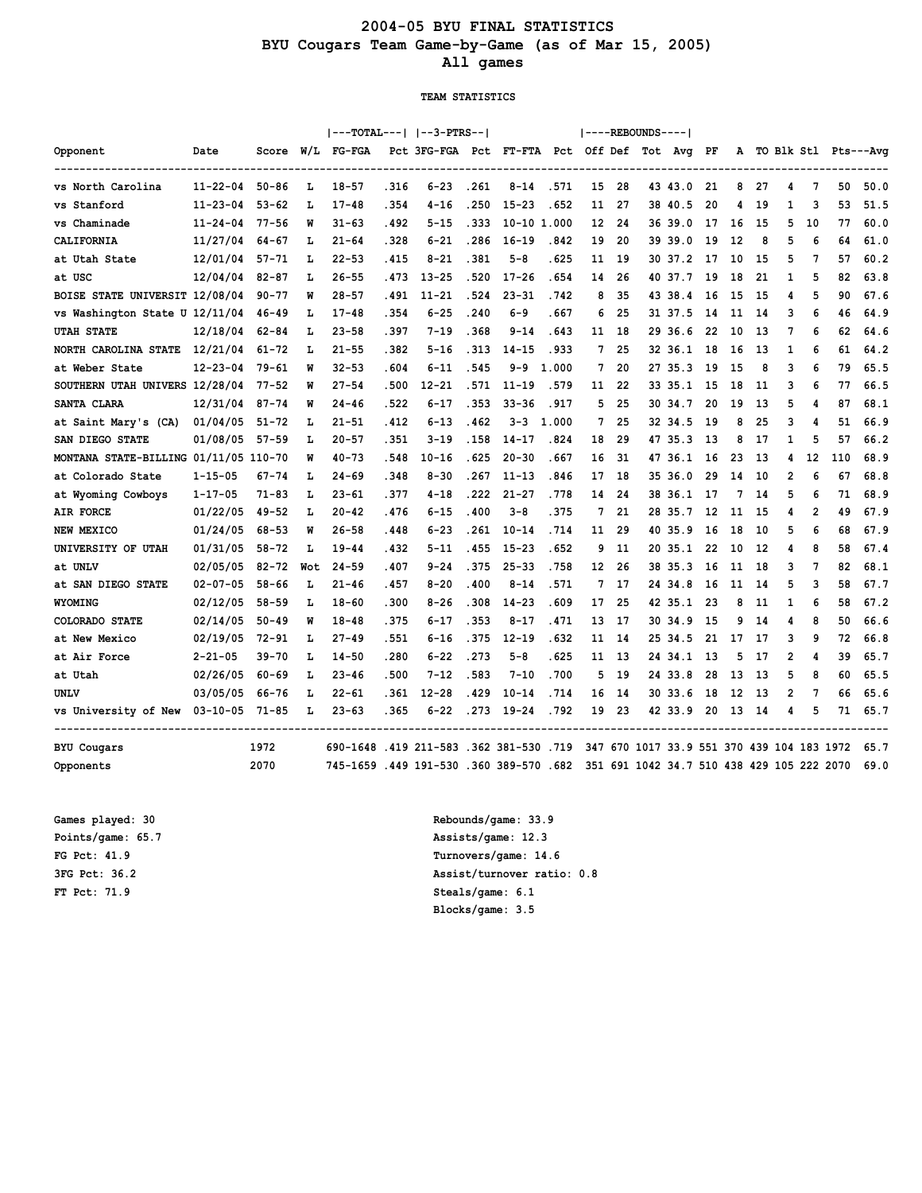# 2004-05 BYU FINAL STATISTICS
## BYU Cougars Team Game-by-Game (as of Mar 15, 2005)
## All games

### TEAM STATISTICS

| Opponent | Date | Score | W/L | TOTAL FG-FGA | Pct | 3-PTRS 3FG-FGA | Pct | FT-FTA | Pct | REBOUNDS Off | Def | Tot | Avg | PF | A | TO | Blk | Stl | Pts | Avg |
|---|---|---|---|---|---|---|---|---|---|---|---|---|---|---|---|---|---|---|---|---|
| vs North Carolina | 11-22-04 | 50-86 | L | 18-57 | .316 | 6-23 | .261 | 8-14 | .571 | 15 | 28 | 43 | 43.0 | 21 | 8 | 27 | 4 | 7 | 50 | 50.0 |
| vs Stanford | 11-23-04 | 53-62 | L | 17-48 | .354 | 4-16 | .250 | 15-23 | .652 | 11 | 27 | 38 | 40.5 | 20 | 4 | 19 | 1 | 3 | 53 | 51.5 |
| vs Chaminade | 11-24-04 | 77-56 | W | 31-63 | .492 | 5-15 | .333 | 10-10 | 1.000 | 12 | 24 | 36 | 39.0 | 17 | 16 | 15 | 5 | 10 | 77 | 60.0 |
| CALIFORNIA | 11/27/04 | 64-67 | L | 21-64 | .328 | 6-21 | .286 | 16-19 | .842 | 19 | 20 | 39 | 39.0 | 19 | 12 | 8 | 5 | 6 | 64 | 61.0 |
| at Utah State | 12/01/04 | 57-71 | L | 22-53 | .415 | 8-21 | .381 | 5-8 | .625 | 11 | 19 | 30 | 37.2 | 17 | 10 | 15 | 5 | 7 | 57 | 60.2 |
| at USC | 12/04/04 | 82-87 | L | 26-55 | .473 | 13-25 | .520 | 17-26 | .654 | 14 | 26 | 40 | 37.7 | 19 | 18 | 21 | 1 | 5 | 82 | 63.8 |
| BOISE STATE UNIVERSIT | 12/08/04 | 90-77 | W | 28-57 | .491 | 11-21 | .524 | 23-31 | .742 | 8 | 35 | 43 | 38.4 | 16 | 15 | 15 | 4 | 5 | 90 | 67.6 |
| vs Washington State U | 12/11/04 | 46-49 | L | 17-48 | .354 | 6-25 | .240 | 6-9 | .667 | 6 | 25 | 31 | 37.5 | 14 | 11 | 14 | 3 | 6 | 46 | 64.9 |
| UTAH STATE | 12/18/04 | 62-84 | L | 23-58 | .397 | 7-19 | .368 | 9-14 | .643 | 11 | 18 | 29 | 36.6 | 22 | 10 | 13 | 7 | 6 | 62 | 64.6 |
| NORTH CAROLINA STATE | 12/21/04 | 61-72 | L | 21-55 | .382 | 5-16 | .313 | 14-15 | .933 | 7 | 25 | 32 | 36.1 | 18 | 16 | 13 | 1 | 6 | 61 | 64.2 |
| at Weber State | 12-23-04 | 79-61 | W | 32-53 | .604 | 6-11 | .545 | 9-9 | 1.000 | 7 | 20 | 27 | 35.3 | 19 | 15 | 8 | 3 | 6 | 79 | 65.5 |
| SOUTHERN UTAH UNIVERS | 12/28/04 | 77-52 | W | 27-54 | .500 | 12-21 | .571 | 11-19 | .579 | 11 | 22 | 33 | 35.1 | 15 | 18 | 11 | 3 | 6 | 77 | 66.5 |
| SANTA CLARA | 12/31/04 | 87-74 | W | 24-46 | .522 | 6-17 | .353 | 33-36 | .917 | 5 | 25 | 30 | 34.7 | 20 | 19 | 13 | 5 | 4 | 87 | 68.1 |
| at Saint Mary's (CA) | 01/04/05 | 51-72 | L | 21-51 | .412 | 6-13 | .462 | 3-3 | 1.000 | 7 | 25 | 32 | 34.5 | 19 | 8 | 25 | 3 | 4 | 51 | 66.9 |
| SAN DIEGO STATE | 01/08/05 | 57-59 | L | 20-57 | .351 | 3-19 | .158 | 14-17 | .824 | 18 | 29 | 47 | 35.3 | 13 | 8 | 17 | 1 | 5 | 57 | 66.2 |
| MONTANA STATE-BILLING | 01/11/05 | 110-70 | W | 40-73 | .548 | 10-16 | .625 | 20-30 | .667 | 16 | 31 | 47 | 36.1 | 16 | 23 | 13 | 4 | 12 | 110 | 68.9 |
| at Colorado State | 1-15-05 | 67-74 | L | 24-69 | .348 | 8-30 | .267 | 11-13 | .846 | 17 | 18 | 35 | 36.0 | 29 | 14 | 10 | 2 | 6 | 67 | 68.8 |
| at Wyoming Cowboys | 1-17-05 | 71-83 | L | 23-61 | .377 | 4-18 | .222 | 21-27 | .778 | 14 | 24 | 38 | 36.1 | 17 | 7 | 14 | 5 | 6 | 71 | 68.9 |
| AIR FORCE | 01/22/05 | 49-52 | L | 20-42 | .476 | 6-15 | .400 | 3-8 | .375 | 7 | 21 | 28 | 35.7 | 12 | 11 | 15 | 4 | 2 | 49 | 67.9 |
| NEW MEXICO | 01/24/05 | 68-53 | W | 26-58 | .448 | 6-23 | .261 | 10-14 | .714 | 11 | 29 | 40 | 35.9 | 16 | 18 | 10 | 5 | 6 | 68 | 67.9 |
| UNIVERSITY OF UTAH | 01/31/05 | 58-72 | L | 19-44 | .432 | 5-11 | .455 | 15-23 | .652 | 9 | 11 | 20 | 35.1 | 22 | 10 | 12 | 4 | 8 | 58 | 67.4 |
| at UNLV | 02/05/05 | 82-72 | Wot | 24-59 | .407 | 9-24 | .375 | 25-33 | .758 | 12 | 26 | 38 | 35.3 | 16 | 11 | 18 | 3 | 7 | 82 | 68.1 |
| at SAN DIEGO STATE | 02-07-05 | 58-66 | L | 21-46 | .457 | 8-20 | .400 | 8-14 | .571 | 7 | 17 | 24 | 34.8 | 16 | 11 | 14 | 5 | 3 | 58 | 67.7 |
| WYOMING | 02/12/05 | 58-59 | L | 18-60 | .300 | 8-26 | .308 | 14-23 | .609 | 17 | 25 | 42 | 35.1 | 23 | 8 | 11 | 1 | 6 | 58 | 67.2 |
| COLORADO STATE | 02/14/05 | 50-49 | W | 18-48 | .375 | 6-17 | .353 | 8-17 | .471 | 13 | 17 | 30 | 34.9 | 15 | 9 | 14 | 4 | 8 | 50 | 66.6 |
| at New Mexico | 02/19/05 | 72-91 | L | 27-49 | .551 | 6-16 | .375 | 12-19 | .632 | 11 | 14 | 25 | 34.5 | 21 | 17 | 17 | 3 | 9 | 72 | 66.8 |
| at Air Force | 2-21-05 | 39-70 | L | 14-50 | .280 | 6-22 | .273 | 5-8 | .625 | 11 | 13 | 24 | 34.1 | 13 | 5 | 17 | 2 | 4 | 39 | 65.7 |
| at Utah | 02/26/05 | 60-69 | L | 23-46 | .500 | 7-12 | .583 | 7-10 | .700 | 5 | 19 | 24 | 33.8 | 28 | 13 | 13 | 5 | 8 | 60 | 65.5 |
| UNLV | 03/05/05 | 66-76 | L | 22-61 | .361 | 12-28 | .429 | 10-14 | .714 | 16 | 14 | 30 | 33.6 | 18 | 12 | 13 | 2 | 7 | 66 | 65.6 |
| vs University of New | 03-10-05 | 71-85 | L | 23-63 | .365 | 6-22 | .273 | 19-24 | .792 | 19 | 23 | 42 | 33.9 | 20 | 13 | 14 | 4 | 5 | 71 | 65.7 |
| BYU Cougars | | 1972 | | 690-1648 | .419 | 211-583 | .362 | 381-530 | .719 | 347 | 670 | 1017 | 33.9 | 551 | 370 | 439 | 104 | 183 | 1972 | 65.7 |
| Opponents | | 2070 | | 745-1659 | .449 | 191-530 | .360 | 389-570 | .682 | 351 | 691 | 1042 | 34.7 | 510 | 438 | 429 | 105 | 222 | 2070 | 69.0 |

Games played: 30
Points/game: 65.7
FG Pct: 41.9
3FG Pct: 36.2
FT Pct: 71.9

Rebounds/game: 33.9
Assists/game: 12.3
Turnovers/game: 14.6
Assist/turnover ratio: 0.8
Steals/game: 6.1
Blocks/game: 3.5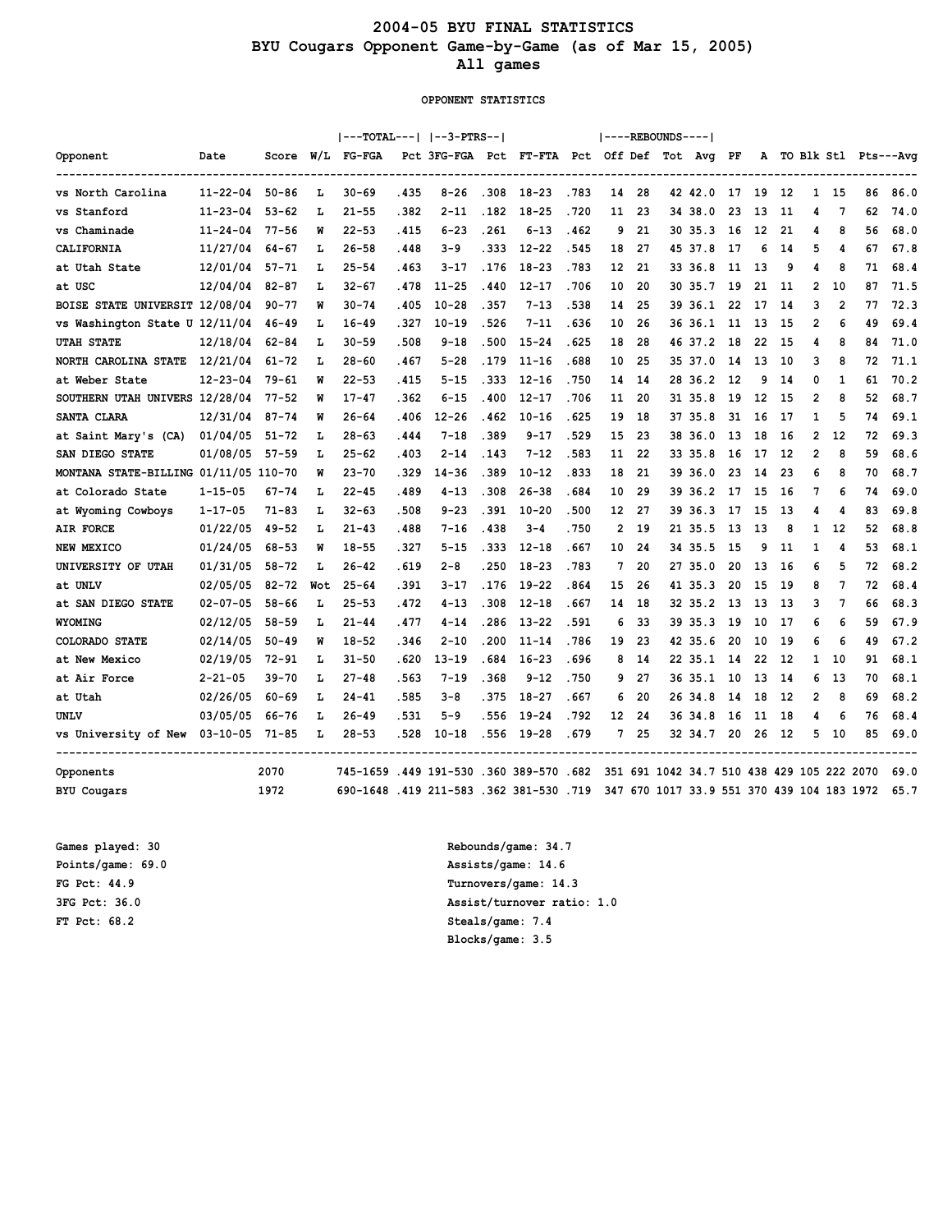# 2004-05 BYU FINAL STATISTICS
## BYU Cougars Opponent Game-by-Game (as of Mar 15, 2005)
## All games

### OPPONENT STATISTICS

| Opponent | Date | Score | W/L | TOTAL FG-FGA | Pct | 3-PTRS 3FG-FGA | Pct | FT-FTA | Pct | REBOUNDS Off | Def | Tot | Avg | PF | A | TO | Blk | Stl | Pts | Avg |
|---|---|---|---|---|---|---|---|---|---|---|---|---|---|---|---|---|---|---|---|---|
| vs North Carolina | 11-22-04 | 50-86 | L | 30-69 | .435 | 8-26 | .308 | 18-23 | .783 | 14 | 28 | 42 | 42.0 | 17 | 19 | 12 | 1 | 15 | 86 | 86.0 |
| vs Stanford | 11-23-04 | 53-62 | L | 21-55 | .382 | 2-11 | .182 | 18-25 | .720 | 11 | 23 | 34 | 38.0 | 23 | 13 | 11 | 4 | 7 | 62 | 74.0 |
| vs Chaminade | 11-24-04 | 77-56 | W | 22-53 | .415 | 6-23 | .261 | 6-13 | .462 | 9 | 21 | 30 | 35.3 | 16 | 12 | 21 | 4 | 8 | 56 | 68.0 |
| CALIFORNIA | 11/27/04 | 64-67 | L | 26-58 | .448 | 3-9 | .333 | 12-22 | .545 | 18 | 27 | 45 | 37.8 | 17 | 6 | 14 | 5 | 4 | 67 | 67.8 |
| at Utah State | 12/01/04 | 57-71 | L | 25-54 | .463 | 3-17 | .176 | 18-23 | .783 | 12 | 21 | 33 | 36.8 | 11 | 13 | 9 | 4 | 8 | 71 | 68.4 |
| at USC | 12/04/04 | 82-87 | L | 32-67 | .478 | 11-25 | .440 | 12-17 | .706 | 10 | 20 | 30 | 35.7 | 19 | 21 | 11 | 2 | 10 | 87 | 71.5 |
| BOISE STATE UNIVERSIT | 12/08/04 | 90-77 | W | 30-74 | .405 | 10-28 | .357 | 7-13 | .538 | 14 | 25 | 39 | 36.1 | 22 | 17 | 14 | 3 | 2 | 77 | 72.3 |
| vs Washington State U | 12/11/04 | 46-49 | L | 16-49 | .327 | 10-19 | .526 | 7-11 | .636 | 10 | 26 | 36 | 36.1 | 11 | 13 | 15 | 2 | 6 | 49 | 69.4 |
| UTAH STATE | 12/18/04 | 62-84 | L | 30-59 | .508 | 9-18 | .500 | 15-24 | .625 | 18 | 28 | 46 | 37.2 | 18 | 22 | 15 | 4 | 8 | 84 | 71.0 |
| NORTH CAROLINA STATE | 12/21/04 | 61-72 | L | 28-60 | .467 | 5-28 | .179 | 11-16 | .688 | 10 | 25 | 35 | 37.0 | 14 | 13 | 10 | 3 | 8 | 72 | 71.1 |
| at Weber State | 12-23-04 | 79-61 | W | 22-53 | .415 | 5-15 | .333 | 12-16 | .750 | 14 | 14 | 28 | 36.2 | 12 | 9 | 14 | 0 | 1 | 61 | 70.2 |
| SOUTHERN UTAH UNIVERS | 12/28/04 | 77-52 | W | 17-47 | .362 | 6-15 | .400 | 12-17 | .706 | 11 | 20 | 31 | 35.8 | 19 | 12 | 15 | 2 | 8 | 52 | 68.7 |
| SANTA CLARA | 12/31/04 | 87-74 | W | 26-64 | .406 | 12-26 | .462 | 10-16 | .625 | 19 | 18 | 37 | 35.8 | 31 | 16 | 17 | 1 | 5 | 74 | 69.1 |
| at Saint Mary's (CA) | 01/04/05 | 51-72 | L | 28-63 | .444 | 7-18 | .389 | 9-17 | .529 | 15 | 23 | 38 | 36.0 | 13 | 18 | 16 | 2 | 12 | 72 | 69.3 |
| SAN DIEGO STATE | 01/08/05 | 57-59 | L | 25-62 | .403 | 2-14 | .143 | 7-12 | .583 | 11 | 22 | 33 | 35.8 | 16 | 17 | 12 | 2 | 8 | 59 | 68.6 |
| MONTANA STATE-BILLING | 01/11/05 | 110-70 | W | 23-70 | .329 | 14-36 | .389 | 10-12 | .833 | 18 | 21 | 39 | 36.0 | 23 | 14 | 23 | 6 | 8 | 70 | 68.7 |
| at Colorado State | 1-15-05 | 67-74 | L | 22-45 | .489 | 4-13 | .308 | 26-38 | .684 | 10 | 29 | 39 | 36.2 | 17 | 15 | 16 | 7 | 6 | 74 | 69.0 |
| at Wyoming Cowboys | 1-17-05 | 71-83 | L | 32-63 | .508 | 9-23 | .391 | 10-20 | .500 | 12 | 27 | 39 | 36.3 | 17 | 15 | 13 | 4 | 4 | 83 | 69.8 |
| AIR FORCE | 01/22/05 | 49-52 | L | 21-43 | .488 | 7-16 | .438 | 3-4 | .750 | 2 | 19 | 21 | 35.5 | 13 | 13 | 8 | 1 | 12 | 52 | 68.8 |
| NEW MEXICO | 01/24/05 | 68-53 | W | 18-55 | .327 | 5-15 | .333 | 12-18 | .667 | 10 | 24 | 34 | 35.5 | 15 | 9 | 11 | 1 | 4 | 53 | 68.1 |
| UNIVERSITY OF UTAH | 01/31/05 | 58-72 | L | 26-42 | .619 | 2-8 | .250 | 18-23 | .783 | 7 | 20 | 27 | 35.0 | 20 | 13 | 16 | 6 | 5 | 72 | 68.2 |
| at UNLV | 02/05/05 | 82-72 | Wot | 25-64 | .391 | 3-17 | .176 | 19-22 | .864 | 15 | 26 | 41 | 35.3 | 20 | 15 | 19 | 8 | 7 | 72 | 68.4 |
| at SAN DIEGO STATE | 02-07-05 | 58-66 | L | 25-53 | .472 | 4-13 | .308 | 12-18 | .667 | 14 | 18 | 32 | 35.2 | 13 | 13 | 13 | 3 | 7 | 66 | 68.3 |
| WYOMING | 02/12/05 | 58-59 | L | 21-44 | .477 | 4-14 | .286 | 13-22 | .591 | 6 | 33 | 39 | 35.3 | 19 | 10 | 17 | 6 | 6 | 59 | 67.9 |
| COLORADO STATE | 02/14/05 | 50-49 | W | 18-52 | .346 | 2-10 | .200 | 11-14 | .786 | 19 | 23 | 42 | 35.6 | 20 | 10 | 19 | 6 | 6 | 49 | 67.2 |
| at New Mexico | 02/19/05 | 72-91 | L | 31-50 | .620 | 13-19 | .684 | 16-23 | .696 | 8 | 14 | 22 | 35.1 | 14 | 22 | 12 | 1 | 10 | 91 | 68.1 |
| at Air Force | 2-21-05 | 39-70 | L | 27-48 | .563 | 7-19 | .368 | 9-12 | .750 | 9 | 27 | 36 | 35.1 | 10 | 13 | 14 | 6 | 13 | 70 | 68.1 |
| at Utah | 02/26/05 | 60-69 | L | 24-41 | .585 | 3-8 | .375 | 18-27 | .667 | 6 | 20 | 26 | 34.8 | 14 | 18 | 12 | 2 | 8 | 69 | 68.2 |
| UNLV | 03/05/05 | 66-76 | L | 26-49 | .531 | 5-9 | .556 | 19-24 | .792 | 12 | 24 | 36 | 34.8 | 16 | 11 | 18 | 4 | 6 | 76 | 68.4 |
| vs University of New | 03-10-05 | 71-85 | L | 28-53 | .528 | 10-18 | .556 | 19-28 | .679 | 7 | 25 | 32 | 34.7 | 20 | 26 | 12 | 5 | 10 | 85 | 69.0 |
| Opponents | | 2070 | | 745-1659 | .449 | 191-530 | .360 | 389-570 | .682 | 351 | 691 | 1042 | 34.7 | 510 | 438 | 429 | 105 | 222 | 2070 | 69.0 |
| BYU Cougars | | 1972 | | 690-1648 | .419 | 211-583 | .362 | 381-530 | .719 | 347 | 670 | 1017 | 33.9 | 551 | 370 | 439 | 104 | 183 | 1972 | 65.7 |

Games played: 30
Points/game: 69.0
FG Pct: 44.9
3FG Pct: 36.0
FT Pct: 68.2

Rebounds/game: 34.7
Assists/game: 14.6
Turnovers/game: 14.3
Assist/turnover ratio: 1.0
Steals/game: 7.4
Blocks/game: 3.5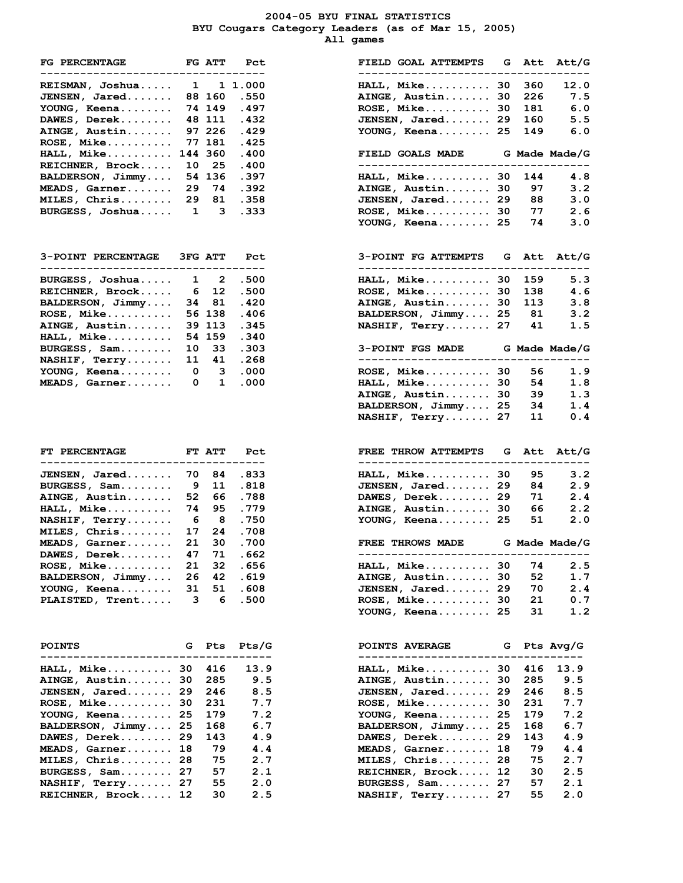# 2004-05 BYU FINAL STATISTICS

## BYU Cougars Category Leaders (as of Mar 15, 2005)

### All games

| FG PERCENTAGE | FG | ATT | Pct |
|---|---|---|---|
| REISMAN, Joshua | 1 | 1 | 1.000 |
| JENSEN, Jared | 88 | 160 | .550 |
| YOUNG, Keena | 74 | 149 | .497 |
| DAWES, Derek | 48 | 111 | .432 |
| AINGE, Austin | 97 | 226 | .429 |
| ROSE, Mike | 77 | 181 | .425 |
| HALL, Mike | 144 | 360 | .400 |
| REICHNER, Brock | 10 | 25 | .400 |
| BALDERSON, Jimmy | 54 | 136 | .397 |
| MEADS, Garner | 29 | 74 | .392 |
| MILES, Chris | 29 | 81 | .358 |
| BURGESS, Joshua | 1 | 3 | .333 |

| FIELD GOAL ATTEMPTS | G | Att | Att/G |
|---|---|---|---|
| HALL, Mike | 30 | 360 | 12.0 |
| AINGE, Austin | 30 | 226 | 7.5 |
| ROSE, Mike | 30 | 181 | 6.0 |
| JENSEN, Jared | 29 | 160 | 5.5 |
| YOUNG, Keena | 25 | 149 | 6.0 |

| FIELD GOALS MADE | G | Made | Made/G |
|---|---|---|---|
| HALL, Mike | 30 | 144 | 4.8 |
| AINGE, Austin | 30 | 97 | 3.2 |
| JENSEN, Jared | 29 | 88 | 3.0 |
| ROSE, Mike | 30 | 77 | 2.6 |
| YOUNG, Keena | 25 | 74 | 3.0 |

| 3-POINT PERCENTAGE | 3FG | ATT | Pct |
|---|---|---|---|
| BURGESS, Joshua | 1 | 2 | .500 |
| REICHNER, Brock | 6 | 12 | .500 |
| BALDERSON, Jimmy | 34 | 81 | .420 |
| ROSE, Mike | 56 | 138 | .406 |
| AINGE, Austin | 39 | 113 | .345 |
| HALL, Mike | 54 | 159 | .340 |
| BURGESS, Sam | 10 | 33 | .303 |
| NASHIF, Terry | 11 | 41 | .268 |
| YOUNG, Keena | 0 | 3 | .000 |
| MEADS, Garner | 0 | 1 | .000 |

| 3-POINT FG ATTEMPTS | G | Att | Att/G |
|---|---|---|---|
| HALL, Mike | 30 | 159 | 5.3 |
| ROSE, Mike | 30 | 138 | 4.6 |
| AINGE, Austin | 30 | 113 | 3.8 |
| BALDERSON, Jimmy | 25 | 81 | 3.2 |
| NASHIF, Terry | 27 | 41 | 1.5 |

| 3-POINT FGS MADE | G | Made | Made/G |
|---|---|---|---|
| ROSE, Mike | 30 | 56 | 1.9 |
| HALL, Mike | 30 | 54 | 1.8 |
| AINGE, Austin | 30 | 39 | 1.3 |
| BALDERSON, Jimmy | 25 | 34 | 1.4 |
| NASHIF, Terry | 27 | 11 | 0.4 |

| FT PERCENTAGE | FT | ATT | Pct |
|---|---|---|---|
| JENSEN, Jared | 70 | 84 | .833 |
| BURGESS, Sam | 9 | 11 | .818 |
| AINGE, Austin | 52 | 66 | .788 |
| HALL, Mike | 74 | 95 | .779 |
| NASHIF, Terry | 6 | 8 | .750 |
| MILES, Chris | 17 | 24 | .708 |
| MEADS, Garner | 21 | 30 | .700 |
| DAWES, Derek | 47 | 71 | .662 |
| ROSE, Mike | 21 | 32 | .656 |
| BALDERSON, Jimmy | 26 | 42 | .619 |
| YOUNG, Keena | 31 | 51 | .608 |
| PLAISTED, Trent | 3 | 6 | .500 |

| FREE THROW ATTEMPTS | G | Att | Att/G |
|---|---|---|---|
| HALL, Mike | 30 | 95 | 3.2 |
| JENSEN, Jared | 29 | 84 | 2.9 |
| DAWES, Derek | 29 | 71 | 2.4 |
| AINGE, Austin | 30 | 66 | 2.2 |
| YOUNG, Keena | 25 | 51 | 2.0 |

| FREE THROWS MADE | G | Made | Made/G |
|---|---|---|---|
| HALL, Mike | 30 | 74 | 2.5 |
| AINGE, Austin | 30 | 52 | 1.7 |
| JENSEN, Jared | 29 | 70 | 2.4 |
| ROSE, Mike | 30 | 21 | 0.7 |
| YOUNG, Keena | 25 | 31 | 1.2 |

| POINTS | G | Pts | Pts/G |
|---|---|---|---|
| HALL, Mike | 30 | 416 | 13.9 |
| AINGE, Austin | 30 | 285 | 9.5 |
| JENSEN, Jared | 29 | 246 | 8.5 |
| ROSE, Mike | 30 | 231 | 7.7 |
| YOUNG, Keena | 25 | 179 | 7.2 |
| BALDERSON, Jimmy | 25 | 168 | 6.7 |
| DAWES, Derek | 29 | 143 | 4.9 |
| MEADS, Garner | 18 | 79 | 4.4 |
| MILES, Chris | 28 | 75 | 2.7 |
| BURGESS, Sam | 27 | 57 | 2.1 |
| NASHIF, Terry | 27 | 55 | 2.0 |
| REICHNER, Brock | 12 | 30 | 2.5 |

| POINTS AVERAGE | G | Pts | Avg/G |
|---|---|---|---|
| HALL, Mike | 30 | 416 | 13.9 |
| AINGE, Austin | 30 | 285 | 9.5 |
| JENSEN, Jared | 29 | 246 | 8.5 |
| ROSE, Mike | 30 | 231 | 7.7 |
| YOUNG, Keena | 25 | 179 | 7.2 |
| BALDERSON, Jimmy | 25 | 168 | 6.7 |
| DAWES, Derek | 29 | 143 | 4.9 |
| MEADS, Garner | 18 | 79 | 4.4 |
| MILES, Chris | 28 | 75 | 2.7 |
| REICHNER, Brock | 12 | 30 | 2.5 |
| BURGESS, Sam | 27 | 57 | 2.1 |
| NASHIF, Terry | 27 | 55 | 2.0 |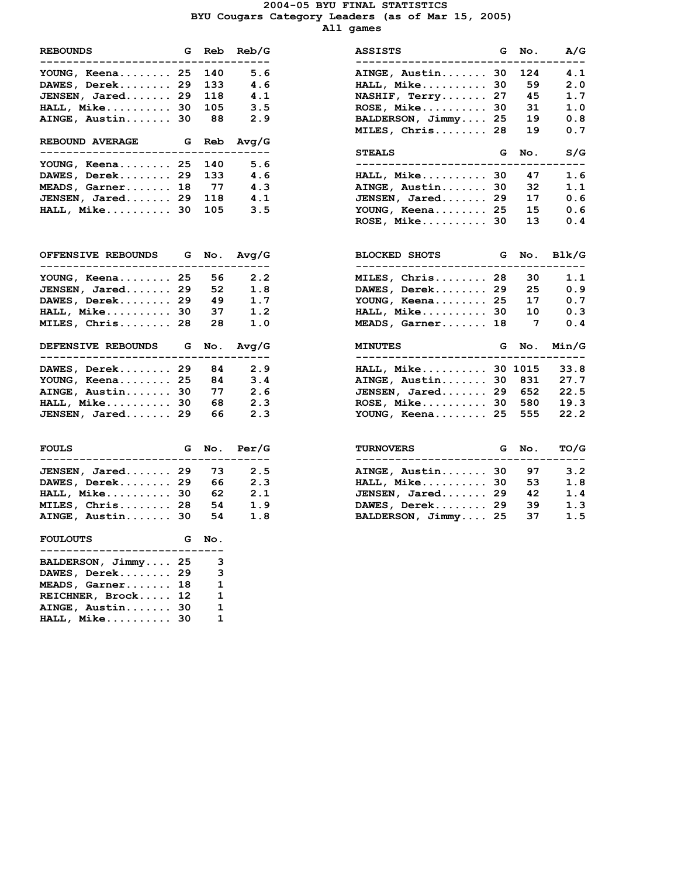# 2004-05 BYU FINAL STATISTICS

## BYU Cougars Category Leaders (as of Mar 15, 2005)

### All games

| REBOUNDS | G | Reb | Reb/G |
|---|---|---|---|
| YOUNG, Keena | 25 | 140 | 5.6 |
| DAWES, Derek | 29 | 133 | 4.6 |
| JENSEN, Jared | 29 | 118 | 4.1 |
| HALL, Mike | 30 | 105 | 3.5 |
| AINGE, Austin | 30 | 88 | 2.9 |

| REBOUND AVERAGE | G | Reb | Avg/G |
|---|---|---|---|
| YOUNG, Keena | 25 | 140 | 5.6 |
| DAWES, Derek | 29 | 133 | 4.6 |
| MEADS, Garner | 18 | 77 | 4.3 |
| JENSEN, Jared | 29 | 118 | 4.1 |
| HALL, Mike | 30 | 105 | 3.5 |

| OFFENSIVE REBOUNDS | G | No. | Avg/G |
|---|---|---|---|
| YOUNG, Keena | 25 | 56 | 2.2 |
| JENSEN, Jared | 29 | 52 | 1.8 |
| DAWES, Derek | 29 | 49 | 1.7 |
| HALL, Mike | 30 | 37 | 1.2 |
| MILES, Chris | 28 | 28 | 1.0 |

| DEFENSIVE REBOUNDS | G | No. | Avg/G |
|---|---|---|---|
| DAWES, Derek | 29 | 84 | 2.9 |
| YOUNG, Keena | 25 | 84 | 3.4 |
| AINGE, Austin | 30 | 77 | 2.6 |
| HALL, Mike | 30 | 68 | 2.3 |
| JENSEN, Jared | 29 | 66 | 2.3 |

| FOULS | G | No. | Per/G |
|---|---|---|---|
| JENSEN, Jared | 29 | 73 | 2.5 |
| DAWES, Derek | 29 | 66 | 2.3 |
| HALL, Mike | 30 | 62 | 2.1 |
| MILES, Chris | 28 | 54 | 1.9 |
| AINGE, Austin | 30 | 54 | 1.8 |

| FOULOUTS | G | No. |
|---|---|---|
| BALDERSON, Jimmy | 25 | 3 |
| DAWES, Derek | 29 | 3 |
| MEADS, Garner | 18 | 1 |
| REICHNER, Brock | 12 | 1 |
| AINGE, Austin | 30 | 1 |
| HALL, Mike | 30 | 1 |

| ASSISTS | G | No. | A/G |
|---|---|---|---|
| AINGE, Austin | 30 | 124 | 4.1 |
| HALL, Mike | 30 | 59 | 2.0 |
| NASHIF, Terry | 27 | 45 | 1.7 |
| ROSE, Mike | 30 | 31 | 1.0 |
| BALDERSON, Jimmy | 25 | 19 | 0.8 |
| MILES, Chris | 28 | 19 | 0.7 |

| STEALS | G | No. | S/G |
|---|---|---|---|
| HALL, Mike | 30 | 47 | 1.6 |
| AINGE, Austin | 30 | 32 | 1.1 |
| JENSEN, Jared | 29 | 17 | 0.6 |
| YOUNG, Keena | 25 | 15 | 0.6 |
| ROSE, Mike | 30 | 13 | 0.4 |

| BLOCKED SHOTS | G | No. | Blk/G |
|---|---|---|---|
| MILES, Chris | 28 | 30 | 1.1 |
| DAWES, Derek | 29 | 25 | 0.9 |
| YOUNG, Keena | 25 | 17 | 0.7 |
| HALL, Mike | 30 | 10 | 0.3 |
| MEADS, Garner | 18 | 7 | 0.4 |

| MINUTES | G | No. | Min/G |
|---|---|---|---|
| HALL, Mike | 30 | 1015 | 33.8 |
| AINGE, Austin | 30 | 831 | 27.7 |
| JENSEN, Jared | 29 | 652 | 22.5 |
| ROSE, Mike | 30 | 580 | 19.3 |
| YOUNG, Keena | 25 | 555 | 22.2 |

| TURNOVERS | G | No. | TO/G |
|---|---|---|---|
| AINGE, Austin | 30 | 97 | 3.2 |
| HALL, Mike | 30 | 53 | 1.8 |
| JENSEN, Jared | 29 | 42 | 1.4 |
| DAWES, Derek | 29 | 39 | 1.3 |
| BALDERSON, Jimmy | 25 | 37 | 1.5 |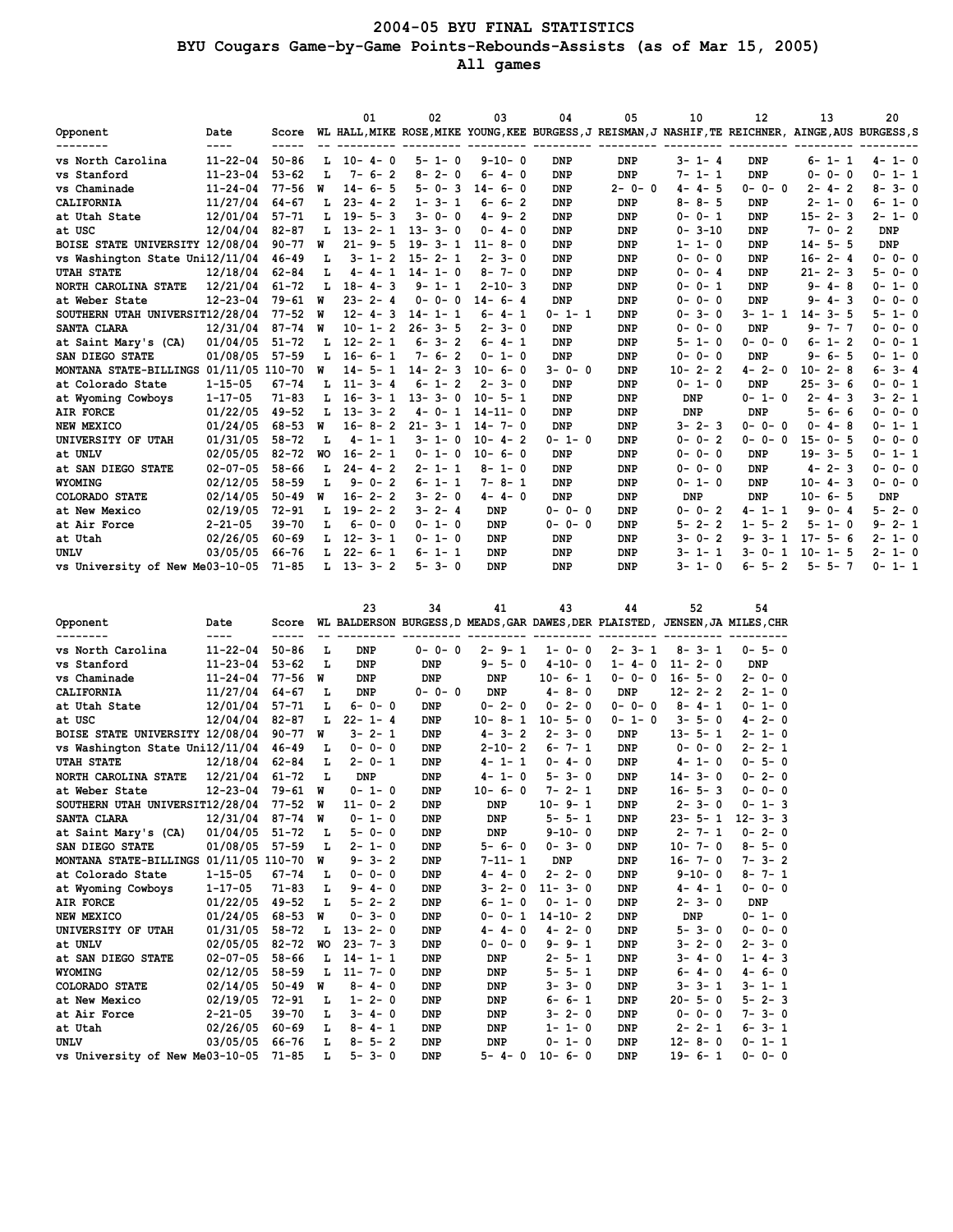# 2004-05 BYU FINAL STATISTICS

## BYU Cougars Game-by-Game Points-Rebounds-Assists (as of Mar 15, 2005)

### All games

| Opponent | Date | Score | WL | 01 HALL,MIKE | 02 ROSE,MIKE | 03 YOUNG,KEE | 04 BURGESS,J | 05 REISMAN,J | 10 NASHIF,TE | 12 REICHNER, | 13 AINGE,AUS | 20 BURGESS,S |
|---|---|---|---|---|---|---|---|---|---|---|---|---|
| vs North Carolina | 11-22-04 | 50-86 | L | 10- 4- 0 | 5- 1- 0 | 9-10- 0 | DNP | DNP | 3- 1- 4 | DNP | 6- 1- 1 | 4- 1- 0 |
| vs Stanford | 11-23-04 | 53-62 | L | 7- 6- 2 | 8- 2- 0 | 6- 4- 0 | DNP | DNP | 7- 1- 1 | DNP | 0- 0- 0 | 0- 1- 1 |
| vs Chaminade | 11-24-04 | 77-56 | W | 14- 6- 5 | 5- 0- 3 | 14- 6- 0 | DNP | 2- 0- 0 | 4- 4- 5 | 0- 0- 0 | 2- 4- 2 | 8- 3- 0 |
| CALIFORNIA | 11/27/04 | 64-67 | L | 23- 4- 2 | 1- 3- 1 | 6- 6- 2 | DNP | DNP | 8- 8- 5 | DNP | 2- 1- 0 | 6- 1- 0 |
| at Utah State | 12/01/04 | 57-71 | L | 19- 5- 3 | 3- 0- 0 | 4- 9- 2 | DNP | DNP | 0- 0- 1 | DNP | 15- 2- 3 | 2- 1- 0 |
| at USC | 12/04/04 | 82-87 | L | 13- 2- 1 | 13- 3- 0 | 0- 4- 0 | DNP | DNP | 0- 3-10 | DNP | 7- 0- 2 | DNP |
| BOISE STATE UNIVERSITY | 12/08/04 | 90-77 | W | 21- 9- 5 | 19- 3- 1 | 11- 8- 0 | DNP | DNP | 1- 1- 0 | DNP | 14- 5- 5 | DNP |
| vs Washington State Uni | 12/11/04 | 46-49 | L | 3- 1- 2 | 15- 2- 1 | 2- 3- 0 | DNP | DNP | 0- 0- 0 | DNP | 16- 2- 4 | 0- 0- 0 |
| UTAH STATE | 12/18/04 | 62-84 | L | 4- 4- 1 | 14- 1- 0 | 8- 7- 0 | DNP | DNP | 0- 0- 4 | DNP | 21- 2- 3 | 5- 0- 0 |
| NORTH CAROLINA STATE | 12/21/04 | 61-72 | L | 18- 4- 3 | 9- 1- 1 | 2-10- 3 | DNP | DNP | 0- 0- 1 | DNP | 9- 4- 8 | 0- 1- 0 |
| at Weber State | 12-23-04 | 79-61 | W | 23- 2- 4 | 0- 0- 0 | 14- 6- 4 | DNP | DNP | 0- 0- 0 | DNP | 9- 4- 3 | 0- 0- 0 |
| SOUTHERN UTAH UNIVERSIT | 12/28/04 | 77-52 | W | 12- 4- 3 | 14- 1- 1 | 6- 4- 1 | 0- 1- 1 | DNP | 0- 3- 0 | 3- 1- 1 | 14- 3- 5 | 5- 1- 0 |
| SANTA CLARA | 12/31/04 | 87-74 | W | 10- 1- 2 | 26- 3- 5 | 2- 3- 0 | DNP | DNP | 0- 0- 0 | DNP | 9- 7- 7 | 0- 0- 0 |
| at Saint Mary's (CA) | 01/04/05 | 51-72 | L | 12- 2- 1 | 6- 3- 2 | 6- 4- 1 | DNP | DNP | 5- 1- 0 | 0- 0- 0 | 6- 1- 2 | 0- 0- 1 |
| SAN DIEGO STATE | 01/08/05 | 57-59 | L | 16- 6- 1 | 7- 6- 2 | 0- 1- 0 | DNP | DNP | 0- 0- 0 | DNP | 9- 6- 5 | 0- 1- 0 |
| MONTANA STATE-BILLINGS | 01/11/05 | 110-70 | W | 14- 5- 1 | 14- 2- 3 | 10- 6- 0 | 3- 0- 0 | DNP | 10- 2- 2 | 4- 2- 0 | 10- 2- 8 | 6- 3- 4 |
| at Colorado State | 1-15-05 | 67-74 | L | 11- 3- 4 | 6- 1- 2 | 2- 3- 0 | DNP | DNP | 0- 1- 0 | DNP | 25- 3- 6 | 0- 0- 1 |
| at Wyoming Cowboys | 1-17-05 | 71-83 | L | 16- 3- 1 | 13- 3- 0 | 10- 5- 1 | DNP | DNP | DNP | 0- 1- 0 | 2- 4- 3 | 3- 2- 1 |
| AIR FORCE | 01/22/05 | 49-52 | L | 13- 3- 2 | 4- 0- 1 | 14-11- 0 | DNP | DNP | DNP | DNP | 5- 6- 6 | 0- 0- 0 |
| NEW MEXICO | 01/24/05 | 68-53 | W | 16- 8- 2 | 21- 3- 1 | 14- 7- 0 | DNP | DNP | 3- 2- 3 | 0- 0- 0 | 0- 4- 8 | 0- 1- 1 |
| UNIVERSITY OF UTAH | 01/31/05 | 58-72 | L | 4- 1- 1 | 3- 1- 0 | 10- 4- 2 | 0- 1- 0 | DNP | 0- 0- 2 | 0- 0- 0 | 15- 0- 5 | 0- 0- 0 |
| at UNLV | 02/05/05 | 82-72 | WO | 16- 2- 1 | 0- 1- 0 | 10- 6- 0 | DNP | DNP | 0- 0- 0 | DNP | 19- 3- 5 | 0- 1- 1 |
| at SAN DIEGO STATE | 02-07-05 | 58-66 | L | 24- 4- 2 | 2- 1- 1 | 8- 1- 0 | DNP | DNP | 0- 0- 0 | DNP | 4- 2- 3 | 0- 0- 0 |
| WYOMING | 02/12/05 | 58-59 | L | 9- 0- 2 | 6- 1- 1 | 7- 8- 1 | DNP | DNP | 0- 1- 0 | DNP | 10- 4- 3 | 0- 0- 0 |
| COLORADO STATE | 02/14/05 | 50-49 | W | 16- 2- 2 | 3- 2- 0 | 4- 4- 0 | DNP | DNP | DNP | DNP | 10- 6- 5 | DNP |
| at New Mexico | 02/19/05 | 72-91 | L | 19- 2- 2 | 3- 2- 4 | DNP | 0- 0- 0 | DNP | 0- 0- 2 | 4- 1- 1 | 9- 0- 4 | 5- 2- 0 |
| at Air Force | 2-21-05 | 39-70 | L | 6- 0- 0 | 0- 1- 0 | DNP | 0- 0- 0 | DNP | 5- 2- 2 | 1- 5- 2 | 5- 1- 0 | 9- 2- 1 |
| at Utah | 02/26/05 | 60-69 | L | 12- 3- 1 | 0- 1- 0 | DNP | DNP | DNP | 3- 0- 2 | 9- 3- 1 | 17- 5- 6 | 2- 1- 0 |
| UNLV | 03/05/05 | 66-76 | L | 22- 6- 1 | 6- 1- 1 | DNP | DNP | DNP | 3- 1- 1 | 3- 0- 1 | 10- 1- 5 | 2- 1- 0 |
| vs University of New Me | 03-10-05 | 71-85 | L | 13- 3- 2 | 5- 3- 0 | DNP | DNP | DNP | 3- 1- 0 | 6- 5- 2 | 5- 5- 7 | 0- 1- 1 |

| Opponent | Date | Score | WL | 23 BALDERSON | 34 BURGESS,D | 41 MEADS,GAR | 43 DAWES,DER | 44 PLAISTED, | 52 JENSEN,JA | 54 MILES,CHR |
|---|---|---|---|---|---|---|---|---|---|---|
| vs North Carolina | 11-22-04 | 50-86 | L | DNP | 0- 0- 0 | 2- 9- 1 | 1- 0- 0 | 2- 3- 1 | 8- 3- 1 | 0- 5- 0 |
| vs Stanford | 11-23-04 | 53-62 | L | DNP | DNP | 9- 5- 0 | 4-10- 0 | 1- 4- 0 | 11- 2- 0 | DNP |
| vs Chaminade | 11-24-04 | 77-56 | W | DNP | DNP | DNP | 10- 6- 1 | 0- 0- 0 | 16- 5- 0 | 2- 0- 0 |
| CALIFORNIA | 11/27/04 | 64-67 | L | DNP | 0- 0- 0 | DNP | 4- 8- 0 | DNP | 12- 2- 2 | 2- 1- 0 |
| at Utah State | 12/01/04 | 57-71 | L | 6- 0- 0 | DNP | 0- 2- 0 | 0- 2- 0 | 0- 0- 0 | 8- 4- 1 | 0- 1- 0 |
| at USC | 12/04/04 | 82-87 | L | 22- 1- 4 | DNP | 10- 8- 1 | 10- 5- 0 | 0- 1- 0 | 3- 5- 0 | 4- 2- 0 |
| BOISE STATE UNIVERSITY | 12/08/04 | 90-77 | W | 3- 2- 1 | DNP | 4- 3- 2 | 2- 3- 0 | DNP | 13- 5- 1 | 2- 1- 0 |
| vs Washington State Uni | 12/11/04 | 46-49 | L | 0- 0- 0 | DNP | 2-10- 2 | 6- 7- 1 | DNP | 0- 0- 0 | 2- 2- 1 |
| UTAH STATE | 12/18/04 | 62-84 | L | 2- 0- 1 | DNP | 4- 1- 1 | 0- 4- 0 | DNP | 4- 1- 0 | 0- 5- 0 |
| NORTH CAROLINA STATE | 12/21/04 | 61-72 | L | DNP | DNP | 4- 1- 0 | 5- 3- 0 | DNP | 14- 3- 0 | 0- 2- 0 |
| at Weber State | 12-23-04 | 79-61 | W | 0- 1- 0 | DNP | 10- 6- 0 | 7- 2- 1 | DNP | 16- 5- 3 | 0- 0- 0 |
| SOUTHERN UTAH UNIVERSIT | 12/28/04 | 77-52 | W | 11- 0- 2 | DNP | DNP | 10- 9- 1 | DNP | 2- 3- 0 | 0- 1- 3 |
| SANTA CLARA | 12/31/04 | 87-74 | W | 0- 1- 0 | DNP | DNP | 5- 5- 1 | DNP | 23- 5- 1 | 12- 3- 3 |
| at Saint Mary's (CA) | 01/04/05 | 51-72 | L | 5- 0- 0 | DNP | DNP | 9-10- 0 | DNP | 2- 7- 1 | 0- 2- 0 |
| SAN DIEGO STATE | 01/08/05 | 57-59 | L | 2- 1- 0 | DNP | 5- 6- 0 | 0- 3- 0 | DNP | 10- 7- 0 | 8- 5- 0 |
| MONTANA STATE-BILLINGS | 01/11/05 | 110-70 | W | 9- 3- 2 | DNP | 7-11- 1 | DNP | DNP | 16- 7- 0 | 7- 3- 2 |
| at Colorado State | 1-15-05 | 67-74 | L | 0- 0- 0 | DNP | 4- 4- 0 | 2- 2- 0 | DNP | 9-10- 0 | 8- 7- 1 |
| at Wyoming Cowboys | 1-17-05 | 71-83 | L | 9- 4- 0 | DNP | 3- 2- 0 | 11- 3- 0 | DNP | 4- 4- 1 | 0- 0- 0 |
| AIR FORCE | 01/22/05 | 49-52 | L | 5- 2- 2 | DNP | 6- 1- 0 | 0- 1- 0 | DNP | 2- 3- 0 | DNP |
| NEW MEXICO | 01/24/05 | 68-53 | W | 0- 3- 0 | DNP | 0- 0- 1 | 14-10- 2 | DNP | DNP | 0- 1- 0 |
| UNIVERSITY OF UTAH | 01/31/05 | 58-72 | L | 13- 2- 0 | DNP | 4- 4- 0 | 4- 2- 0 | DNP | 5- 3- 0 | 0- 0- 0 |
| at UNLV | 02/05/05 | 82-72 | WO | 23- 7- 3 | DNP | 0- 0- 0 | 9- 9- 1 | DNP | 3- 2- 0 | 2- 3- 0 |
| at SAN DIEGO STATE | 02-07-05 | 58-66 | L | 14- 1- 1 | DNP | DNP | 2- 5- 1 | DNP | 3- 4- 0 | 1- 4- 3 |
| WYOMING | 02/12/05 | 58-59 | L | 11- 7- 0 | DNP | DNP | 5- 5- 1 | DNP | 6- 4- 0 | 4- 6- 0 |
| COLORADO STATE | 02/14/05 | 50-49 | W | 8- 4- 0 | DNP | DNP | 3- 3- 0 | DNP | 3- 3- 1 | 3- 1- 1 |
| at New Mexico | 02/19/05 | 72-91 | L | 1- 2- 0 | DNP | DNP | 6- 6- 1 | DNP | 20- 5- 0 | 5- 2- 3 |
| at Air Force | 2-21-05 | 39-70 | L | 3- 4- 0 | DNP | DNP | 3- 2- 0 | DNP | 0- 0- 0 | 7- 3- 0 |
| at Utah | 02/26/05 | 60-69 | L | 8- 4- 1 | DNP | DNP | 1- 1- 0 | DNP | 2- 2- 1 | 6- 3- 1 |
| UNLV | 03/05/05 | 66-76 | L | 8- 5- 2 | DNP | DNP | 0- 1- 0 | DNP | 12- 8- 0 | 0- 1- 1 |
| vs University of New Me | 03-10-05 | 71-85 | L | 5- 3- 0 | DNP | 5- 4- 0 | 10- 6- 0 | DNP | 19- 6- 1 | 0- 0- 0 |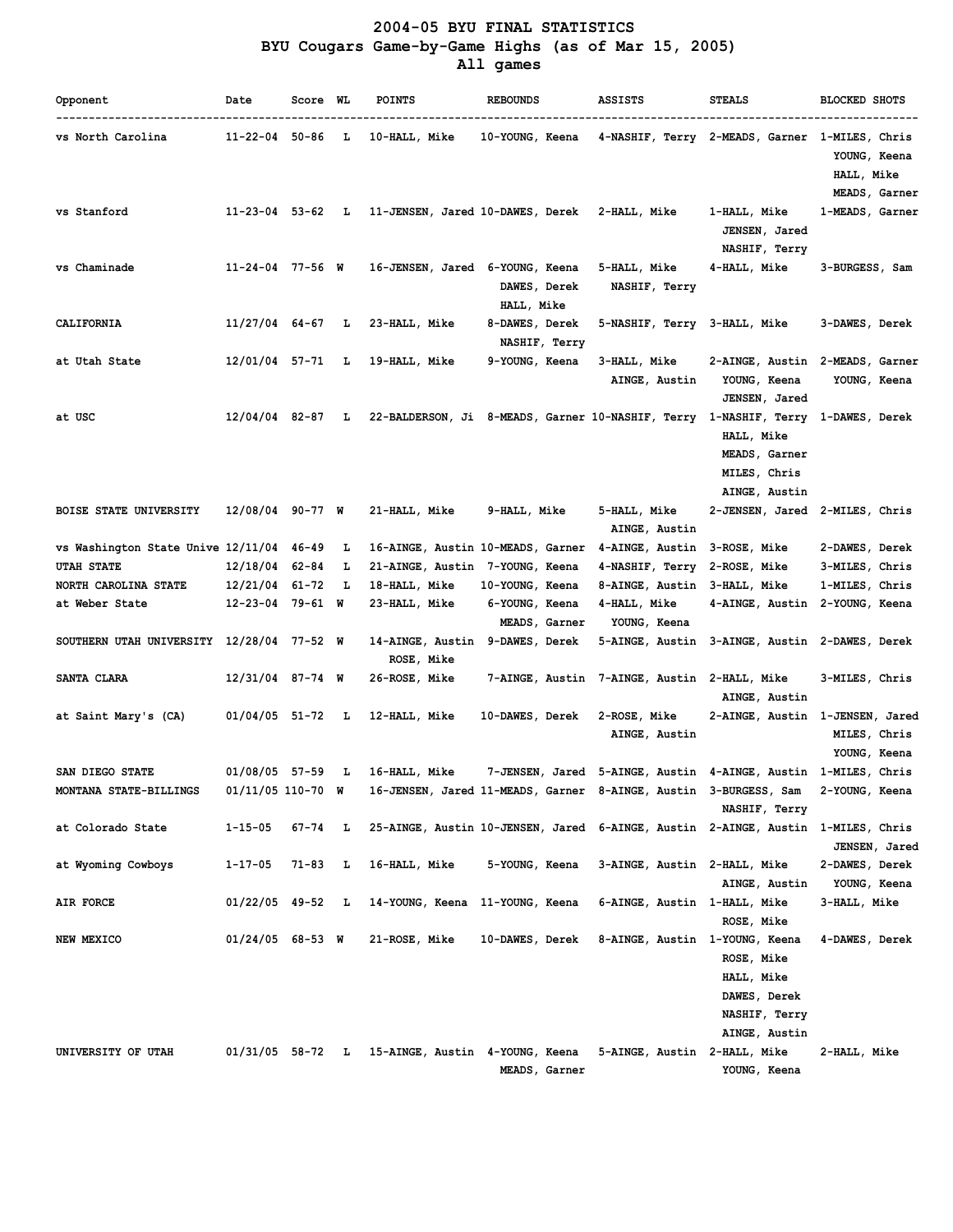# 2004-05 BYU FINAL STATISTICS
## BYU Cougars Game-by-Game Highs (as of Mar 15, 2005)
### All games

| Opponent | Date | Score | WL | POINTS | REBOUNDS | ASSISTS | STEALS | BLOCKED SHOTS |
|---|---|---|---|---|---|---|---|---|
| vs North Carolina | 11-22-04 | 50-86 | L | 10-HALL, Mike | 10-YOUNG, Keena | 4-NASHIF, Terry | 2-MEADS, Garner | 1-MILES, Chris<br>YOUNG, Keena<br>HALL, Mike<br>MEADS, Garner |
| vs Stanford | 11-23-04 | 53-62 | L | 11-JENSEN, Jared | 10-DAWES, Derek | 2-HALL, Mike | 1-HALL, Mike<br>JENSEN, Jared<br>NASHIF, Terry | 1-MEADS, Garner |
| vs Chaminade | 11-24-04 | 77-56 | W | 16-JENSEN, Jared | 6-YOUNG, Keena<br>DAWES, Derek<br>HALL, Mike | 5-HALL, Mike<br>NASHIF, Terry | 4-HALL, Mike | 3-BURGESS, Sam |
| CALIFORNIA | 11/27/04 | 64-67 | L | 23-HALL, Mike | 8-DAWES, Derek<br>NASHIF, Terry | 5-NASHIF, Terry | 3-HALL, Mike | 3-DAWES, Derek |
| at Utah State | 12/01/04 | 57-71 | L | 19-HALL, Mike | 9-YOUNG, Keena | 3-HALL, Mike<br>AINGE, Austin | 2-AINGE, Austin<br>YOUNG, Keena<br>JENSEN, Jared | 2-MEADS, Garner<br>YOUNG, Keena |
| at USC | 12/04/04 | 82-87 | L | 22-BALDERSON, Ji | 8-MEADS, Garner | 10-NASHIF, Terry | 1-NASHIF, Terry<br>HALL, Mike<br>MEADS, Garner<br>MILES, Chris<br>AINGE, Austin | 1-DAWES, Derek |
| BOISE STATE UNIVERSITY | 12/08/04 | 90-77 | W | 21-HALL, Mike | 9-HALL, Mike | 5-HALL, Mike<br>AINGE, Austin | 2-JENSEN, Jared | 2-MILES, Chris |
| vs Washington State Unive | 12/11/04 | 46-49 | L | 16-AINGE, Austin | 10-MEADS, Garner | 4-AINGE, Austin | 3-ROSE, Mike | 2-DAWES, Derek |
| UTAH STATE | 12/18/04 | 62-84 | L | 21-AINGE, Austin | 7-YOUNG, Keena | 4-NASHIF, Terry | 2-ROSE, Mike | 3-MILES, Chris |
| NORTH CAROLINA STATE | 12/21/04 | 61-72 | L | 18-HALL, Mike | 10-YOUNG, Keena | 8-AINGE, Austin | 3-HALL, Mike | 1-MILES, Chris |
| at Weber State | 12-23-04 | 79-61 | W | 23-HALL, Mike | 6-YOUNG, Keena<br>MEADS, Garner | 4-HALL, Mike<br>YOUNG, Keena | 4-AINGE, Austin | 2-YOUNG, Keena |
| SOUTHERN UTAH UNIVERSITY | 12/28/04 | 77-52 | W | 14-AINGE, Austin<br>ROSE, Mike | 9-DAWES, Derek | 5-AINGE, Austin | 3-AINGE, Austin | 2-DAWES, Derek |
| SANTA CLARA | 12/31/04 | 87-74 | W | 26-ROSE, Mike | 7-AINGE, Austin | 7-AINGE, Austin | 2-HALL, Mike<br>AINGE, Austin | 3-MILES, Chris |
| at Saint Mary's (CA) | 01/04/05 | 51-72 | L | 12-HALL, Mike | 10-DAWES, Derek | 2-ROSE, Mike<br>AINGE, Austin | 2-AINGE, Austin | 1-JENSEN, Jared<br>MILES, Chris<br>YOUNG, Keena |
| SAN DIEGO STATE | 01/08/05 | 57-59 | L | 16-HALL, Mike | 7-JENSEN, Jared | 5-AINGE, Austin | 4-AINGE, Austin | 1-MILES, Chris |
| MONTANA STATE-BILLINGS | 01/11/05 | 110-70 | W | 16-JENSEN, Jared | 11-MEADS, Garner | 8-AINGE, Austin | 3-BURGESS, Sam<br>NASHIF, Terry | 2-YOUNG, Keena |
| at Colorado State | 1-15-05 | 67-74 | L | 25-AINGE, Austin | 10-JENSEN, Jared | 6-AINGE, Austin | 2-AINGE, Austin | 1-MILES, Chris<br>JENSEN, Jared |
| at Wyoming Cowboys | 1-17-05 | 71-83 | L | 16-HALL, Mike | 5-YOUNG, Keena | 3-AINGE, Austin | 2-HALL, Mike<br>AINGE, Austin | 2-DAWES, Derek<br>YOUNG, Keena |
| AIR FORCE | 01/22/05 | 49-52 | L | 14-YOUNG, Keena | 11-YOUNG, Keena | 6-AINGE, Austin | 1-HALL, Mike<br>ROSE, Mike | 3-HALL, Mike |
| NEW MEXICO | 01/24/05 | 68-53 | W | 21-ROSE, Mike | 10-DAWES, Derek | 8-AINGE, Austin | 1-YOUNG, Keena<br>ROSE, Mike<br>HALL, Mike<br>DAWES, Derek<br>NASHIF, Terry<br>AINGE, Austin | 4-DAWES, Derek |
| UNIVERSITY OF UTAH | 01/31/05 | 58-72 | L | 15-AINGE, Austin | 4-YOUNG, Keena<br>MEADS, Garner | 5-AINGE, Austin | 2-HALL, Mike<br>YOUNG, Keena | 2-HALL, Mike |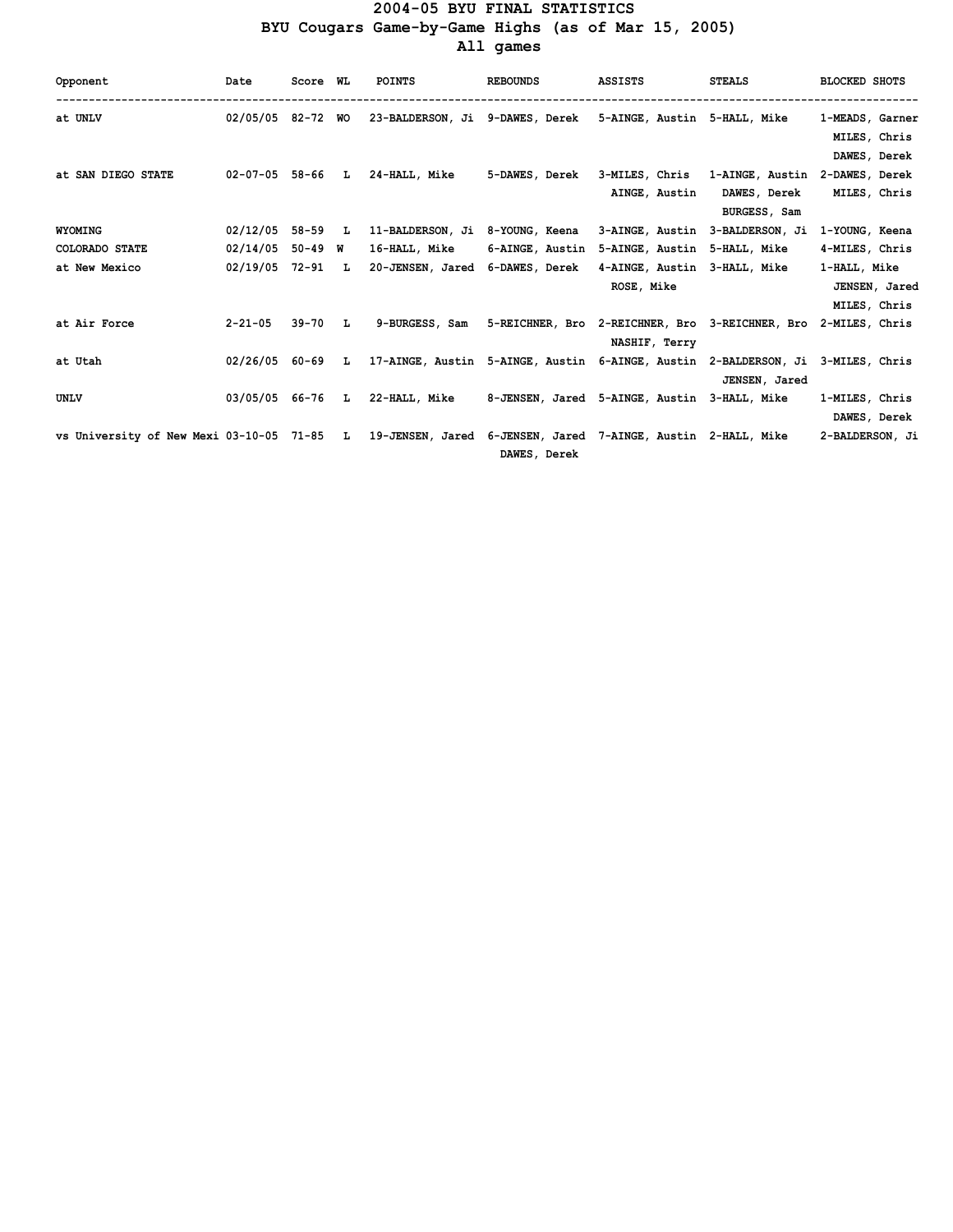# 2004-05 BYU FINAL STATISTICS

## BYU Cougars Game-by-Game Highs (as of Mar 15, 2005)

### All games

| Opponent | Date | Score | WL | POINTS | REBOUNDS | ASSISTS | STEALS | BLOCKED SHOTS |
|---|---|---|---|---|---|---|---|---|
| at UNLV | 02/05/05 | 82-72 | WO | 23-BALDERSON, Ji | 9-DAWES, Derek | 5-AINGE, Austin | 5-HALL, Mike | 1-MEADS, Garner MILES, Chris DAWES, Derek |
| at SAN DIEGO STATE | 02-07-05 | 58-66 | L | 24-HALL, Mike | 5-DAWES, Derek | 3-MILES, Chris AINGE, Austin | 1-AINGE, Austin DAWES, Derek BURGESS, Sam | 2-DAWES, Derek MILES, Chris |
| WYOMING | 02/12/05 | 58-59 | L | 11-BALDERSON, Ji | 8-YOUNG, Keena | 3-AINGE, Austin | 3-BALDERSON, Ji | 1-YOUNG, Keena |
| COLORADO STATE | 02/14/05 | 50-49 | W | 16-HALL, Mike | 6-AINGE, Austin | 5-AINGE, Austin | 5-HALL, Mike | 4-MILES, Chris |
| at New Mexico | 02/19/05 | 72-91 | L | 20-JENSEN, Jared | 6-DAWES, Derek | 4-AINGE, Austin ROSE, Mike | 3-HALL, Mike | 1-HALL, Mike JENSEN, Jared MILES, Chris |
| at Air Force | 2-21-05 | 39-70 | L | 9-BURGESS, Sam | 5-REICHNER, Bro | 2-REICHNER, Bro NASHIF, Terry | 3-REICHNER, Bro | 2-MILES, Chris |
| at Utah | 02/26/05 | 60-69 | L | 17-AINGE, Austin | 5-AINGE, Austin | 6-AINGE, Austin | 2-BALDERSON, Ji JENSEN, Jared | 3-MILES, Chris |
| UNLV | 03/05/05 | 66-76 | L | 22-HALL, Mike | 8-JENSEN, Jared | 5-AINGE, Austin | 3-HALL, Mike | 1-MILES, Chris DAWES, Derek |
| vs University of New Mexi | 03-10-05 | 71-85 | L | 19-JENSEN, Jared | 6-JENSEN, Jared DAWES, Derek | 7-AINGE, Austin | 2-HALL, Mike | 2-BALDERSON, Ji |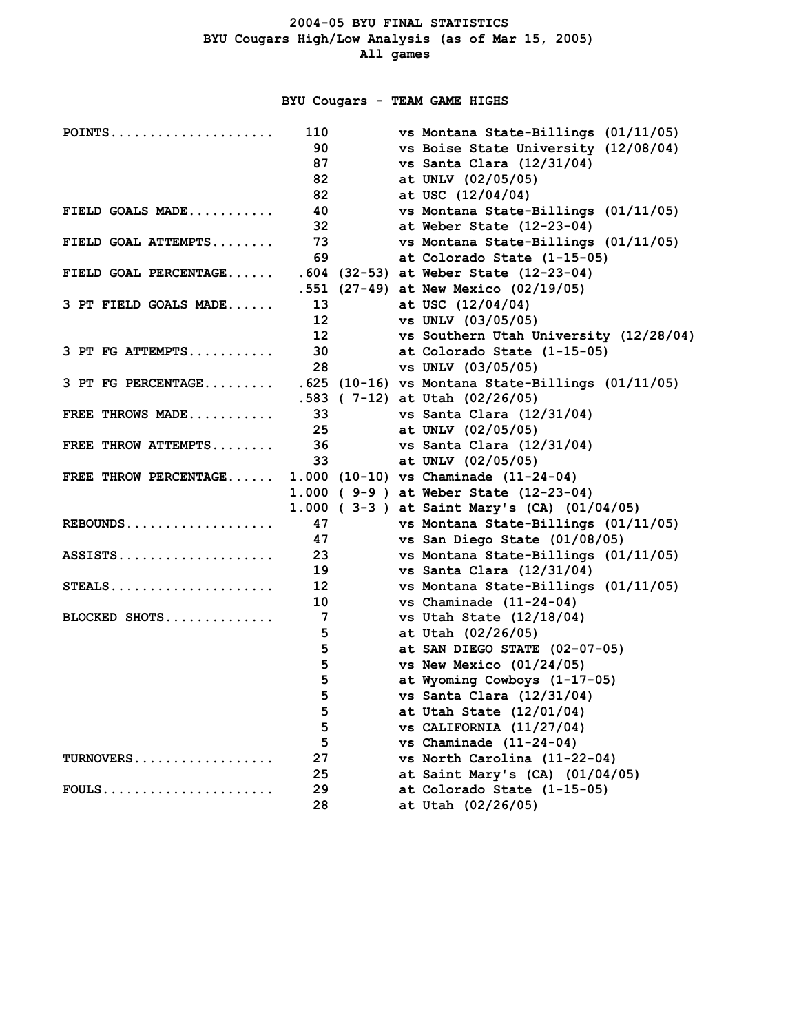# 2004-05 BYU FINAL STATISTICS

## BYU Cougars High/Low Analysis (as of Mar 15, 2005)

### All games

### BYU Cougars - TEAM GAME HIGHS

| Category | Value | Game |
|---|---|---|
| POINTS | 110 | vs Montana State-Billings (01/11/05) |
| | 90 | vs Boise State University (12/08/04) |
| | 87 | vs Santa Clara (12/31/04) |
| | 82 | at UNLV (02/05/05) |
| | 82 | at USC (12/04/04) |
| FIELD GOALS MADE | 40 | vs Montana State-Billings (01/11/05) |
| | 32 | at Weber State (12-23-04) |
| FIELD GOAL ATTEMPTS | 73 | vs Montana State-Billings (01/11/05) |
| | 69 | at Colorado State (1-15-05) |
| FIELD GOAL PERCENTAGE | .604 (32-53) | at Weber State (12-23-04) |
| | .551 (27-49) | at New Mexico (02/19/05) |
| 3 PT FIELD GOALS MADE | 13 | at USC (12/04/04) |
| | 12 | vs UNLV (03/05/05) |
| | 12 | vs Southern Utah University (12/28/04) |
| 3 PT FG ATTEMPTS | 30 | at Colorado State (1-15-05) |
| | 28 | vs UNLV (03/05/05) |
| 3 PT FG PERCENTAGE | .625 (10-16) | vs Montana State-Billings (01/11/05) |
| | .583 ( 7-12) | at Utah (02/26/05) |
| FREE THROWS MADE | 33 | vs Santa Clara (12/31/04) |
| | 25 | at UNLV (02/05/05) |
| FREE THROW ATTEMPTS | 36 | vs Santa Clara (12/31/04) |
| | 33 | at UNLV (02/05/05) |
| FREE THROW PERCENTAGE | 1.000 (10-10) | vs Chaminade (11-24-04) |
| | 1.000 ( 9-9 ) | at Weber State (12-23-04) |
| | 1.000 ( 3-3 ) | at Saint Mary's (CA) (01/04/05) |
| REBOUNDS | 47 | vs Montana State-Billings (01/11/05) |
| | 47 | vs San Diego State (01/08/05) |
| ASSISTS | 23 | vs Montana State-Billings (01/11/05) |
| | 19 | vs Santa Clara (12/31/04) |
| STEALS | 12 | vs Montana State-Billings (01/11/05) |
| | 10 | vs Chaminade (11-24-04) |
| BLOCKED SHOTS | 7 | vs Utah State (12/18/04) |
| | 5 | at Utah (02/26/05) |
| | 5 | at SAN DIEGO STATE (02-07-05) |
| | 5 | vs New Mexico (01/24/05) |
| | 5 | at Wyoming Cowboys (1-17-05) |
| | 5 | vs Santa Clara (12/31/04) |
| | 5 | at Utah State (12/01/04) |
| | 5 | vs CALIFORNIA (11/27/04) |
| | 5 | vs Chaminade (11-24-04) |
| TURNOVERS | 27 | vs North Carolina (11-22-04) |
| | 25 | at Saint Mary's (CA) (01/04/05) |
| FOULS | 29 | at Colorado State (1-15-05) |
| | 28 | at Utah (02/26/05) |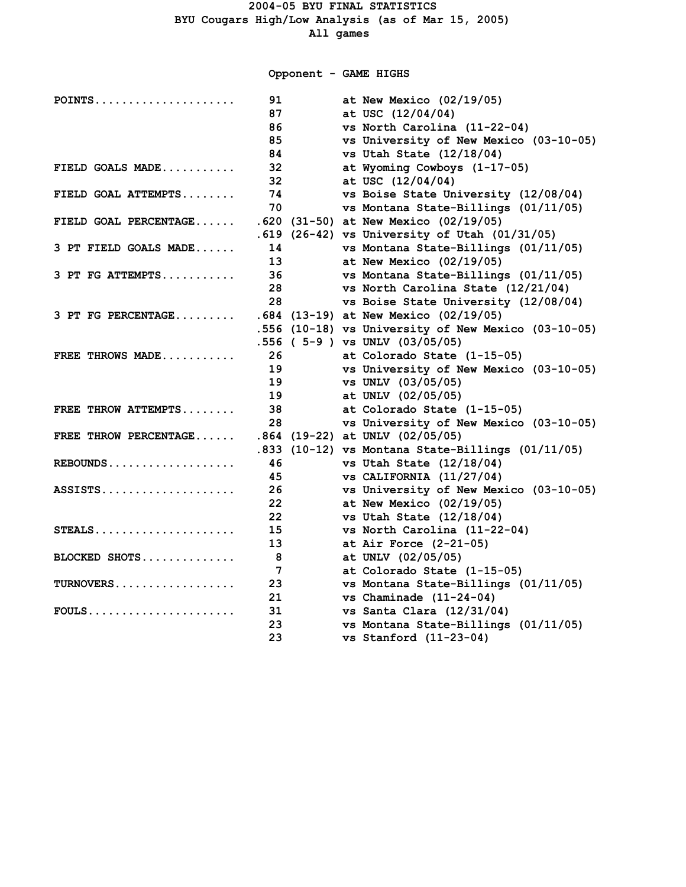# 2004-05 BYU FINAL STATISTICS

## BYU Cougars High/Low Analysis (as of Mar 15, 2005)

### All games

### Opponent - GAME HIGHS

| Category | Value | Game |
|---|---|---|
| POINTS | 91 | at New Mexico (02/19/05) |
| | 87 | at USC (12/04/04) |
| | 86 | vs North Carolina (11-22-04) |
| | 85 | vs University of New Mexico (03-10-05) |
| | 84 | vs Utah State (12/18/04) |
| FIELD GOALS MADE | 32 | at Wyoming Cowboys (1-17-05) |
| | 32 | at USC (12/04/04) |
| FIELD GOAL ATTEMPTS | 74 | vs Boise State University (12/08/04) |
| | 70 | vs Montana State-Billings (01/11/05) |
| FIELD GOAL PERCENTAGE | .620 (31-50) | at New Mexico (02/19/05) |
| | .619 (26-42) | vs University of Utah (01/31/05) |
| 3 PT FIELD GOALS MADE | 14 | vs Montana State-Billings (01/11/05) |
| | 13 | at New Mexico (02/19/05) |
| 3 PT FG ATTEMPTS | 36 | vs Montana State-Billings (01/11/05) |
| | 28 | vs North Carolina State (12/21/04) |
| | 28 | vs Boise State University (12/08/04) |
| 3 PT FG PERCENTAGE | .684 (13-19) | at New Mexico (02/19/05) |
| | .556 (10-18) | vs University of New Mexico (03-10-05) |
| | .556 ( 5-9 ) | vs UNLV (03/05/05) |
| FREE THROWS MADE | 26 | at Colorado State (1-15-05) |
| | 19 | vs University of New Mexico (03-10-05) |
| | 19 | vs UNLV (03/05/05) |
| | 19 | at UNLV (02/05/05) |
| FREE THROW ATTEMPTS | 38 | at Colorado State (1-15-05) |
| | 28 | vs University of New Mexico (03-10-05) |
| FREE THROW PERCENTAGE | .864 (19-22) | at UNLV (02/05/05) |
| | .833 (10-12) | vs Montana State-Billings (01/11/05) |
| REBOUNDS | 46 | vs Utah State (12/18/04) |
| | 45 | vs CALIFORNIA (11/27/04) |
| ASSISTS | 26 | vs University of New Mexico (03-10-05) |
| | 22 | at New Mexico (02/19/05) |
| | 22 | vs Utah State (12/18/04) |
| STEALS | 15 | vs North Carolina (11-22-04) |
| | 13 | at Air Force (2-21-05) |
| BLOCKED SHOTS | 8 | at UNLV (02/05/05) |
| | 7 | at Colorado State (1-15-05) |
| TURNOVERS | 23 | vs Montana State-Billings (01/11/05) |
| | 21 | vs Chaminade (11-24-04) |
| FOULS | 31 | vs Santa Clara (12/31/04) |
| | 23 | vs Montana State-Billings (01/11/05) |
| | 23 | vs Stanford (11-23-04) |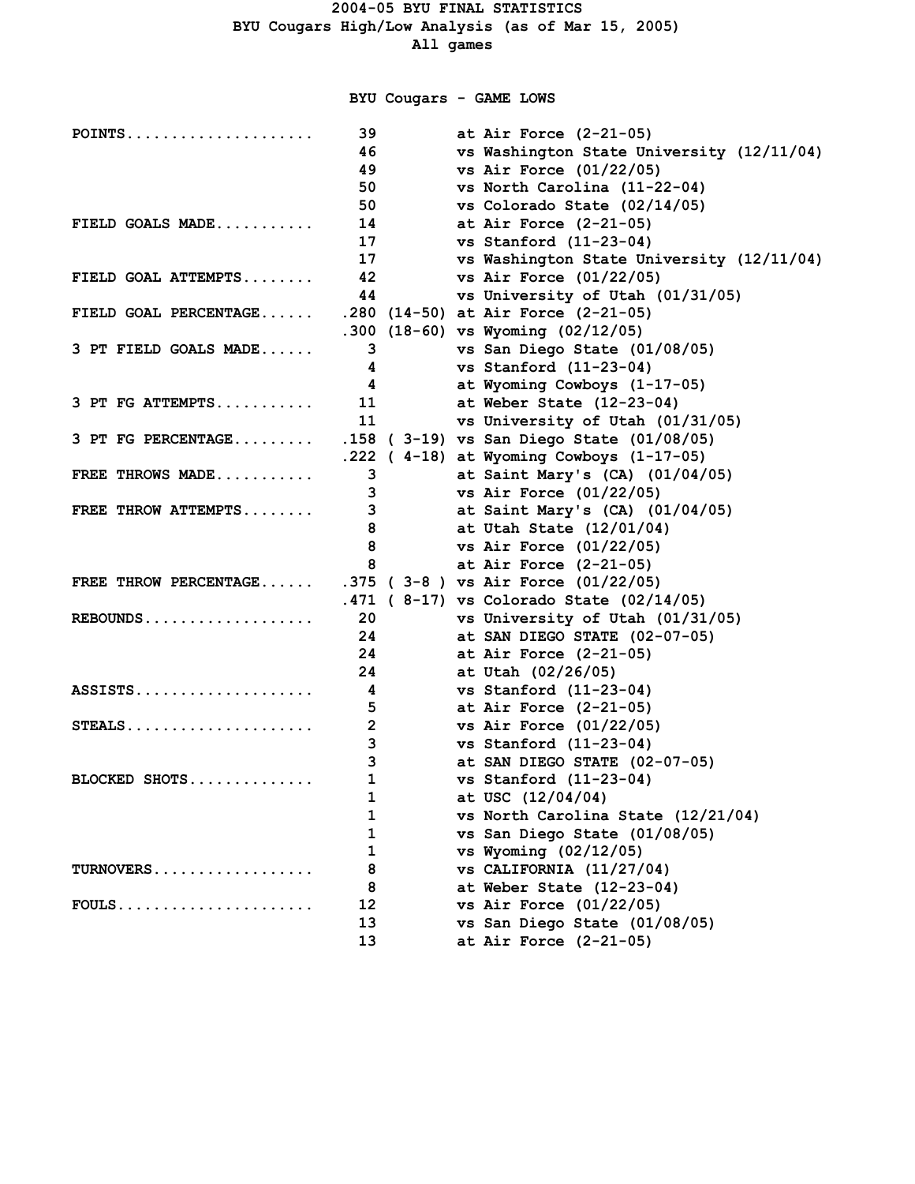# 2004-05 BYU FINAL STATISTICS

## BYU Cougars High/Low Analysis (as of Mar 15, 2005)

### All games

### BYU Cougars - GAME LOWS

| Category | Value | Game |
|---|---|---|
| POINTS | 39 | at Air Force (2-21-05) |
| | 46 | vs Washington State University (12/11/04) |
| | 49 | vs Air Force (01/22/05) |
| | 50 | vs North Carolina (11-22-04) |
| | 50 | vs Colorado State (02/14/05) |
| FIELD GOALS MADE | 14 | at Air Force (2-21-05) |
| | 17 | vs Stanford (11-23-04) |
| | 17 | vs Washington State University (12/11/04) |
| FIELD GOAL ATTEMPTS | 42 | vs Air Force (01/22/05) |
| | 44 | vs University of Utah (01/31/05) |
| FIELD GOAL PERCENTAGE | .280 (14-50) | at Air Force (2-21-05) |
| | .300 (18-60) | vs Wyoming (02/12/05) |
| 3 PT FIELD GOALS MADE | 3 | vs San Diego State (01/08/05) |
| | 4 | vs Stanford (11-23-04) |
| | 4 | at Wyoming Cowboys (1-17-05) |
| 3 PT FG ATTEMPTS | 11 | at Weber State (12-23-04) |
| | 11 | vs University of Utah (01/31/05) |
| 3 PT FG PERCENTAGE | .158 ( 3-19) | vs San Diego State (01/08/05) |
| | .222 ( 4-18) | at Wyoming Cowboys (1-17-05) |
| FREE THROWS MADE | 3 | at Saint Mary's (CA) (01/04/05) |
| | 3 | vs Air Force (01/22/05) |
| FREE THROW ATTEMPTS | 3 | at Saint Mary's (CA) (01/04/05) |
| | 8 | at Utah State (12/01/04) |
| | 8 | vs Air Force (01/22/05) |
| | 8 | at Air Force (2-21-05) |
| FREE THROW PERCENTAGE | .375 ( 3-8 ) | vs Air Force (01/22/05) |
| | .471 ( 8-17) | vs Colorado State (02/14/05) |
| REBOUNDS | 20 | vs University of Utah (01/31/05) |
| | 24 | at SAN DIEGO STATE (02-07-05) |
| | 24 | at Air Force (2-21-05) |
| | 24 | at Utah (02/26/05) |
| ASSISTS | 4 | vs Stanford (11-23-04) |
| | 5 | at Air Force (2-21-05) |
| STEALS | 2 | vs Air Force (01/22/05) |
| | 3 | vs Stanford (11-23-04) |
| | 3 | at SAN DIEGO STATE (02-07-05) |
| BLOCKED SHOTS | 1 | vs Stanford (11-23-04) |
| | 1 | at USC (12/04/04) |
| | 1 | vs North Carolina State (12/21/04) |
| | 1 | vs San Diego State (01/08/05) |
| | 1 | vs Wyoming (02/12/05) |
| TURNOVERS | 8 | vs CALIFORNIA (11/27/04) |
| | 8 | at Weber State (12-23-04) |
| FOULS | 12 | vs Air Force (01/22/05) |
| | 13 | vs San Diego State (01/08/05) |
| | 13 | at Air Force (2-21-05) |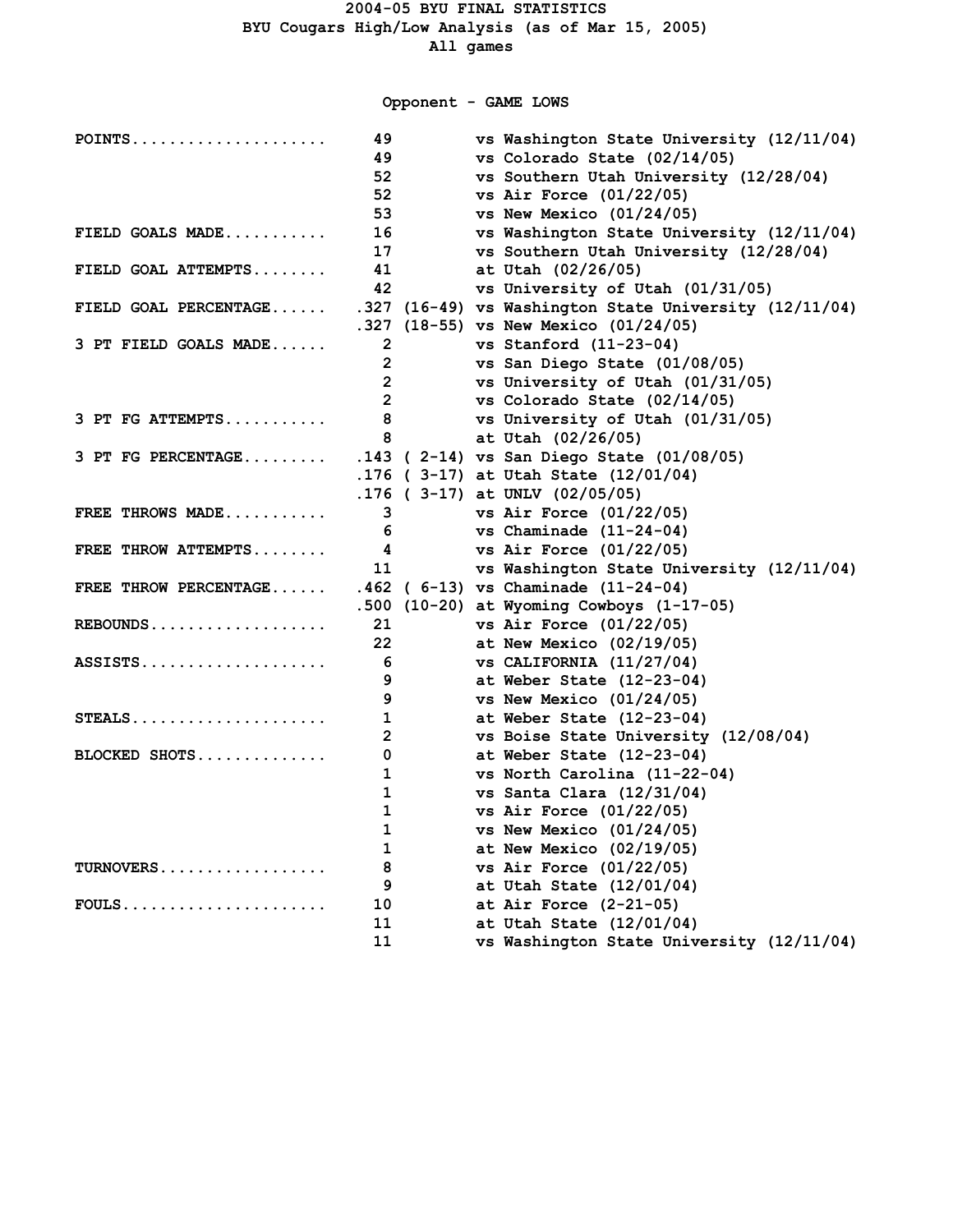# 2004-05 BYU FINAL STATISTICS

## BYU Cougars High/Low Analysis (as of Mar 15, 2005)

### All games

### Opponent - GAME LOWS

| Category | Value | | Game |
|---|---|---|---|
| POINTS | 49 | | vs Washington State University (12/11/04) |
| | 49 | | vs Colorado State (02/14/05) |
| | 52 | | vs Southern Utah University (12/28/04) |
| | 52 | | vs Air Force (01/22/05) |
| | 53 | | vs New Mexico (01/24/05) |
| FIELD GOALS MADE | 16 | | vs Washington State University (12/11/04) |
| | 17 | | vs Southern Utah University (12/28/04) |
| FIELD GOAL ATTEMPTS | 41 | | at Utah (02/26/05) |
| | 42 | | vs University of Utah (01/31/05) |
| FIELD GOAL PERCENTAGE | .327 | (16-49) | vs Washington State University (12/11/04) |
| | .327 | (18-55) | vs New Mexico (01/24/05) |
| 3 PT FIELD GOALS MADE | 2 | | vs Stanford (11-23-04) |
| | 2 | | vs San Diego State (01/08/05) |
| | 2 | | vs University of Utah (01/31/05) |
| | 2 | | vs Colorado State (02/14/05) |
| 3 PT FG ATTEMPTS | 8 | | vs University of Utah (01/31/05) |
| | 8 | | at Utah (02/26/05) |
| 3 PT FG PERCENTAGE | .143 | ( 2-14) | vs San Diego State (01/08/05) |
| | .176 | ( 3-17) | at Utah State (12/01/04) |
| | .176 | ( 3-17) | at UNLV (02/05/05) |
| FREE THROWS MADE | 3 | | vs Air Force (01/22/05) |
| | 6 | | vs Chaminade (11-24-04) |
| FREE THROW ATTEMPTS | 4 | | vs Air Force (01/22/05) |
| | 11 | | vs Washington State University (12/11/04) |
| FREE THROW PERCENTAGE | .462 | ( 6-13) | vs Chaminade (11-24-04) |
| | .500 | (10-20) | at Wyoming Cowboys (1-17-05) |
| REBOUNDS | 21 | | vs Air Force (01/22/05) |
| | 22 | | at New Mexico (02/19/05) |
| ASSISTS | 6 | | vs CALIFORNIA (11/27/04) |
| | 9 | | at Weber State (12-23-04) |
| | 9 | | vs New Mexico (01/24/05) |
| STEALS | 1 | | at Weber State (12-23-04) |
| | 2 | | vs Boise State University (12/08/04) |
| BLOCKED SHOTS | 0 | | at Weber State (12-23-04) |
| | 1 | | vs North Carolina (11-22-04) |
| | 1 | | vs Santa Clara (12/31/04) |
| | 1 | | vs Air Force (01/22/05) |
| | 1 | | vs New Mexico (01/24/05) |
| | 1 | | at New Mexico (02/19/05) |
| TURNOVERS | 8 | | vs Air Force (01/22/05) |
| | 9 | | at Utah State (12/01/04) |
| FOULS | 10 | | at Air Force (2-21-05) |
| | 11 | | at Utah State (12/01/04) |
| | 11 | | vs Washington State University (12/11/04) |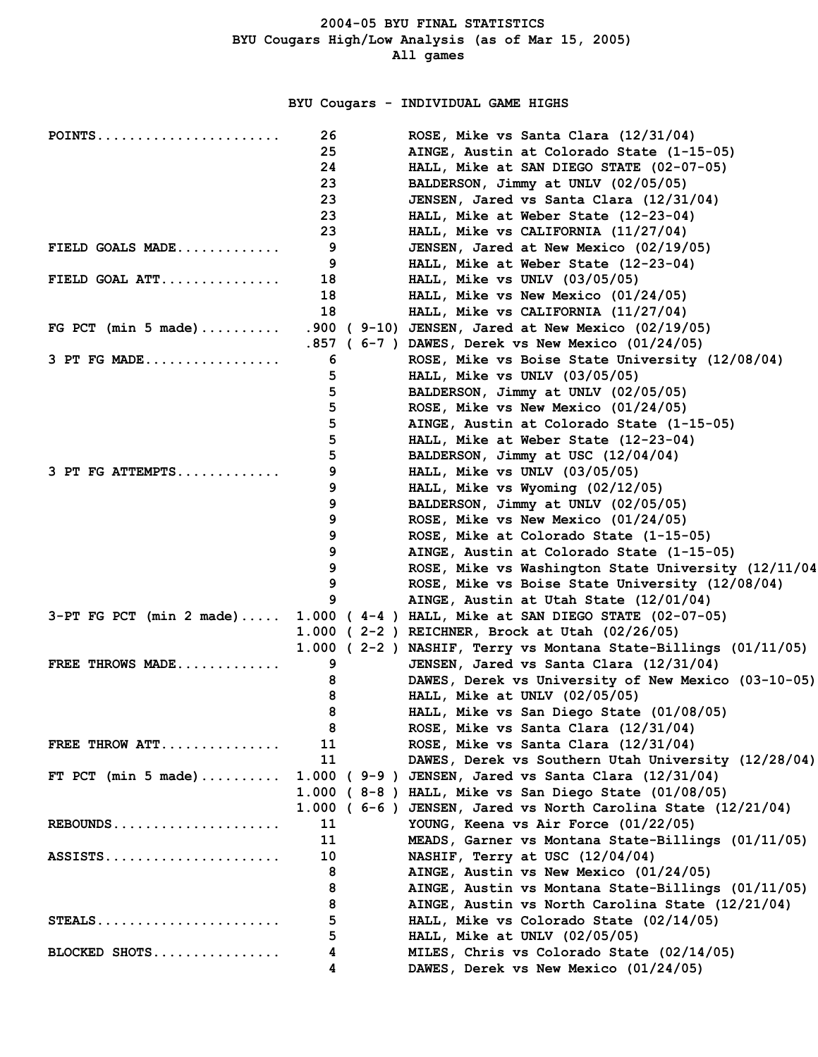# 2004-05 BYU FINAL STATISTICS

## BYU Cougars High/Low Analysis (as of Mar 15, 2005)

All games

### BYU Cougars - INDIVIDUAL GAME HIGHS

| Category | Value | | Player / Game |
|---|---|---|---|
| POINTS | 26 | | ROSE, Mike vs Santa Clara (12/31/04) |
| | 25 | | AINGE, Austin at Colorado State (1-15-05) |
| | 24 | | HALL, Mike at SAN DIEGO STATE (02-07-05) |
| | 23 | | BALDERSON, Jimmy at UNLV (02/05/05) |
| | 23 | | JENSEN, Jared vs Santa Clara (12/31/04) |
| | 23 | | HALL, Mike at Weber State (12-23-04) |
| | 23 | | HALL, Mike vs CALIFORNIA (11/27/04) |
| FIELD GOALS MADE | 9 | | JENSEN, Jared at New Mexico (02/19/05) |
| | 9 | | HALL, Mike at Weber State (12-23-04) |
| FIELD GOAL ATT | 18 | | HALL, Mike vs UNLV (03/05/05) |
| | 18 | | HALL, Mike vs New Mexico (01/24/05) |
| | 18 | | HALL, Mike vs CALIFORNIA (11/27/04) |
| FG PCT (min 5 made) | .900 | ( 9-10) | JENSEN, Jared at New Mexico (02/19/05) |
| | .857 | ( 6-7 ) | DAWES, Derek vs New Mexico (01/24/05) |
| 3 PT FG MADE | 6 | | ROSE, Mike vs Boise State University (12/08/04) |
| | 5 | | HALL, Mike vs UNLV (03/05/05) |
| | 5 | | BALDERSON, Jimmy at UNLV (02/05/05) |
| | 5 | | ROSE, Mike vs New Mexico (01/24/05) |
| | 5 | | AINGE, Austin at Colorado State (1-15-05) |
| | 5 | | HALL, Mike at Weber State (12-23-04) |
| | 5 | | BALDERSON, Jimmy at USC (12/04/04) |
| 3 PT FG ATTEMPTS | 9 | | HALL, Mike vs UNLV (03/05/05) |
| | 9 | | HALL, Mike vs Wyoming (02/12/05) |
| | 9 | | BALDERSON, Jimmy at UNLV (02/05/05) |
| | 9 | | ROSE, Mike vs New Mexico (01/24/05) |
| | 9 | | ROSE, Mike at Colorado State (1-15-05) |
| | 9 | | AINGE, Austin at Colorado State (1-15-05) |
| | 9 | | ROSE, Mike vs Washington State University (12/11/04 |
| | 9 | | ROSE, Mike vs Boise State University (12/08/04) |
| | 9 | | AINGE, Austin at Utah State (12/01/04) |
| 3-PT FG PCT (min 2 made) | 1.000 | ( 4-4 ) | HALL, Mike at SAN DIEGO STATE (02-07-05) |
| | 1.000 | ( 2-2 ) | REICHNER, Brock at Utah (02/26/05) |
| | 1.000 | ( 2-2 ) | NASHIF, Terry vs Montana State-Billings (01/11/05) |
| FREE THROWS MADE | 9 | | JENSEN, Jared vs Santa Clara (12/31/04) |
| | 8 | | DAWES, Derek vs University of New Mexico (03-10-05) |
| | 8 | | HALL, Mike at UNLV (02/05/05) |
| | 8 | | HALL, Mike vs San Diego State (01/08/05) |
| | 8 | | ROSE, Mike vs Santa Clara (12/31/04) |
| FREE THROW ATT | 11 | | ROSE, Mike vs Santa Clara (12/31/04) |
| | 11 | | DAWES, Derek vs Southern Utah University (12/28/04) |
| FT PCT (min 5 made) | 1.000 | ( 9-9 ) | JENSEN, Jared vs Santa Clara (12/31/04) |
| | 1.000 | ( 8-8 ) | HALL, Mike vs San Diego State (01/08/05) |
| | 1.000 | ( 6-6 ) | JENSEN, Jared vs North Carolina State (12/21/04) |
| REBOUNDS | 11 | | YOUNG, Keena vs Air Force (01/22/05) |
| | 11 | | MEADS, Garner vs Montana State-Billings (01/11/05) |
| ASSISTS | 10 | | NASHIF, Terry at USC (12/04/04) |
| | 8 | | AINGE, Austin vs New Mexico (01/24/05) |
| | 8 | | AINGE, Austin vs Montana State-Billings (01/11/05) |
| | 8 | | AINGE, Austin vs North Carolina State (12/21/04) |
| STEALS | 5 | | HALL, Mike vs Colorado State (02/14/05) |
| | 5 | | HALL, Mike at UNLV (02/05/05) |
| BLOCKED SHOTS | 4 | | MILES, Chris vs Colorado State (02/14/05) |
| | 4 | | DAWES, Derek vs New Mexico (01/24/05) |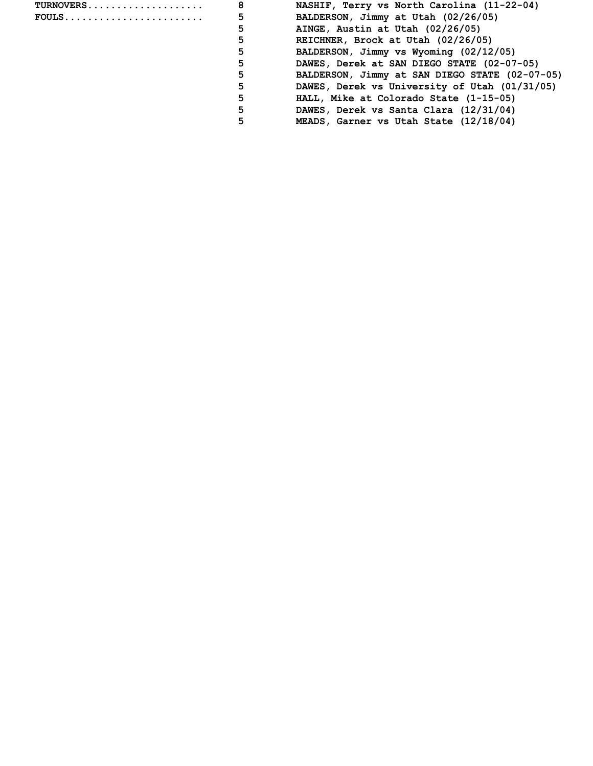| | | |
|---|---|---|
| **TURNOVERS....................** | **8** | **NASHIF, Terry vs North Carolina (11-22-04)** |
| **FOULS........................** | **5** | **BALDERSON, Jimmy at Utah (02/26/05)** |
| | **5** | **AINGE, Austin at Utah (02/26/05)** |
| | **5** | **REICHNER, Brock at Utah (02/26/05)** |
| | **5** | **BALDERSON, Jimmy vs Wyoming (02/12/05)** |
| | **5** | **DAWES, Derek at SAN DIEGO STATE (02-07-05)** |
| | **5** | **BALDERSON, Jimmy at SAN DIEGO STATE (02-07-05)** |
| | **5** | **DAWES, Derek vs University of Utah (01/31/05)** |
| | **5** | **HALL, Mike at Colorado State (1-15-05)** |
| | **5** | **DAWES, Derek vs Santa Clara (12/31/04)** |
| | **5** | **MEADS, Garner vs Utah State (12/18/04)** |